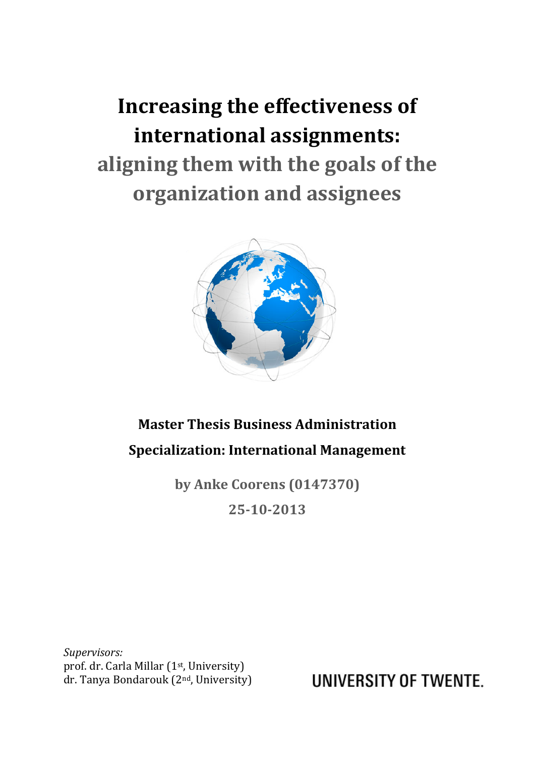# Increasing the effectiveness of international assignments:

## aligning them with the goals of the organization and assignees

**Master Thesis Business Administration**

**Specialization: International Management**

**by Anke Coorens (0147370)**

**25-10-2013**

*Supervisors:*
prof. dr. Carla Millar (1st, University)
dr. Tanya Bondarouk (2nd, University)

UNIVERSITY OF TWENTE.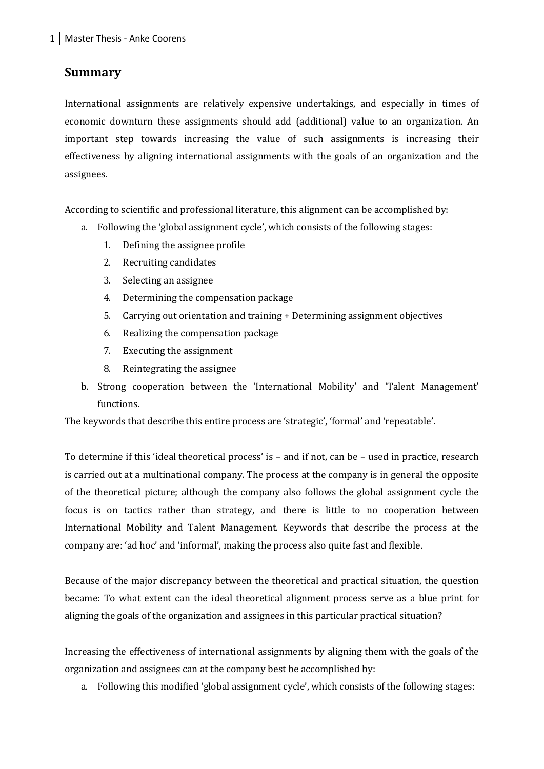## Summary

International assignments are relatively expensive undertakings, and especially in times of economic downturn these assignments should add (additional) value to an organization. An important step towards increasing the value of such assignments is increasing their effectiveness by aligning international assignments with the goals of an organization and the assignees.

According to scientific and professional literature, this alignment can be accomplished by:

a. Following the 'global assignment cycle', which consists of the following stages:
   1. Defining the assignee profile
   2. Recruiting candidates
   3. Selecting an assignee
   4. Determining the compensation package
   5. Carrying out orientation and training + Determining assignment objectives
   6. Realizing the compensation package
   7. Executing the assignment
   8. Reintegrating the assignee
b. Strong cooperation between the 'International Mobility' and 'Talent Management' functions.

The keywords that describe this entire process are 'strategic', 'formal' and 'repeatable'.

To determine if this 'ideal theoretical process' is – and if not, can be – used in practice, research is carried out at a multinational company. The process at the company is in general the opposite of the theoretical picture; although the company also follows the global assignment cycle the focus is on tactics rather than strategy, and there is little to no cooperation between International Mobility and Talent Management. Keywords that describe the process at the company are: 'ad hoc' and 'informal', making the process also quite fast and flexible.

Because of the major discrepancy between the theoretical and practical situation, the question became: To what extent can the ideal theoretical alignment process serve as a blue print for aligning the goals of the organization and assignees in this particular practical situation?

Increasing the effectiveness of international assignments by aligning them with the goals of the organization and assignees can at the company best be accomplished by:

a. Following this modified 'global assignment cycle', which consists of the following stages: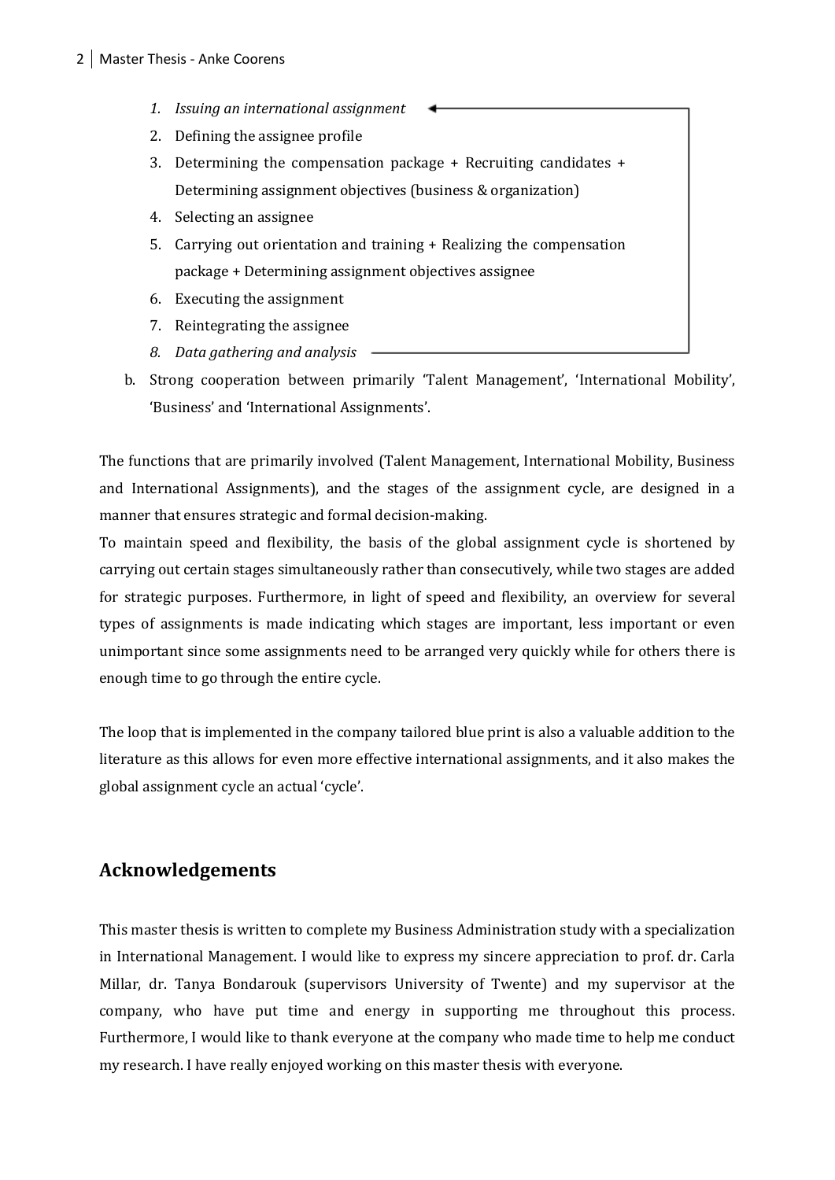1. *Issuing an international assignment*
2. Defining the assignee profile
3. Determining the compensation package + Recruiting candidates + Determining assignment objectives (business & organization)
4. Selecting an assignee
5. Carrying out orientation and training + Realizing the compensation package + Determining assignment objectives assignee
6. Executing the assignment
7. Reintegrating the assignee
8. *Data gathering and analysis*

b. Strong cooperation between primarily 'Talent Management', 'International Mobility', 'Business' and 'International Assignments'.

The functions that are primarily involved (Talent Management, International Mobility, Business and International Assignments), and the stages of the assignment cycle, are designed in a manner that ensures strategic and formal decision-making.

To maintain speed and flexibility, the basis of the global assignment cycle is shortened by carrying out certain stages simultaneously rather than consecutively, while two stages are added for strategic purposes. Furthermore, in light of speed and flexibility, an overview for several types of assignments is made indicating which stages are important, less important or even unimportant since some assignments need to be arranged very quickly while for others there is enough time to go through the entire cycle.

The loop that is implemented in the company tailored blue print is also a valuable addition to the literature as this allows for even more effective international assignments, and it also makes the global assignment cycle an actual 'cycle'.

## Acknowledgements

This master thesis is written to complete my Business Administration study with a specialization in International Management. I would like to express my sincere appreciation to prof. dr. Carla Millar, dr. Tanya Bondarouk (supervisors University of Twente) and my supervisor at the company, who have put time and energy in supporting me throughout this process. Furthermore, I would like to thank everyone at the company who made time to help me conduct my research. I have really enjoyed working on this master thesis with everyone.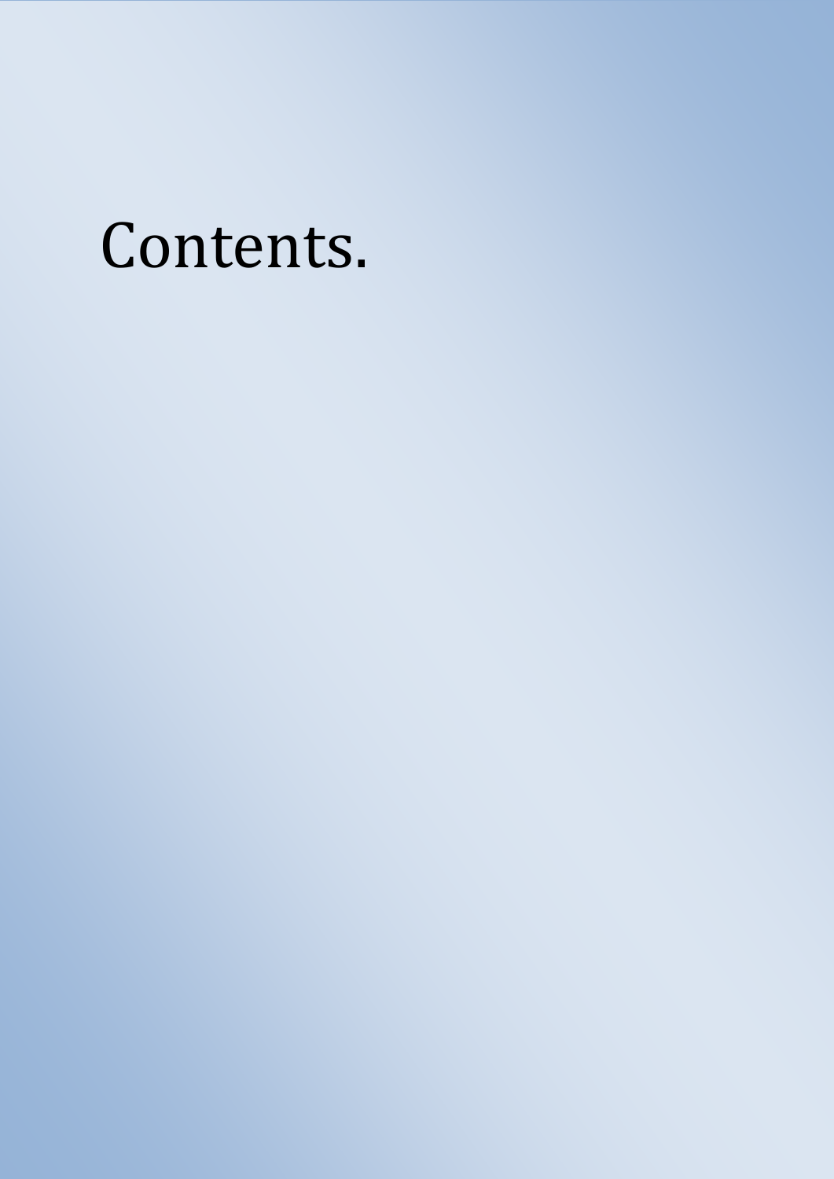# Contents.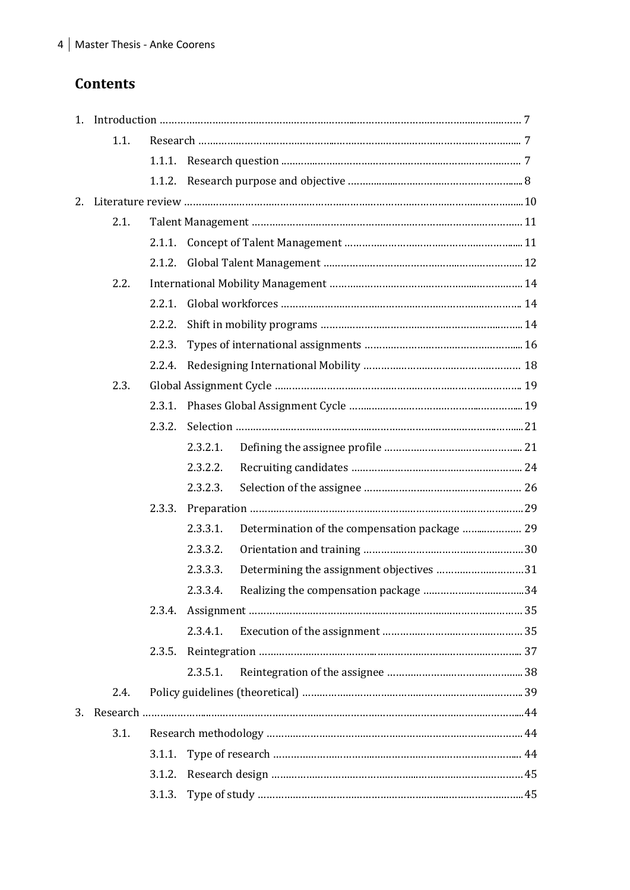## Contents

1. Introduction ... 7
    - 1.1. Research ... 7
        - 1.1.1. Research question ... 7
        - 1.1.2. Research purpose and objective ... 8
2. Literature review ... 10
    - 2.1. Talent Management ... 11
        - 2.1.1. Concept of Talent Management ... 11
        - 2.1.2. Global Talent Management ... 12
    - 2.2. International Mobility Management ... 14
        - 2.2.1. Global workforces ... 14
        - 2.2.2. Shift in mobility programs ... 14
        - 2.2.3. Types of international assignments ... 16
        - 2.2.4. Redesigning International Mobility ... 18
    - 2.3. Global Assignment Cycle ... 19
        - 2.3.1. Phases Global Assignment Cycle ... 19
        - 2.3.2. Selection ... 21
            - 2.3.2.1. Defining the assignee profile ... 21
            - 2.3.2.2. Recruiting candidates ... 24
            - 2.3.2.3. Selection of the assignee ... 26
        - 2.3.3. Preparation ... 29
            - 2.3.3.1. Determination of the compensation package ... 29
            - 2.3.3.2. Orientation and training ... 30
            - 2.3.3.3. Determining the assignment objectives ... 31
            - 2.3.3.4. Realizing the compensation package ... 34
        - 2.3.4. Assignment ... 35
            - 2.3.4.1. Execution of the assignment ... 35
        - 2.3.5. Reintegration ... 37
            - 2.3.5.1. Reintegration of the assignee ... 38
    - 2.4. Policy guidelines (theoretical) ... 39
3. Research ... 44
    - 3.1. Research methodology ... 44
        - 3.1.1. Type of research ... 44
        - 3.1.2. Research design ... 45
        - 3.1.3. Type of study ... 45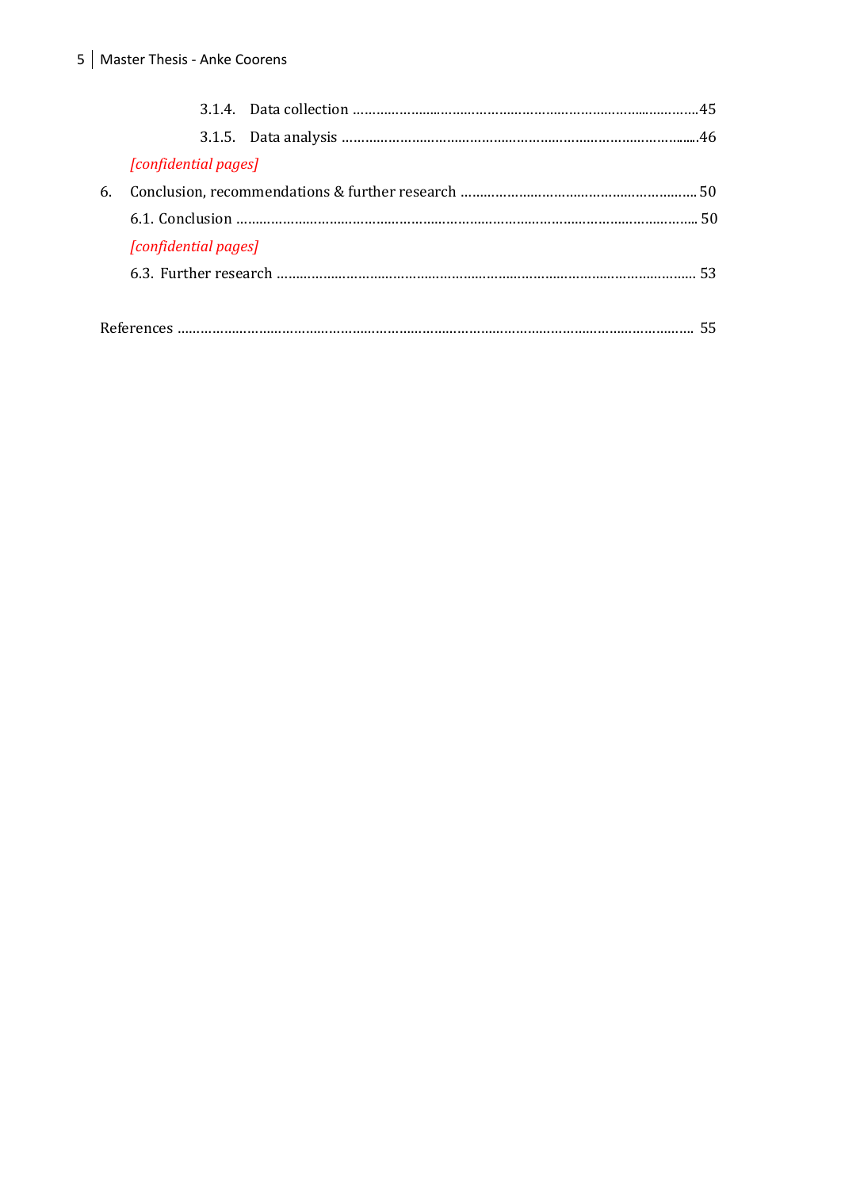3.1.4. Data collection ........................................................................................45

3.1.5. Data analysis ..............................................................................................46

*[confidential pages]*

6. Conclusion, recommendations & further research ............................................................ 50

6.1. Conclusion ........................................................................................................................ 50

*[confidential pages]*

6.3. Further research ............................................................................................................. 53

References .......................................................................................................................... 55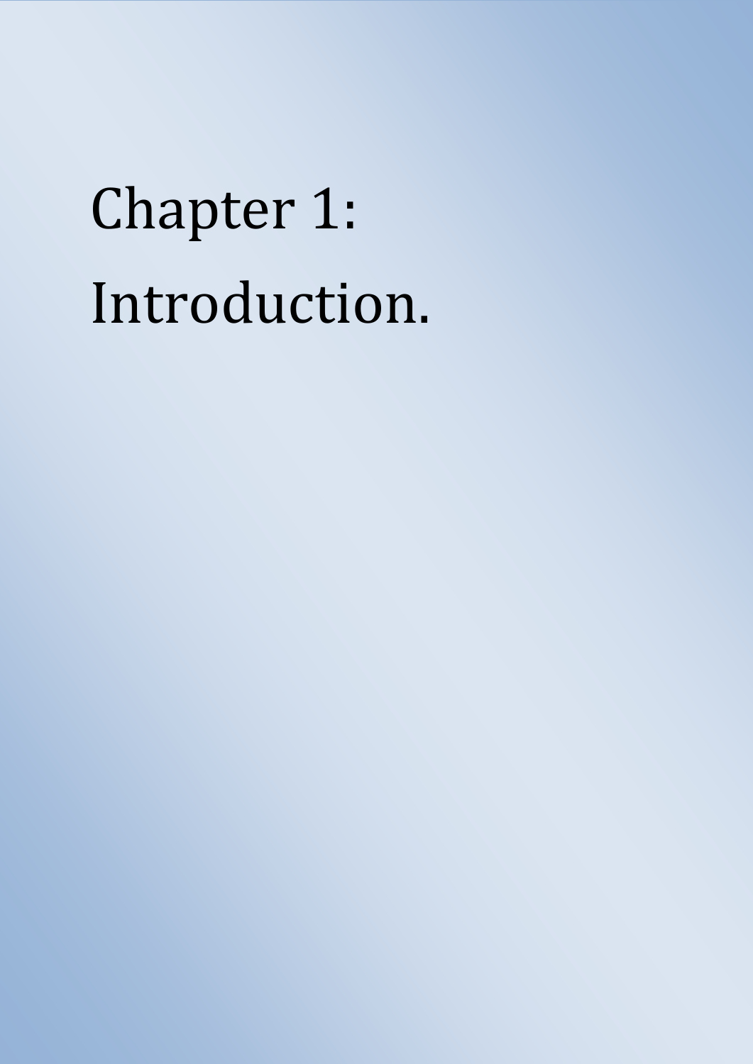# Chapter 1: Introduction.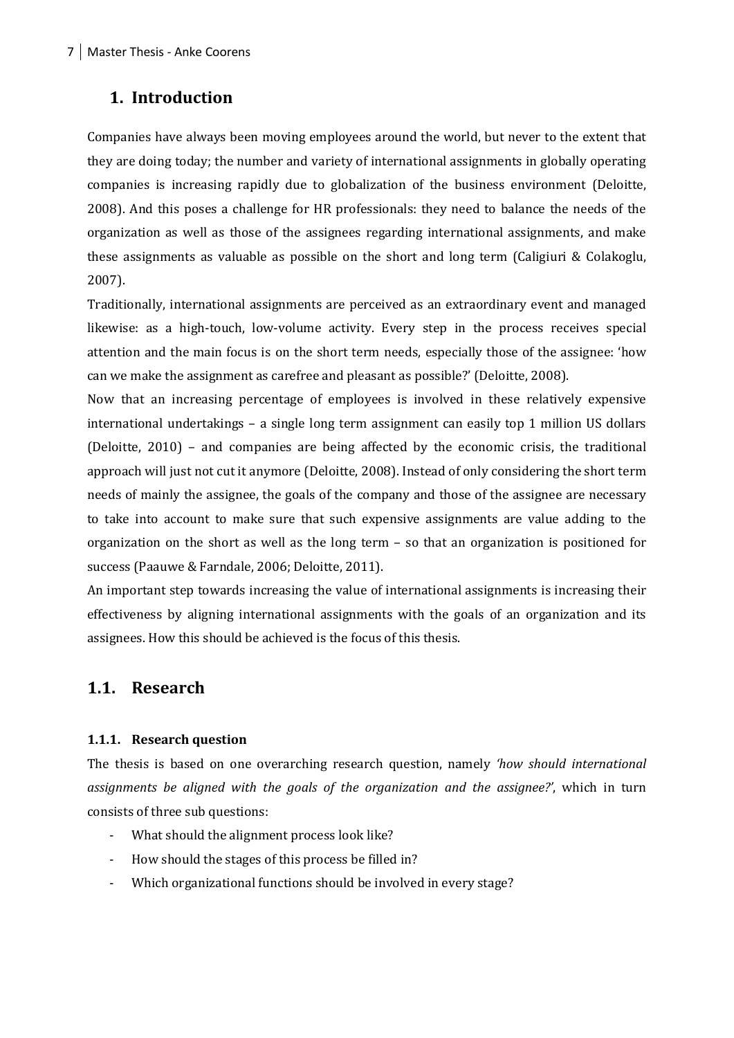# 1. Introduction

Companies have always been moving employees around the world, but never to the extent that they are doing today; the number and variety of international assignments in globally operating companies is increasing rapidly due to globalization of the business environment (Deloitte, 2008). And this poses a challenge for HR professionals: they need to balance the needs of the organization as well as those of the assignees regarding international assignments, and make these assignments as valuable as possible on the short and long term (Caligiuri & Colakoglu, 2007).

Traditionally, international assignments are perceived as an extraordinary event and managed likewise: as a high-touch, low-volume activity. Every step in the process receives special attention and the main focus is on the short term needs, especially those of the assignee: 'how can we make the assignment as carefree and pleasant as possible?' (Deloitte, 2008).

Now that an increasing percentage of employees is involved in these relatively expensive international undertakings – a single long term assignment can easily top 1 million US dollars (Deloitte, 2010) – and companies are being affected by the economic crisis, the traditional approach will just not cut it anymore (Deloitte, 2008). Instead of only considering the short term needs of mainly the assignee, the goals of the company and those of the assignee are necessary to take into account to make sure that such expensive assignments are value adding to the organization on the short as well as the long term – so that an organization is positioned for success (Paauwe & Farndale, 2006; Deloitte, 2011).

An important step towards increasing the value of international assignments is increasing their effectiveness by aligning international assignments with the goals of an organization and its assignees. How this should be achieved is the focus of this thesis.

## 1.1. Research

### 1.1.1. Research question

The thesis is based on one overarching research question, namely *'how should international assignments be aligned with the goals of the organization and the assignee?'*, which in turn consists of three sub questions:

- What should the alignment process look like?
- How should the stages of this process be filled in?
- Which organizational functions should be involved in every stage?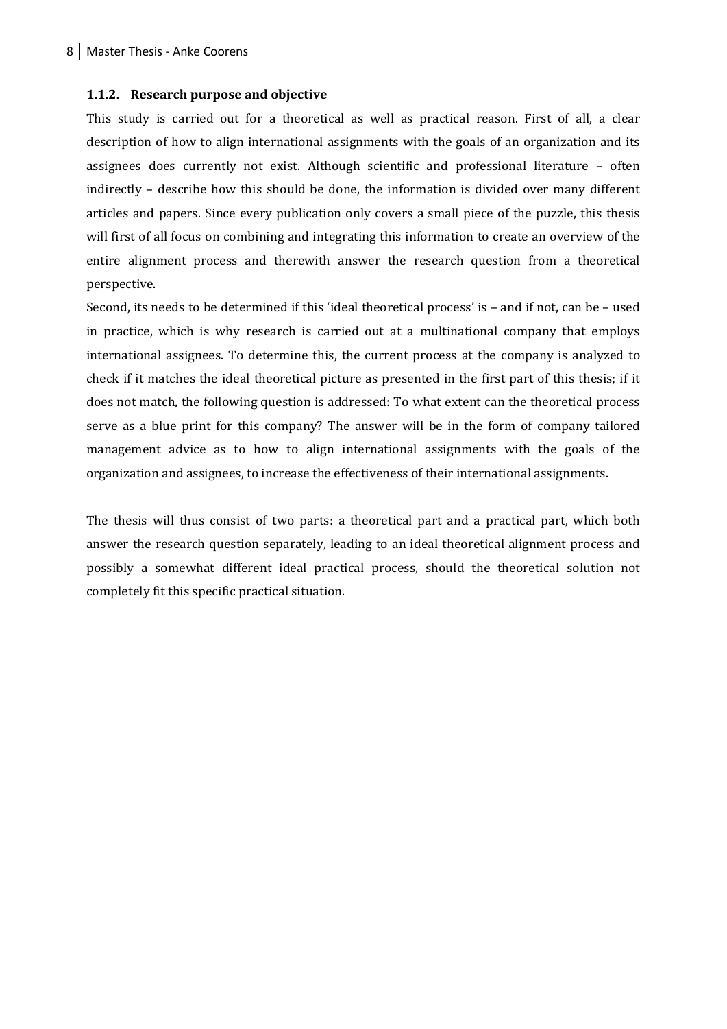### 1.1.2. Research purpose and objective

This study is carried out for a theoretical as well as practical reason. First of all, a clear description of how to align international assignments with the goals of an organization and its assignees does currently not exist. Although scientific and professional literature – often indirectly – describe how this should be done, the information is divided over many different articles and papers. Since every publication only covers a small piece of the puzzle, this thesis will first of all focus on combining and integrating this information to create an overview of the entire alignment process and therewith answer the research question from a theoretical perspective.

Second, its needs to be determined if this 'ideal theoretical process' is – and if not, can be – used in practice, which is why research is carried out at a multinational company that employs international assignees. To determine this, the current process at the company is analyzed to check if it matches the ideal theoretical picture as presented in the first part of this thesis; if it does not match, the following question is addressed: To what extent can the theoretical process serve as a blue print for this company? The answer will be in the form of company tailored management advice as to how to align international assignments with the goals of the organization and assignees, to increase the effectiveness of their international assignments.

The thesis will thus consist of two parts: a theoretical part and a practical part, which both answer the research question separately, leading to an ideal theoretical alignment process and possibly a somewhat different ideal practical process, should the theoretical solution not completely fit this specific practical situation.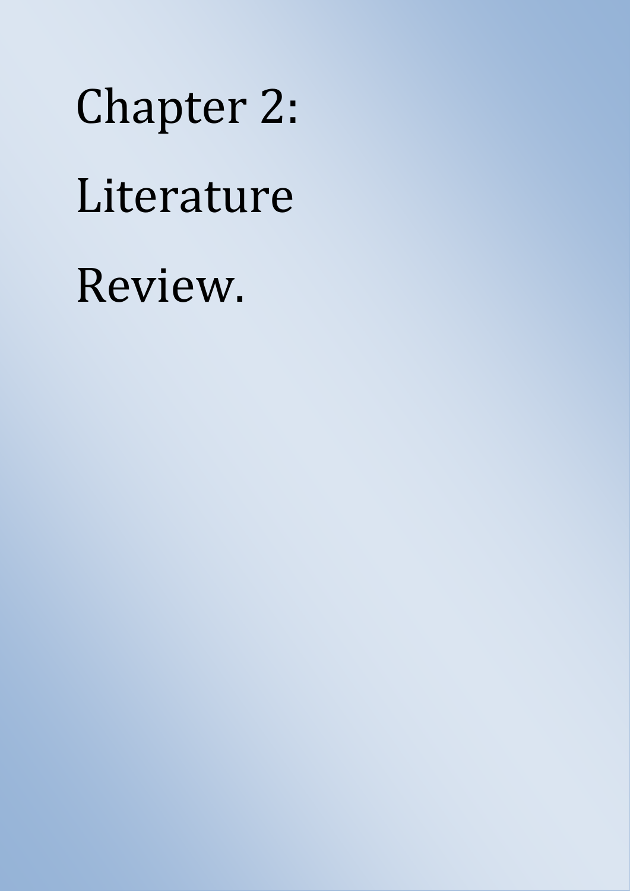# Chapter 2: Literature Review.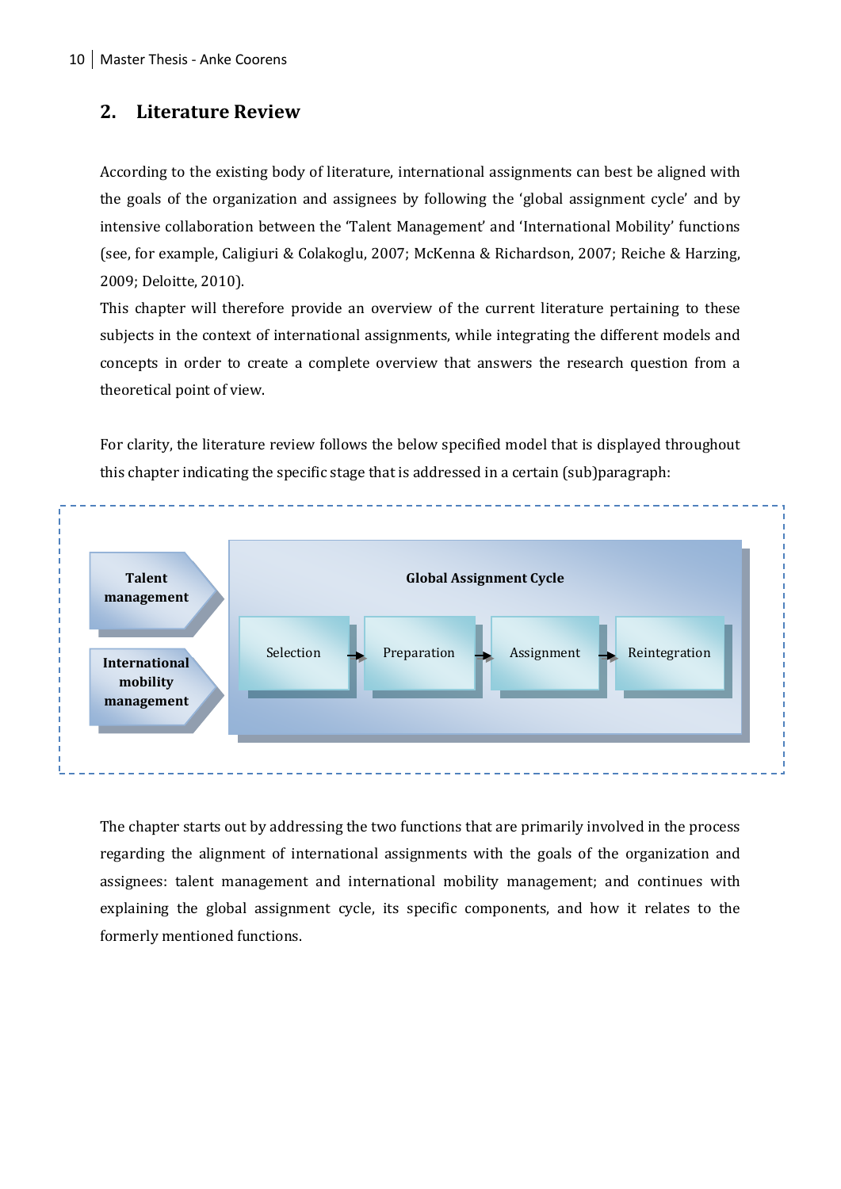## 2. Literature Review

According to the existing body of literature, international assignments can best be aligned with the goals of the organization and assignees by following the 'global assignment cycle' and by intensive collaboration between the 'Talent Management' and 'International Mobility' functions (see, for example, Caligiuri & Colakoglu, 2007; McKenna & Richardson, 2007; Reiche & Harzing, 2009; Deloitte, 2010).

This chapter will therefore provide an overview of the current literature pertaining to these subjects in the context of international assignments, while integrating the different models and concepts in order to create a complete overview that answers the research question from a theoretical point of view.

For clarity, the literature review follows the below specified model that is displayed throughout this chapter indicating the specific stage that is addressed in a certain (sub)paragraph:

**Talent management**

**International mobility management**

**Global Assignment Cycle**

Selection → Preparation → Assignment → Reintegration

The chapter starts out by addressing the two functions that are primarily involved in the process regarding the alignment of international assignments with the goals of the organization and assignees: talent management and international mobility management; and continues with explaining the global assignment cycle, its specific components, and how it relates to the formerly mentioned functions.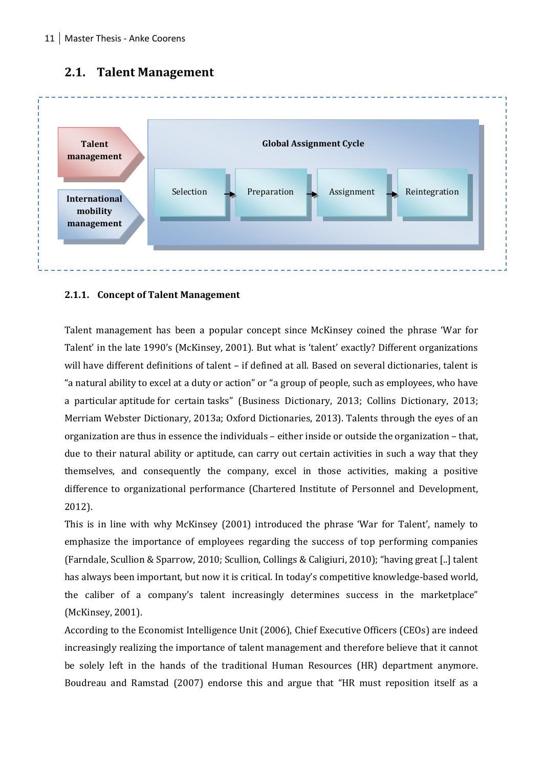## 2.1. Talent Management

Talent management

International mobility management

Global Assignment Cycle

Selection → Preparation → Assignment → Reintegration

### 2.1.1. Concept of Talent Management

Talent management has been a popular concept since McKinsey coined the phrase 'War for Talent' in the late 1990's (McKinsey, 2001). But what is 'talent' exactly? Different organizations will have different definitions of talent – if defined at all. Based on several dictionaries, talent is "a natural ability to excel at a duty or action" or "a group of people, such as employees, who have a particular aptitude for certain tasks" (Business Dictionary, 2013; Collins Dictionary, 2013; Merriam Webster Dictionary, 2013a; Oxford Dictionaries, 2013). Talents through the eyes of an organization are thus in essence the individuals – either inside or outside the organization – that, due to their natural ability or aptitude, can carry out certain activities in such a way that they themselves, and consequently the company, excel in those activities, making a positive difference to organizational performance (Chartered Institute of Personnel and Development, 2012).

This is in line with why McKinsey (2001) introduced the phrase 'War for Talent', namely to emphasize the importance of employees regarding the success of top performing companies (Farndale, Scullion & Sparrow, 2010; Scullion, Collings & Caligiuri, 2010); "having great [..] talent has always been important, but now it is critical. In today's competitive knowledge-based world, the caliber of a company's talent increasingly determines success in the marketplace" (McKinsey, 2001).

According to the Economist Intelligence Unit (2006), Chief Executive Officers (CEOs) are indeed increasingly realizing the importance of talent management and therefore believe that it cannot be solely left in the hands of the traditional Human Resources (HR) department anymore. Boudreau and Ramstad (2007) endorse this and argue that "HR must reposition itself as a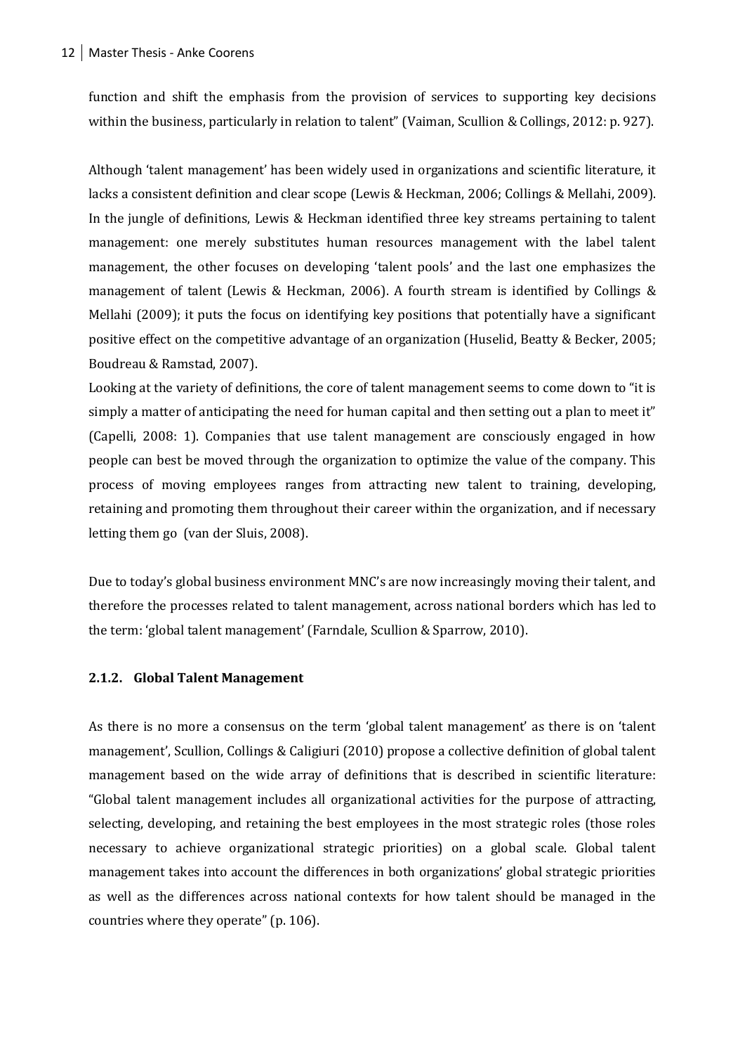function and shift the emphasis from the provision of services to supporting key decisions within the business, particularly in relation to talent" (Vaiman, Scullion & Collings, 2012: p. 927).

Although 'talent management' has been widely used in organizations and scientific literature, it lacks a consistent definition and clear scope (Lewis & Heckman, 2006; Collings & Mellahi, 2009). In the jungle of definitions, Lewis & Heckman identified three key streams pertaining to talent management: one merely substitutes human resources management with the label talent management, the other focuses on developing 'talent pools' and the last one emphasizes the management of talent (Lewis & Heckman, 2006). A fourth stream is identified by Collings & Mellahi (2009); it puts the focus on identifying key positions that potentially have a significant positive effect on the competitive advantage of an organization (Huselid, Beatty & Becker, 2005; Boudreau & Ramstad, 2007).

Looking at the variety of definitions, the core of talent management seems to come down to "it is simply a matter of anticipating the need for human capital and then setting out a plan to meet it" (Capelli, 2008: 1). Companies that use talent management are consciously engaged in how people can best be moved through the organization to optimize the value of the company. This process of moving employees ranges from attracting new talent to training, developing, retaining and promoting them throughout their career within the organization, and if necessary letting them go (van der Sluis, 2008).

Due to today's global business environment MNC's are now increasingly moving their talent, and therefore the processes related to talent management, across national borders which has led to the term: 'global talent management' (Farndale, Scullion & Sparrow, 2010).

### 2.1.2. Global Talent Management

As there is no more a consensus on the term 'global talent management' as there is on 'talent management', Scullion, Collings & Caligiuri (2010) propose a collective definition of global talent management based on the wide array of definitions that is described in scientific literature: "Global talent management includes all organizational activities for the purpose of attracting, selecting, developing, and retaining the best employees in the most strategic roles (those roles necessary to achieve organizational strategic priorities) on a global scale. Global talent management takes into account the differences in both organizations' global strategic priorities as well as the differences across national contexts for how talent should be managed in the countries where they operate" (p. 106).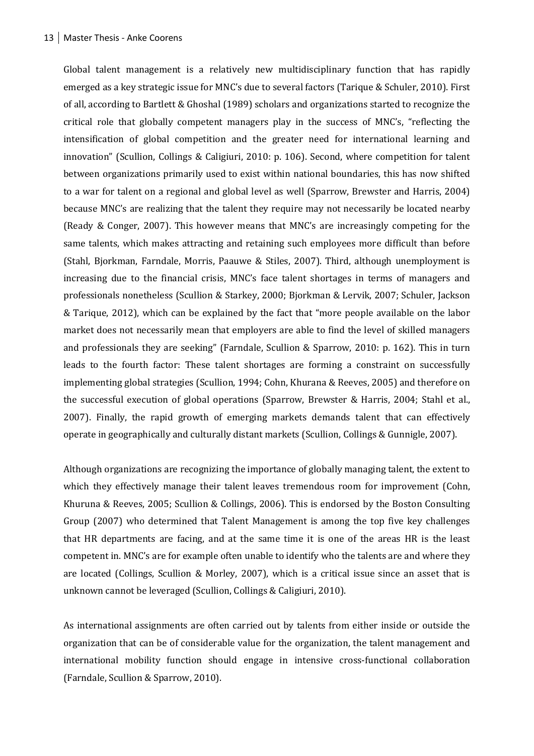Global talent management is a relatively new multidisciplinary function that has rapidly emerged as a key strategic issue for MNC's due to several factors (Tarique & Schuler, 2010). First of all, according to Bartlett & Ghoshal (1989) scholars and organizations started to recognize the critical role that globally competent managers play in the success of MNC's, "reflecting the intensification of global competition and the greater need for international learning and innovation" (Scullion, Collings & Caligiuri, 2010: p. 106). Second, where competition for talent between organizations primarily used to exist within national boundaries, this has now shifted to a war for talent on a regional and global level as well (Sparrow, Brewster and Harris, 2004) because MNC's are realizing that the talent they require may not necessarily be located nearby (Ready & Conger, 2007). This however means that MNC's are increasingly competing for the same talents, which makes attracting and retaining such employees more difficult than before (Stahl, Bjorkman, Farndale, Morris, Paauwe & Stiles, 2007). Third, although unemployment is increasing due to the financial crisis, MNC's face talent shortages in terms of managers and professionals nonetheless (Scullion & Starkey, 2000; Bjorkman & Lervik, 2007; Schuler, Jackson & Tarique, 2012), which can be explained by the fact that "more people available on the labor market does not necessarily mean that employers are able to find the level of skilled managers and professionals they are seeking" (Farndale, Scullion & Sparrow, 2010: p. 162). This in turn leads to the fourth factor: These talent shortages are forming a constraint on successfully implementing global strategies (Scullion, 1994; Cohn, Khurana & Reeves, 2005) and therefore on the successful execution of global operations (Sparrow, Brewster & Harris, 2004; Stahl et al., 2007). Finally, the rapid growth of emerging markets demands talent that can effectively operate in geographically and culturally distant markets (Scullion, Collings & Gunnigle, 2007).

Although organizations are recognizing the importance of globally managing talent, the extent to which they effectively manage their talent leaves tremendous room for improvement (Cohn, Khuruna & Reeves, 2005; Scullion & Collings, 2006). This is endorsed by the Boston Consulting Group (2007) who determined that Talent Management is among the top five key challenges that HR departments are facing, and at the same time it is one of the areas HR is the least competent in. MNC's are for example often unable to identify who the talents are and where they are located (Collings, Scullion & Morley, 2007), which is a critical issue since an asset that is unknown cannot be leveraged (Scullion, Collings & Caligiuri, 2010).

As international assignments are often carried out by talents from either inside or outside the organization that can be of considerable value for the organization, the talent management and international mobility function should engage in intensive cross-functional collaboration (Farndale, Scullion & Sparrow, 2010).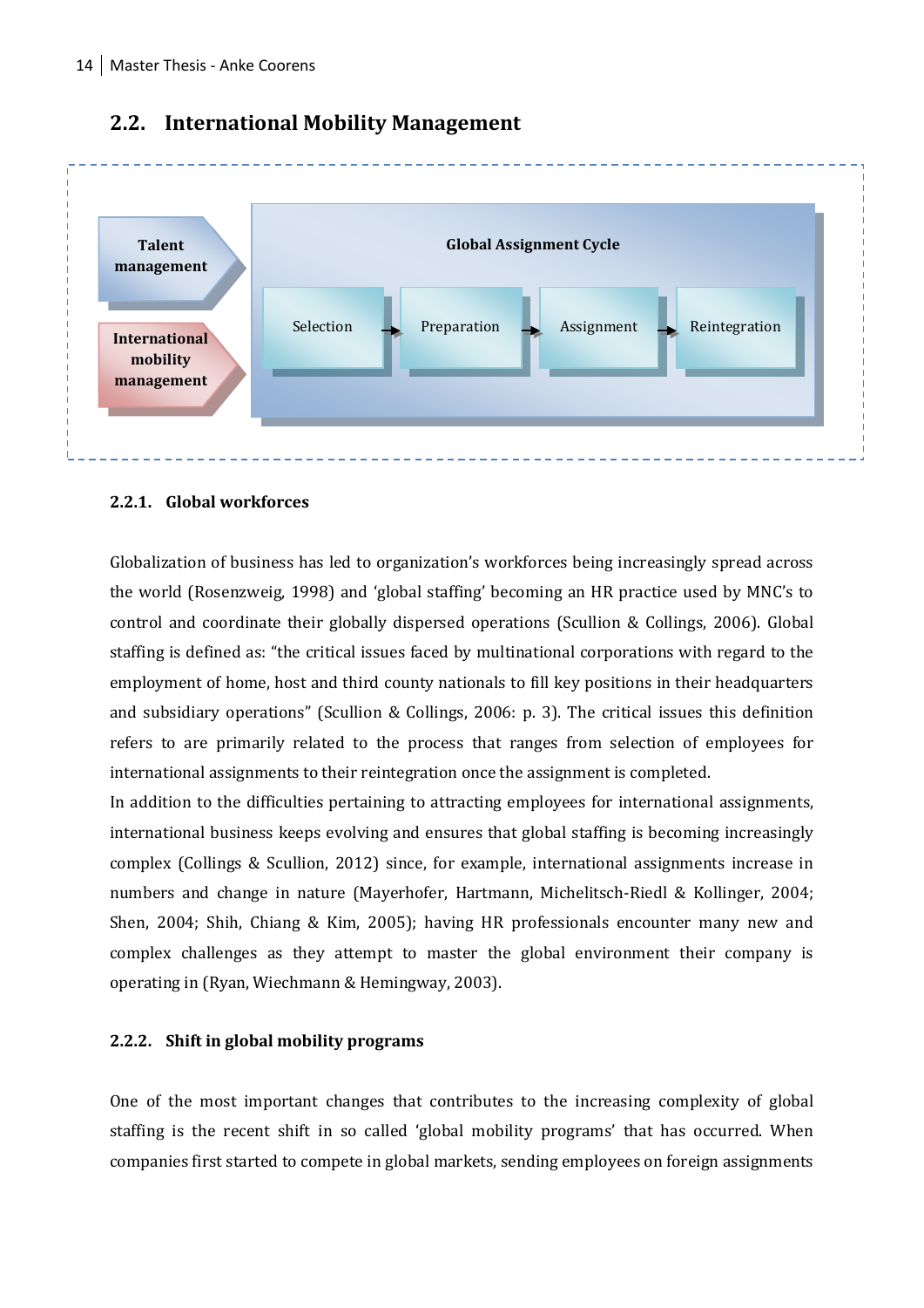## 2.2. International Mobility Management

Talent management

International mobility management

Global Assignment Cycle

Selection → Preparation → Assignment → Reintegration

### 2.2.1. Global workforces

Globalization of business has led to organization's workforces being increasingly spread across the world (Rosenzweig, 1998) and 'global staffing' becoming an HR practice used by MNC's to control and coordinate their globally dispersed operations (Scullion & Collings, 2006). Global staffing is defined as: "the critical issues faced by multinational corporations with regard to the employment of home, host and third county nationals to fill key positions in their headquarters and subsidiary operations" (Scullion & Collings, 2006: p. 3). The critical issues this definition refers to are primarily related to the process that ranges from selection of employees for international assignments to their reintegration once the assignment is completed.

In addition to the difficulties pertaining to attracting employees for international assignments, international business keeps evolving and ensures that global staffing is becoming increasingly complex (Collings & Scullion, 2012) since, for example, international assignments increase in numbers and change in nature (Mayerhofer, Hartmann, Michelitsch-Riedl & Kollinger, 2004; Shen, 2004; Shih, Chiang & Kim, 2005); having HR professionals encounter many new and complex challenges as they attempt to master the global environment their company is operating in (Ryan, Wiechmann & Hemingway, 2003).

### 2.2.2. Shift in global mobility programs

One of the most important changes that contributes to the increasing complexity of global staffing is the recent shift in so called 'global mobility programs' that has occurred. When companies first started to compete in global markets, sending employees on foreign assignments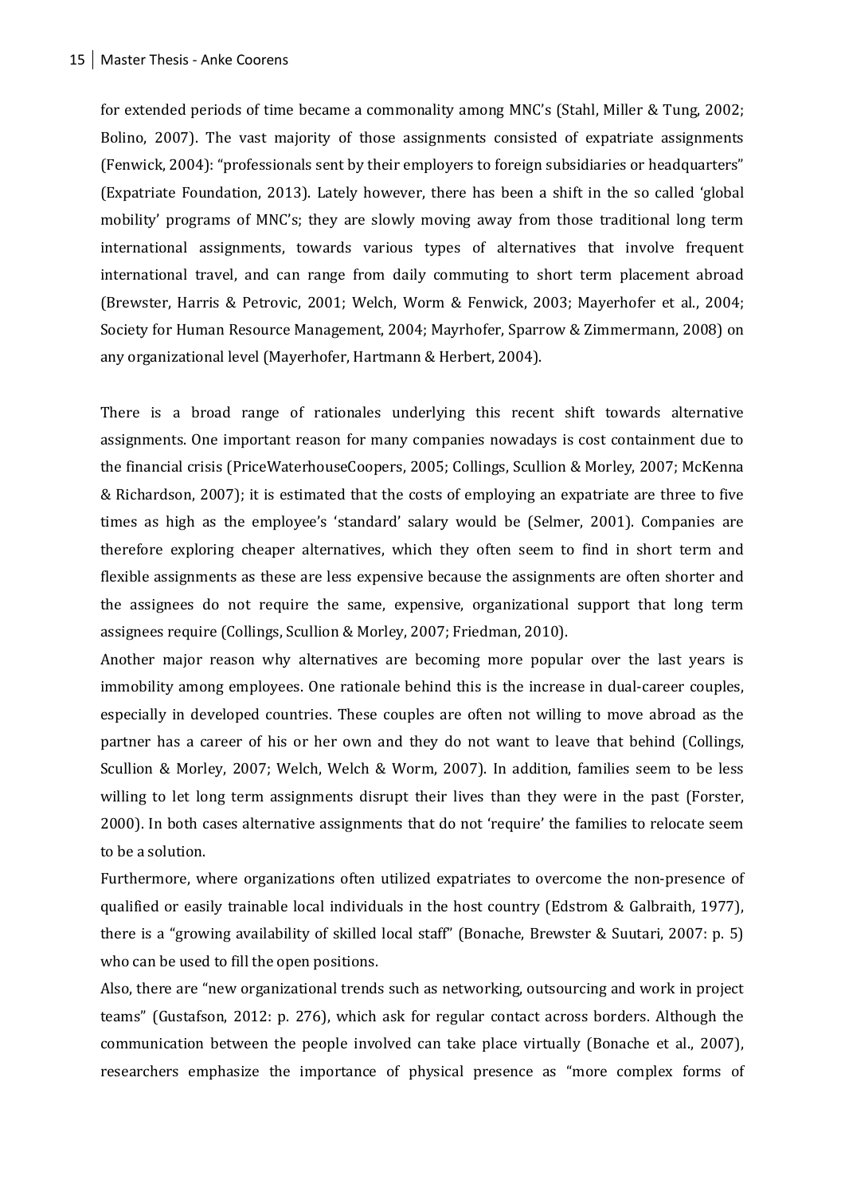for extended periods of time became a commonality among MNC's (Stahl, Miller & Tung, 2002; Bolino, 2007). The vast majority of those assignments consisted of expatriate assignments (Fenwick, 2004): "professionals sent by their employers to foreign subsidiaries or headquarters" (Expatriate Foundation, 2013). Lately however, there has been a shift in the so called 'global mobility' programs of MNC's; they are slowly moving away from those traditional long term international assignments, towards various types of alternatives that involve frequent international travel, and can range from daily commuting to short term placement abroad (Brewster, Harris & Petrovic, 2001; Welch, Worm & Fenwick, 2003; Mayerhofer et al., 2004; Society for Human Resource Management, 2004; Mayrhofer, Sparrow & Zimmermann, 2008) on any organizational level (Mayerhofer, Hartmann & Herbert, 2004).

There is a broad range of rationales underlying this recent shift towards alternative assignments. One important reason for many companies nowadays is cost containment due to the financial crisis (PriceWaterhouseCoopers, 2005; Collings, Scullion & Morley, 2007; McKenna & Richardson, 2007); it is estimated that the costs of employing an expatriate are three to five times as high as the employee's 'standard' salary would be (Selmer, 2001). Companies are therefore exploring cheaper alternatives, which they often seem to find in short term and flexible assignments as these are less expensive because the assignments are often shorter and the assignees do not require the same, expensive, organizational support that long term assignees require (Collings, Scullion & Morley, 2007; Friedman, 2010).

Another major reason why alternatives are becoming more popular over the last years is immobility among employees. One rationale behind this is the increase in dual-career couples, especially in developed countries. These couples are often not willing to move abroad as the partner has a career of his or her own and they do not want to leave that behind (Collings, Scullion & Morley, 2007; Welch, Welch & Worm, 2007). In addition, families seem to be less willing to let long term assignments disrupt their lives than they were in the past (Forster, 2000). In both cases alternative assignments that do not 'require' the families to relocate seem to be a solution.

Furthermore, where organizations often utilized expatriates to overcome the non-presence of qualified or easily trainable local individuals in the host country (Edstrom & Galbraith, 1977), there is a "growing availability of skilled local staff" (Bonache, Brewster & Suutari, 2007: p. 5) who can be used to fill the open positions.

Also, there are "new organizational trends such as networking, outsourcing and work in project teams" (Gustafson, 2012: p. 276), which ask for regular contact across borders. Although the communication between the people involved can take place virtually (Bonache et al., 2007), researchers emphasize the importance of physical presence as "more complex forms of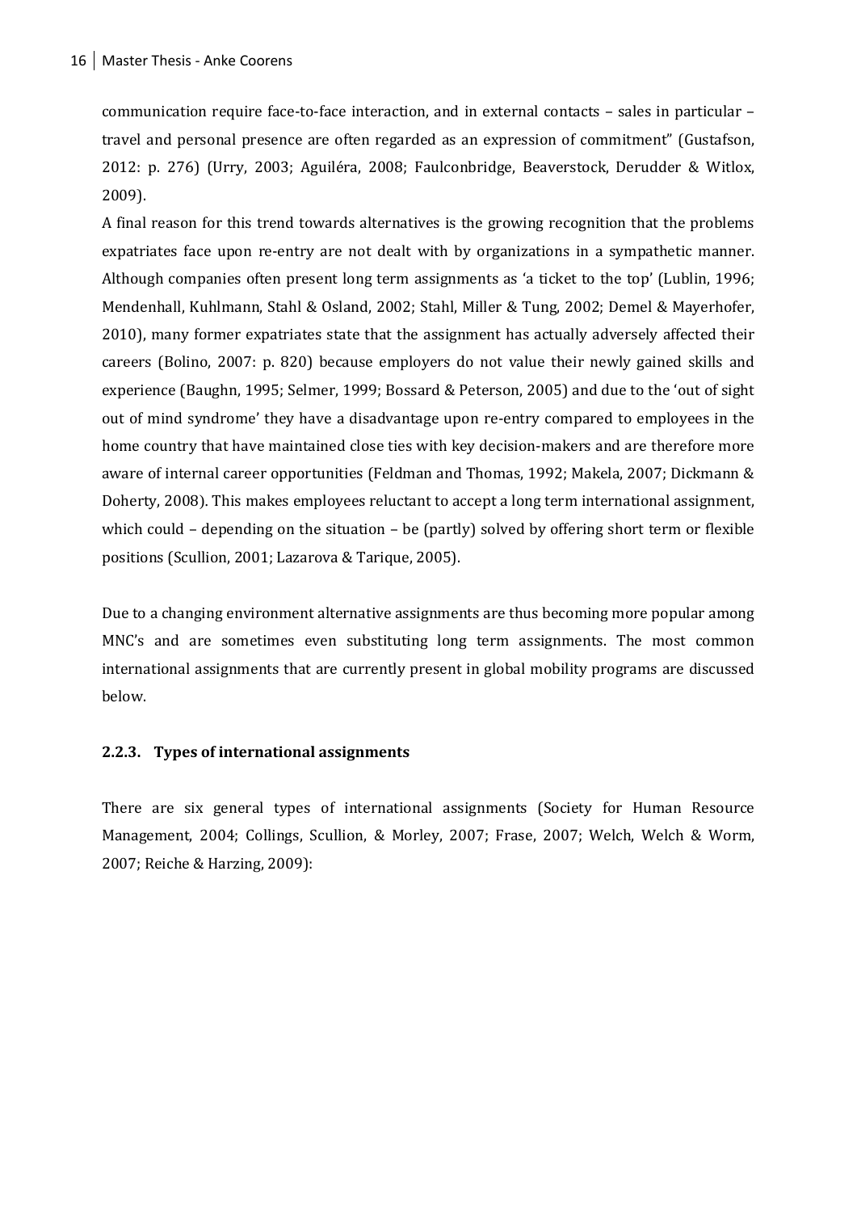communication require face-to-face interaction, and in external contacts – sales in particular – travel and personal presence are often regarded as an expression of commitment" (Gustafson, 2012: p. 276) (Urry, 2003; Aguiléra, 2008; Faulconbridge, Beaverstock, Derudder & Witlox, 2009).

A final reason for this trend towards alternatives is the growing recognition that the problems expatriates face upon re-entry are not dealt with by organizations in a sympathetic manner. Although companies often present long term assignments as 'a ticket to the top' (Lublin, 1996; Mendenhall, Kuhlmann, Stahl & Osland, 2002; Stahl, Miller & Tung, 2002; Demel & Mayerhofer, 2010), many former expatriates state that the assignment has actually adversely affected their careers (Bolino, 2007: p. 820) because employers do not value their newly gained skills and experience (Baughn, 1995; Selmer, 1999; Bossard & Peterson, 2005) and due to the 'out of sight out of mind syndrome' they have a disadvantage upon re-entry compared to employees in the home country that have maintained close ties with key decision-makers and are therefore more aware of internal career opportunities (Feldman and Thomas, 1992; Makela, 2007; Dickmann & Doherty, 2008). This makes employees reluctant to accept a long term international assignment, which could – depending on the situation – be (partly) solved by offering short term or flexible positions (Scullion, 2001; Lazarova & Tarique, 2005).

Due to a changing environment alternative assignments are thus becoming more popular among MNC's and are sometimes even substituting long term assignments. The most common international assignments that are currently present in global mobility programs are discussed below.

### 2.2.3. Types of international assignments

There are six general types of international assignments (Society for Human Resource Management, 2004; Collings, Scullion, & Morley, 2007; Frase, 2007; Welch, Welch & Worm, 2007; Reiche & Harzing, 2009):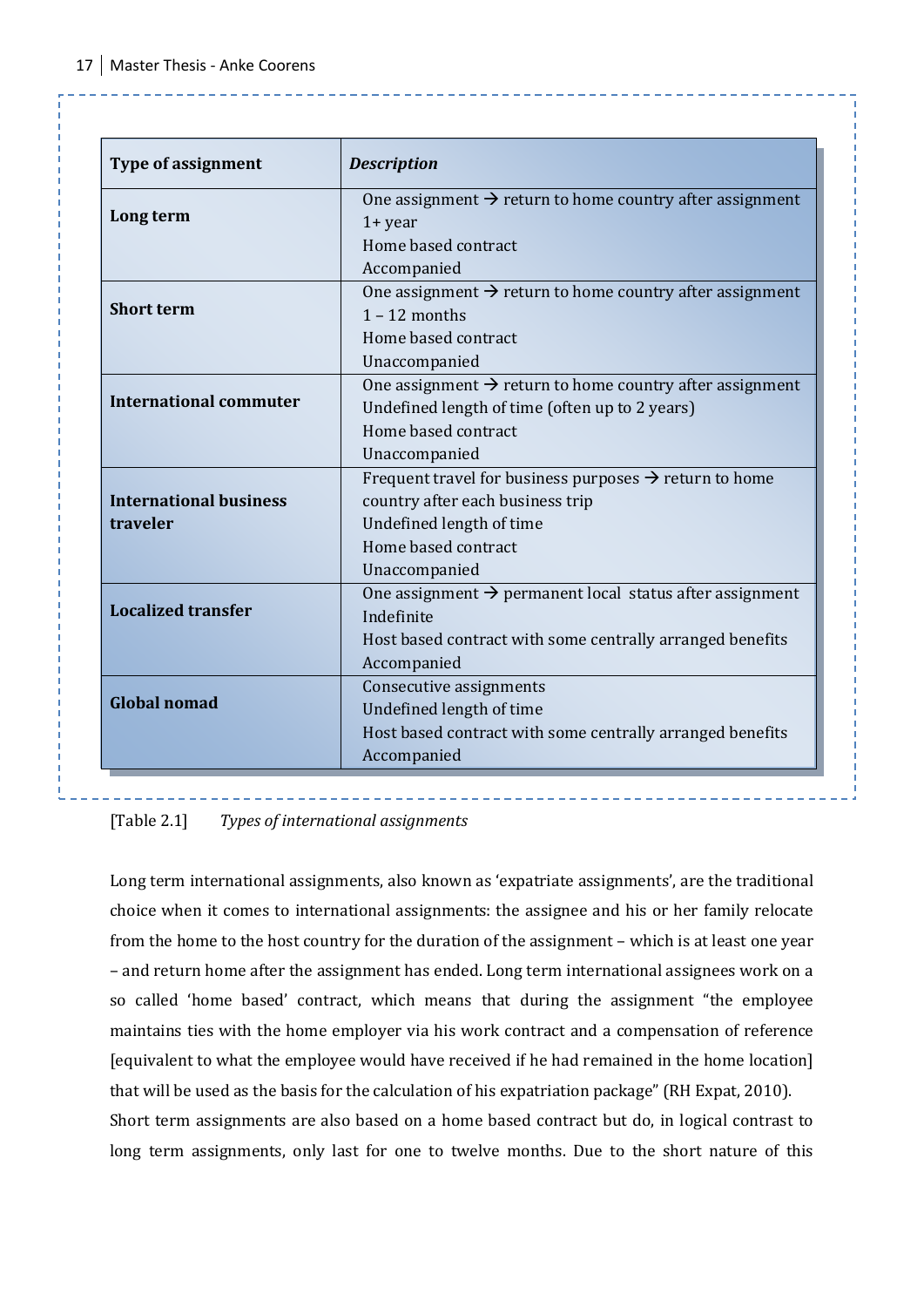| **Type of assignment** | ***Description*** |
|---|---|
| **Long term** | One assignment → return to home country after assignment<br>1+ year<br>Home based contract<br>Accompanied |
| **Short term** | One assignment → return to home country after assignment<br>1 – 12 months<br>Home based contract<br>Unaccompanied |
| **International commuter** | One assignment → return to home country after assignment<br>Undefined length of time (often up to 2 years)<br>Home based contract<br>Unaccompanied |
| **International business traveler** | Frequent travel for business purposes → return to home country after each business trip<br>Undefined length of time<br>Home based contract<br>Unaccompanied |
| **Localized transfer** | One assignment → permanent local status after assignment<br>Indefinite<br>Host based contract with some centrally arranged benefits<br>Accompanied |
| **Global nomad** | Consecutive assignments<br>Undefined length of time<br>Host based contract with some centrally arranged benefits<br>Accompanied |

[Table 2.1] *Types of international assignments*

Long term international assignments, also known as 'expatriate assignments', are the traditional choice when it comes to international assignments: the assignee and his or her family relocate from the home to the host country for the duration of the assignment – which is at least one year – and return home after the assignment has ended. Long term international assignees work on a so called 'home based' contract, which means that during the assignment "the employee maintains ties with the home employer via his work contract and a compensation of reference [equivalent to what the employee would have received if he had remained in the home location] that will be used as the basis for the calculation of his expatriation package" (RH Expat, 2010).
Short term assignments are also based on a home based contract but do, in logical contrast to long term assignments, only last for one to twelve months. Due to the short nature of this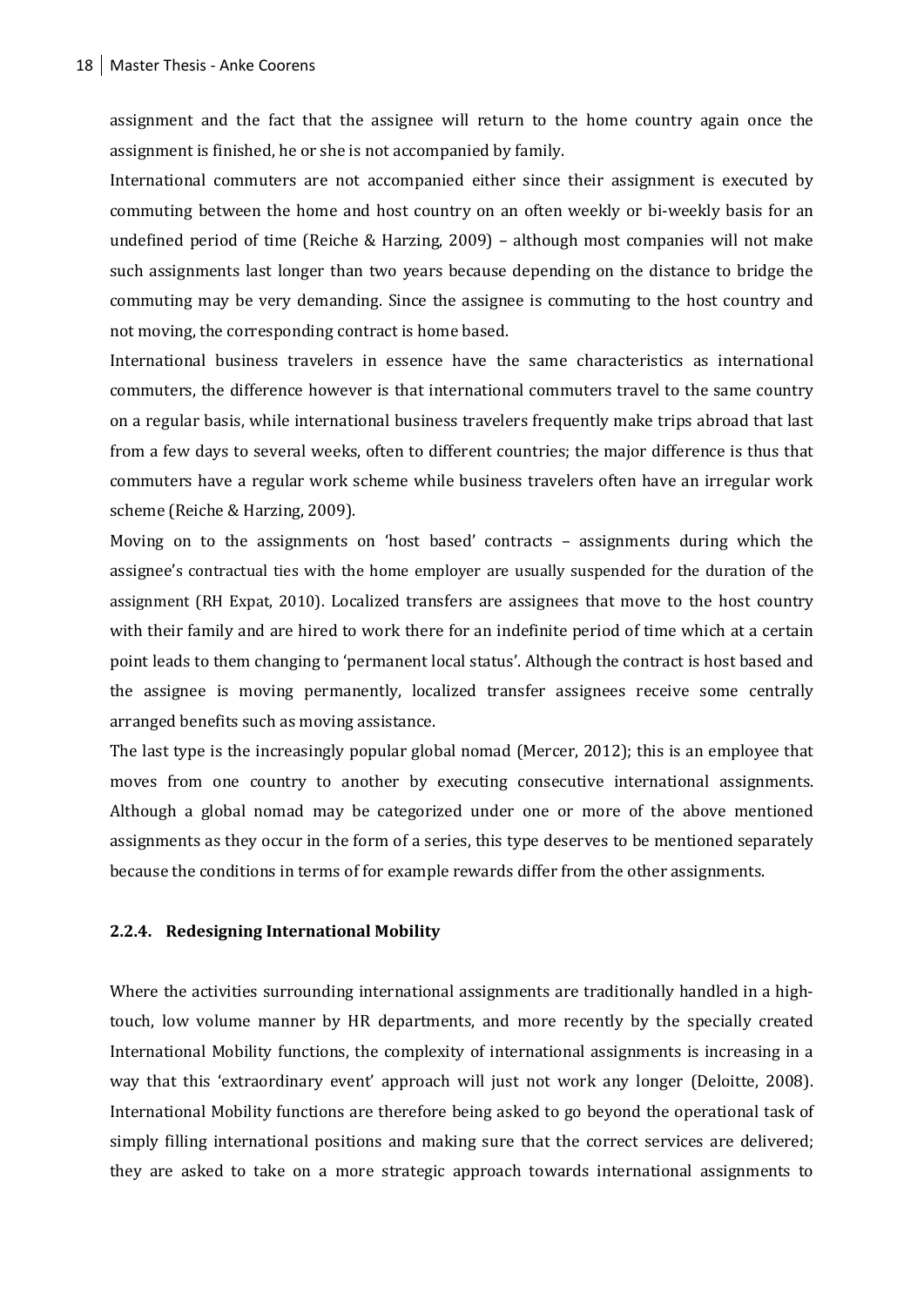assignment and the fact that the assignee will return to the home country again once the assignment is finished, he or she is not accompanied by family.

International commuters are not accompanied either since their assignment is executed by commuting between the home and host country on an often weekly or bi-weekly basis for an undefined period of time (Reiche & Harzing, 2009) – although most companies will not make such assignments last longer than two years because depending on the distance to bridge the commuting may be very demanding. Since the assignee is commuting to the host country and not moving, the corresponding contract is home based.

International business travelers in essence have the same characteristics as international commuters, the difference however is that international commuters travel to the same country on a regular basis, while international business travelers frequently make trips abroad that last from a few days to several weeks, often to different countries; the major difference is thus that commuters have a regular work scheme while business travelers often have an irregular work scheme (Reiche & Harzing, 2009).

Moving on to the assignments on 'host based' contracts – assignments during which the assignee's contractual ties with the home employer are usually suspended for the duration of the assignment (RH Expat, 2010). Localized transfers are assignees that move to the host country with their family and are hired to work there for an indefinite period of time which at a certain point leads to them changing to 'permanent local status'. Although the contract is host based and the assignee is moving permanently, localized transfer assignees receive some centrally arranged benefits such as moving assistance.

The last type is the increasingly popular global nomad (Mercer, 2012); this is an employee that moves from one country to another by executing consecutive international assignments. Although a global nomad may be categorized under one or more of the above mentioned assignments as they occur in the form of a series, this type deserves to be mentioned separately because the conditions in terms of for example rewards differ from the other assignments.

### 2.2.4. Redesigning International Mobility

Where the activities surrounding international assignments are traditionally handled in a high-touch, low volume manner by HR departments, and more recently by the specially created International Mobility functions, the complexity of international assignments is increasing in a way that this 'extraordinary event' approach will just not work any longer (Deloitte, 2008). International Mobility functions are therefore being asked to go beyond the operational task of simply filling international positions and making sure that the correct services are delivered; they are asked to take on a more strategic approach towards international assignments to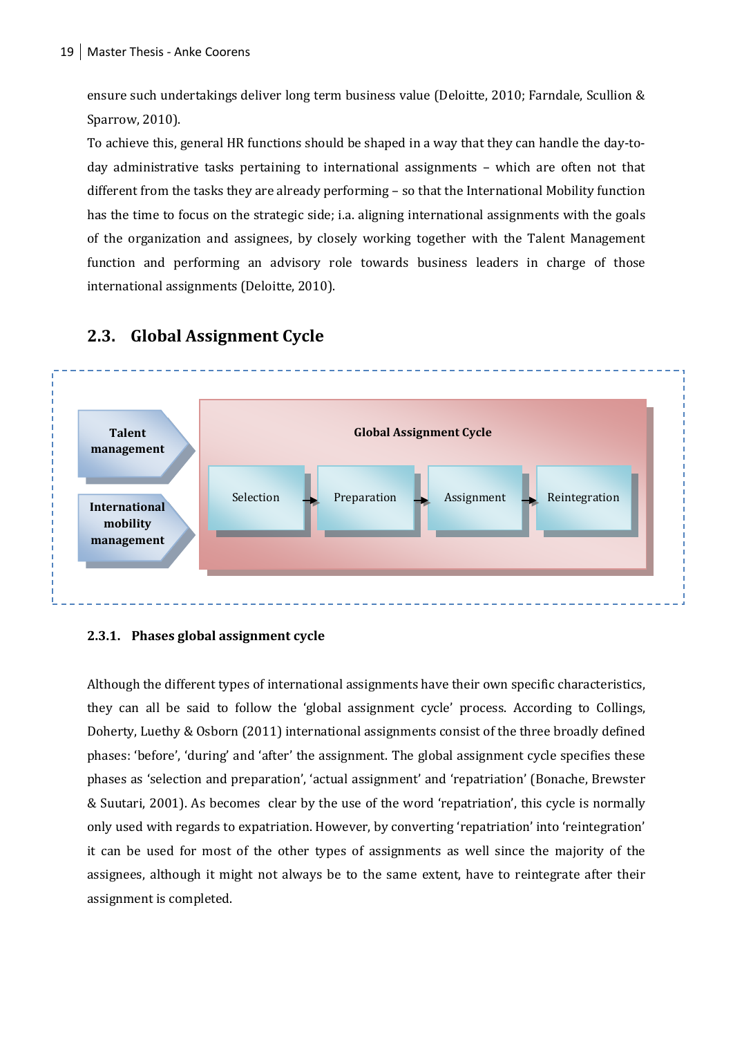ensure such undertakings deliver long term business value (Deloitte, 2010; Farndale, Scullion & Sparrow, 2010).

To achieve this, general HR functions should be shaped in a way that they can handle the day-to-day administrative tasks pertaining to international assignments – which are often not that different from the tasks they are already performing – so that the International Mobility function has the time to focus on the strategic side; i.a. aligning international assignments with the goals of the organization and assignees, by closely working together with the Talent Management function and performing an advisory role towards business leaders in charge of those international assignments (Deloitte, 2010).

## 2.3. Global Assignment Cycle

**Talent management**

**International mobility management**

**Global Assignment Cycle**

Selection → Preparation → Assignment → Reintegration

### 2.3.1. Phases global assignment cycle

Although the different types of international assignments have their own specific characteristics, they can all be said to follow the 'global assignment cycle' process. According to Collings, Doherty, Luethy & Osborn (2011) international assignments consist of the three broadly defined phases: 'before', 'during' and 'after' the assignment. The global assignment cycle specifies these phases as 'selection and preparation', 'actual assignment' and 'repatriation' (Bonache, Brewster & Suutari, 2001). As becomes clear by the use of the word 'repatriation', this cycle is normally only used with regards to expatriation. However, by converting 'repatriation' into 'reintegration' it can be used for most of the other types of assignments as well since the majority of the assignees, although it might not always be to the same extent, have to reintegrate after their assignment is completed.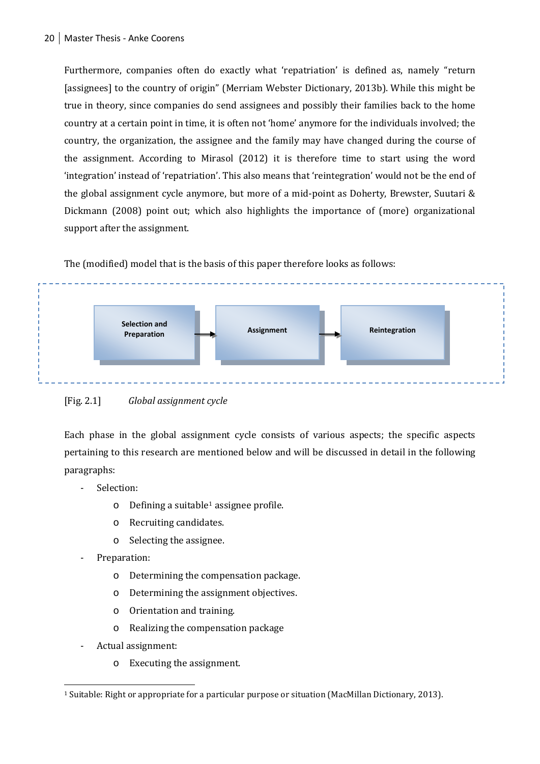Furthermore, companies often do exactly what 'repatriation' is defined as, namely "return [assignees] to the country of origin" (Merriam Webster Dictionary, 2013b). While this might be true in theory, since companies do send assignees and possibly their families back to the home country at a certain point in time, it is often not 'home' anymore for the individuals involved; the country, the organization, the assignee and the family may have changed during the course of the assignment. According to Mirasol (2012) it is therefore time to start using the word 'integration' instead of 'repatriation'. This also means that 'reintegration' would not be the end of the global assignment cycle anymore, but more of a mid-point as Doherty, Brewster, Suutari & Dickmann (2008) point out; which also highlights the importance of (more) organizational support after the assignment.

The (modified) model that is the basis of this paper therefore looks as follows:

Selection and Preparation → Assignment → Reintegration

[Fig. 2.1] *Global assignment cycle*

Each phase in the global assignment cycle consists of various aspects; the specific aspects pertaining to this research are mentioned below and will be discussed in detail in the following paragraphs:

- Selection:
    - Defining a suitable[1] assignee profile.
    - Recruiting candidates.
    - Selecting the assignee.
- Preparation:
    - Determining the compensation package.
    - Determining the assignment objectives.
    - Orientation and training.
    - Realizing the compensation package
- Actual assignment:
    - Executing the assignment.

[1] Suitable: Right or appropriate for a particular purpose or situation (MacMillan Dictionary, 2013).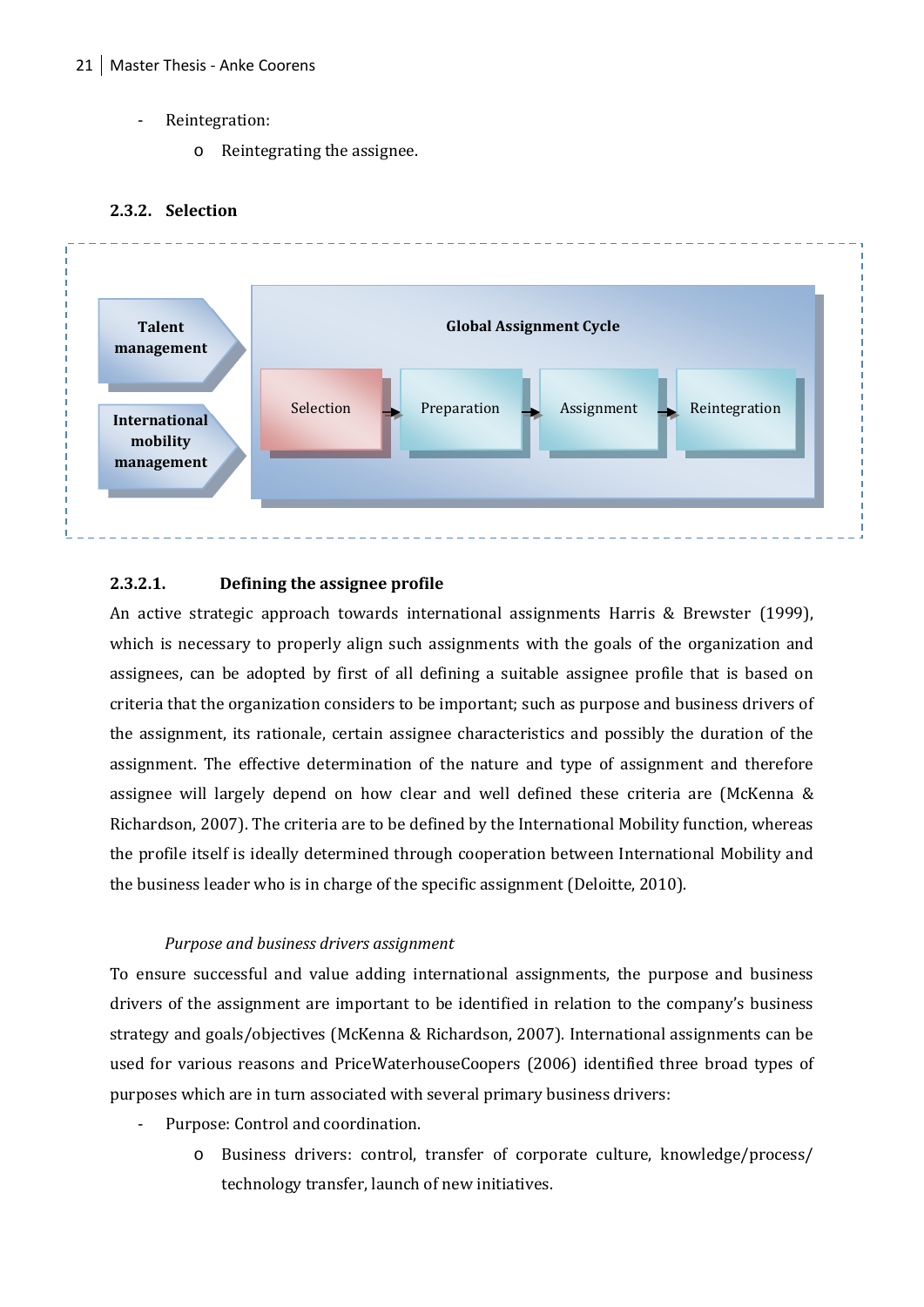- Reintegration:
    - Reintegrating the assignee.

### 2.3.2. Selection

Talent management

International mobility management

Global Assignment Cycle

Selection → Preparation → Assignment → Reintegration

#### 2.3.2.1. Defining the assignee profile

An active strategic approach towards international assignments Harris & Brewster (1999), which is necessary to properly align such assignments with the goals of the organization and assignees, can be adopted by first of all defining a suitable assignee profile that is based on criteria that the organization considers to be important; such as purpose and business drivers of the assignment, its rationale, certain assignee characteristics and possibly the duration of the assignment. The effective determination of the nature and type of assignment and therefore assignee will largely depend on how clear and well defined these criteria are (McKenna & Richardson, 2007). The criteria are to be defined by the International Mobility function, whereas the profile itself is ideally determined through cooperation between International Mobility and the business leader who is in charge of the specific assignment (Deloitte, 2010).

*Purpose and business drivers assignment*

To ensure successful and value adding international assignments, the purpose and business drivers of the assignment are important to be identified in relation to the company's business strategy and goals/objectives (McKenna & Richardson, 2007). International assignments can be used for various reasons and PriceWaterhouseCoopers (2006) identified three broad types of purposes which are in turn associated with several primary business drivers:

- Purpose: Control and coordination.
    - Business drivers: control, transfer of corporate culture, knowledge/process/ technology transfer, launch of new initiatives.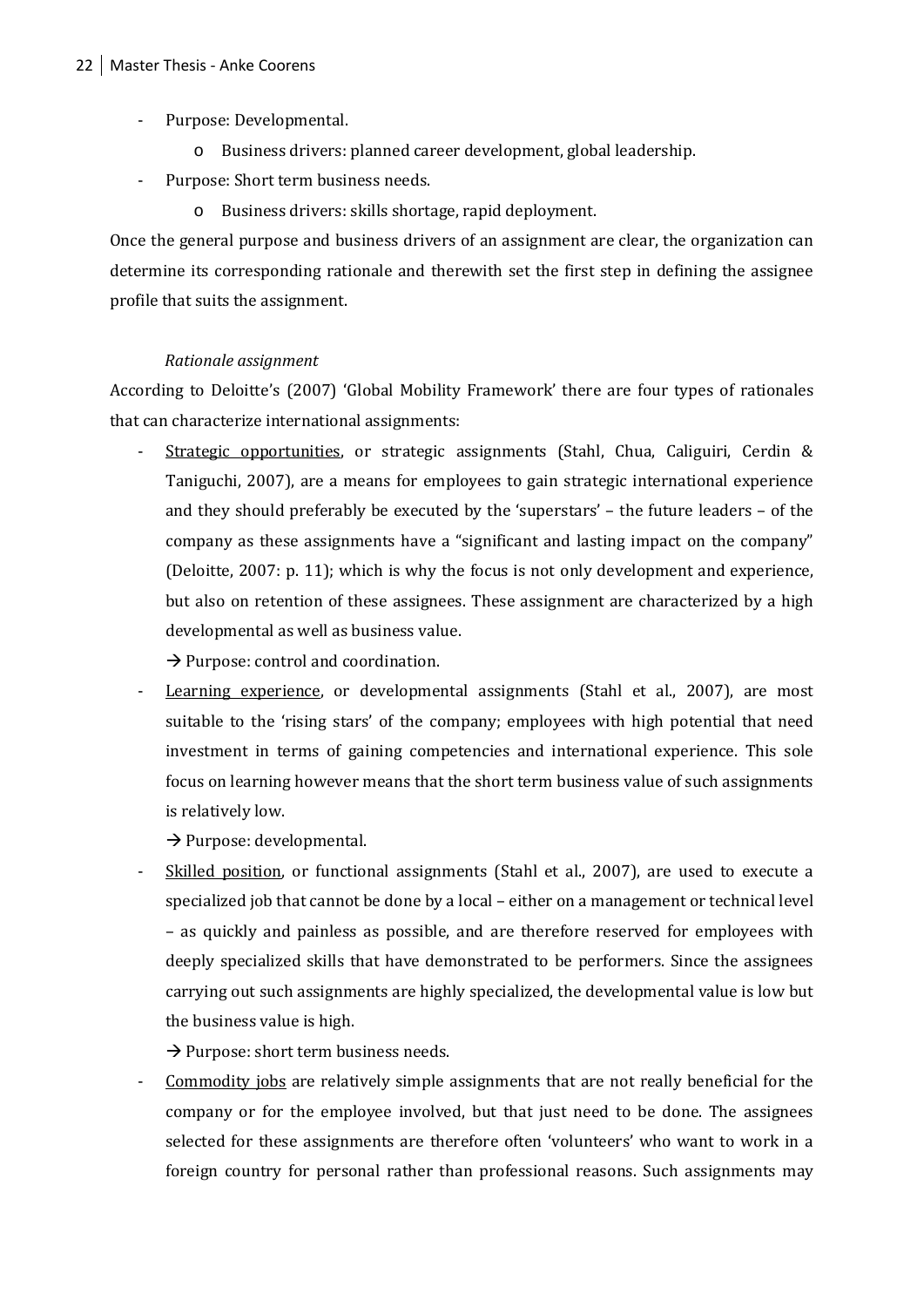- Purpose: Developmental.
    - Business drivers: planned career development, global leadership.
- Purpose: Short term business needs.
    - Business drivers: skills shortage, rapid deployment.

Once the general purpose and business drivers of an assignment are clear, the organization can determine its corresponding rationale and therewith set the first step in defining the assignee profile that suits the assignment.

*Rationale assignment*

According to Deloitte's (2007) 'Global Mobility Framework' there are four types of rationales that can characterize international assignments:

- <u>Strategic opportunities</u>, or strategic assignments (Stahl, Chua, Caliguiri, Cerdin & Taniguchi, 2007), are a means for employees to gain strategic international experience and they should preferably be executed by the 'superstars' – the future leaders – of the company as these assignments have a "significant and lasting impact on the company" (Deloitte, 2007: p. 11); which is why the focus is not only development and experience, but also on retention of these assignees. These assignment are characterized by a high developmental as well as business value.

  → Purpose: control and coordination.
- <u>Learning experience</u>, or developmental assignments (Stahl et al., 2007), are most suitable to the 'rising stars' of the company; employees with high potential that need investment in terms of gaining competencies and international experience. This sole focus on learning however means that the short term business value of such assignments is relatively low.

  → Purpose: developmental.
- <u>Skilled position</u>, or functional assignments (Stahl et al., 2007), are used to execute a specialized job that cannot be done by a local – either on a management or technical level – as quickly and painless as possible, and are therefore reserved for employees with deeply specialized skills that have demonstrated to be performers. Since the assignees carrying out such assignments are highly specialized, the developmental value is low but the business value is high.

  → Purpose: short term business needs.
- <u>Commodity jobs</u> are relatively simple assignments that are not really beneficial for the company or for the employee involved, but that just need to be done. The assignees selected for these assignments are therefore often 'volunteers' who want to work in a foreign country for personal rather than professional reasons. Such assignments may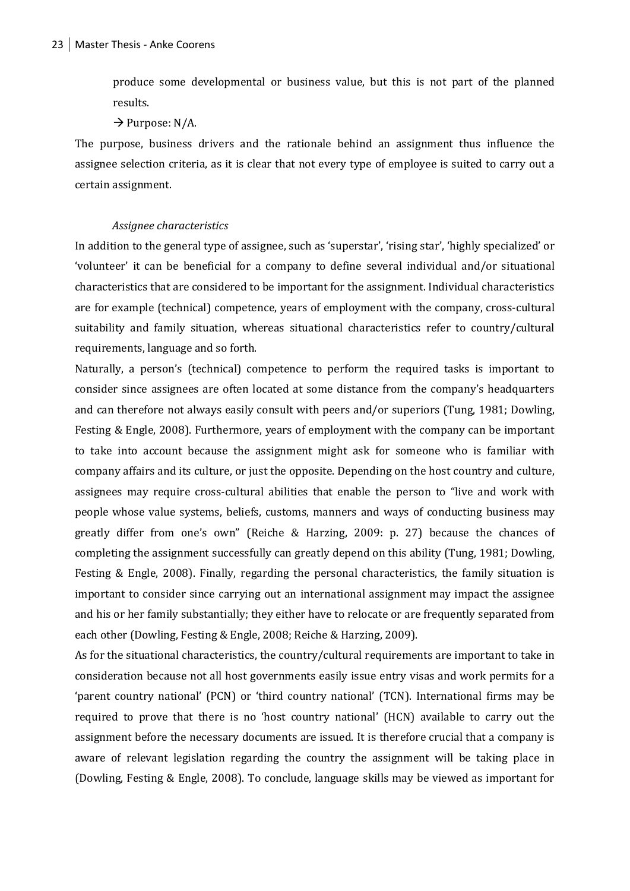produce some developmental or business value, but this is not part of the planned results.

→ Purpose: N/A.

The purpose, business drivers and the rationale behind an assignment thus influence the assignee selection criteria, as it is clear that not every type of employee is suited to carry out a certain assignment.

*Assignee characteristics*

In addition to the general type of assignee, such as 'superstar', 'rising star', 'highly specialized' or 'volunteer' it can be beneficial for a company to define several individual and/or situational characteristics that are considered to be important for the assignment. Individual characteristics are for example (technical) competence, years of employment with the company, cross-cultural suitability and family situation, whereas situational characteristics refer to country/cultural requirements, language and so forth.

Naturally, a person's (technical) competence to perform the required tasks is important to consider since assignees are often located at some distance from the company's headquarters and can therefore not always easily consult with peers and/or superiors (Tung, 1981; Dowling, Festing & Engle, 2008). Furthermore, years of employment with the company can be important to take into account because the assignment might ask for someone who is familiar with company affairs and its culture, or just the opposite. Depending on the host country and culture, assignees may require cross-cultural abilities that enable the person to "live and work with people whose value systems, beliefs, customs, manners and ways of conducting business may greatly differ from one's own" (Reiche & Harzing, 2009: p. 27) because the chances of completing the assignment successfully can greatly depend on this ability (Tung, 1981; Dowling, Festing & Engle, 2008). Finally, regarding the personal characteristics, the family situation is important to consider since carrying out an international assignment may impact the assignee and his or her family substantially; they either have to relocate or are frequently separated from each other (Dowling, Festing & Engle, 2008; Reiche & Harzing, 2009).

As for the situational characteristics, the country/cultural requirements are important to take in consideration because not all host governments easily issue entry visas and work permits for a 'parent country national' (PCN) or 'third country national' (TCN). International firms may be required to prove that there is no 'host country national' (HCN) available to carry out the assignment before the necessary documents are issued. It is therefore crucial that a company is aware of relevant legislation regarding the country the assignment will be taking place in (Dowling, Festing & Engle, 2008). To conclude, language skills may be viewed as important for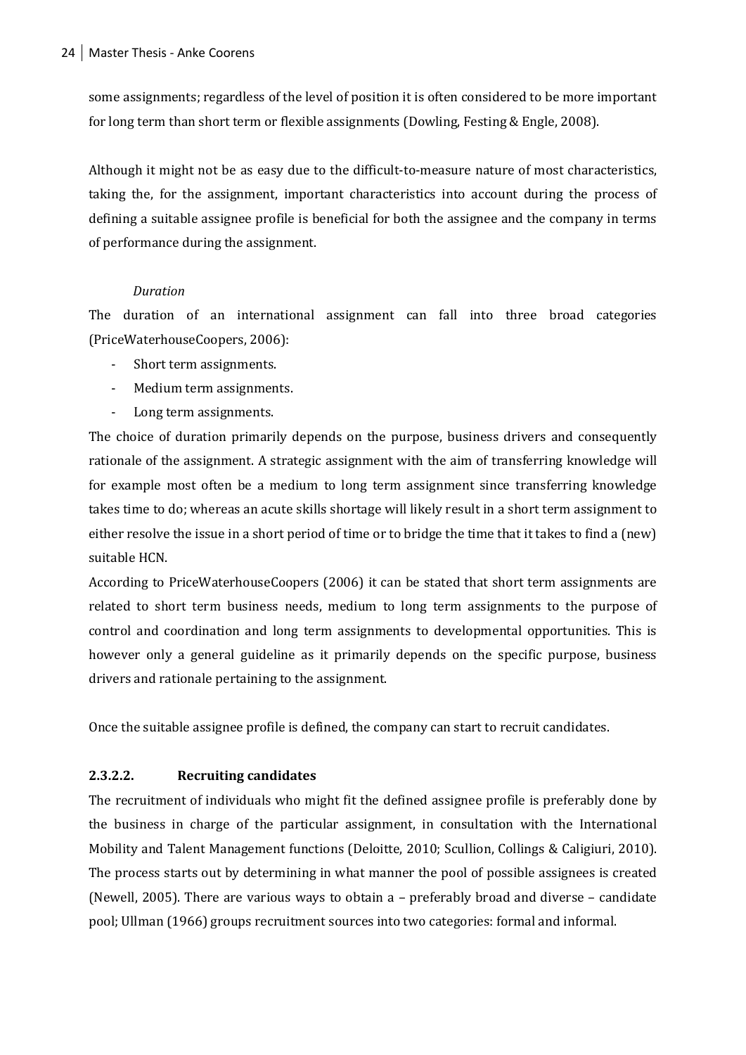some assignments; regardless of the level of position it is often considered to be more important for long term than short term or flexible assignments (Dowling, Festing & Engle, 2008).

Although it might not be as easy due to the difficult-to-measure nature of most characteristics, taking the, for the assignment, important characteristics into account during the process of defining a suitable assignee profile is beneficial for both the assignee and the company in terms of performance during the assignment.

*Duration*

The duration of an international assignment can fall into three broad categories (PriceWaterhouseCoopers, 2006):

- Short term assignments.
- Medium term assignments.
- Long term assignments.

The choice of duration primarily depends on the purpose, business drivers and consequently rationale of the assignment. A strategic assignment with the aim of transferring knowledge will for example most often be a medium to long term assignment since transferring knowledge takes time to do; whereas an acute skills shortage will likely result in a short term assignment to either resolve the issue in a short period of time or to bridge the time that it takes to find a (new) suitable HCN.

According to PriceWaterhouseCoopers (2006) it can be stated that short term assignments are related to short term business needs, medium to long term assignments to the purpose of control and coordination and long term assignments to developmental opportunities. This is however only a general guideline as it primarily depends on the specific purpose, business drivers and rationale pertaining to the assignment.

Once the suitable assignee profile is defined, the company can start to recruit candidates.

#### 2.3.2.2. Recruiting candidates

The recruitment of individuals who might fit the defined assignee profile is preferably done by the business in charge of the particular assignment, in consultation with the International Mobility and Talent Management functions (Deloitte, 2010; Scullion, Collings & Caligiuri, 2010). The process starts out by determining in what manner the pool of possible assignees is created (Newell, 2005). There are various ways to obtain a – preferably broad and diverse – candidate pool; Ullman (1966) groups recruitment sources into two categories: formal and informal.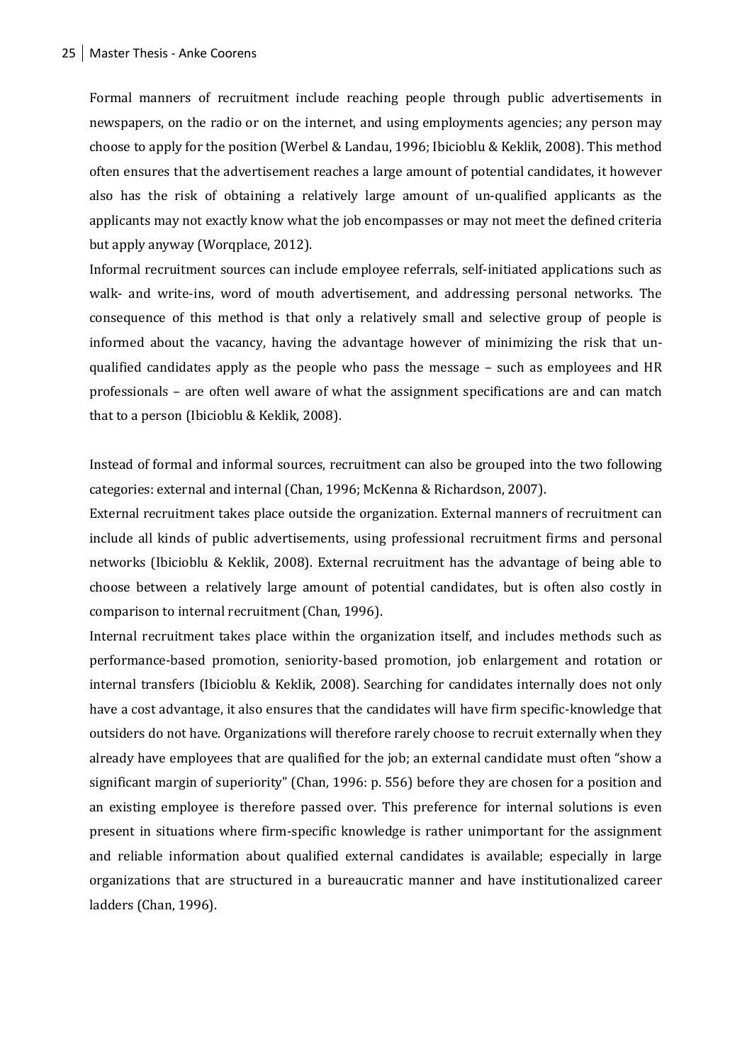Formal manners of recruitment include reaching people through public advertisements in newspapers, on the radio or on the internet, and using employments agencies; any person may choose to apply for the position (Werbel & Landau, 1996; Ibicioblu & Keklik, 2008). This method often ensures that the advertisement reaches a large amount of potential candidates, it however also has the risk of obtaining a relatively large amount of un-qualified applicants as the applicants may not exactly know what the job encompasses or may not meet the defined criteria but apply anyway (Worqplace, 2012).

Informal recruitment sources can include employee referrals, self-initiated applications such as walk- and write-ins, word of mouth advertisement, and addressing personal networks. The consequence of this method is that only a relatively small and selective group of people is informed about the vacancy, having the advantage however of minimizing the risk that un-qualified candidates apply as the people who pass the message – such as employees and HR professionals – are often well aware of what the assignment specifications are and can match that to a person (Ibicioblu & Keklik, 2008).

Instead of formal and informal sources, recruitment can also be grouped into the two following categories: external and internal (Chan, 1996; McKenna & Richardson, 2007).

External recruitment takes place outside the organization. External manners of recruitment can include all kinds of public advertisements, using professional recruitment firms and personal networks (Ibicioblu & Keklik, 2008). External recruitment has the advantage of being able to choose between a relatively large amount of potential candidates, but is often also costly in comparison to internal recruitment (Chan, 1996).

Internal recruitment takes place within the organization itself, and includes methods such as performance-based promotion, seniority-based promotion, job enlargement and rotation or internal transfers (Ibicioblu & Keklik, 2008). Searching for candidates internally does not only have a cost advantage, it also ensures that the candidates will have firm specific-knowledge that outsiders do not have. Organizations will therefore rarely choose to recruit externally when they already have employees that are qualified for the job; an external candidate must often "show a significant margin of superiority" (Chan, 1996: p. 556) before they are chosen for a position and an existing employee is therefore passed over. This preference for internal solutions is even present in situations where firm-specific knowledge is rather unimportant for the assignment and reliable information about qualified external candidates is available; especially in large organizations that are structured in a bureaucratic manner and have institutionalized career ladders (Chan, 1996).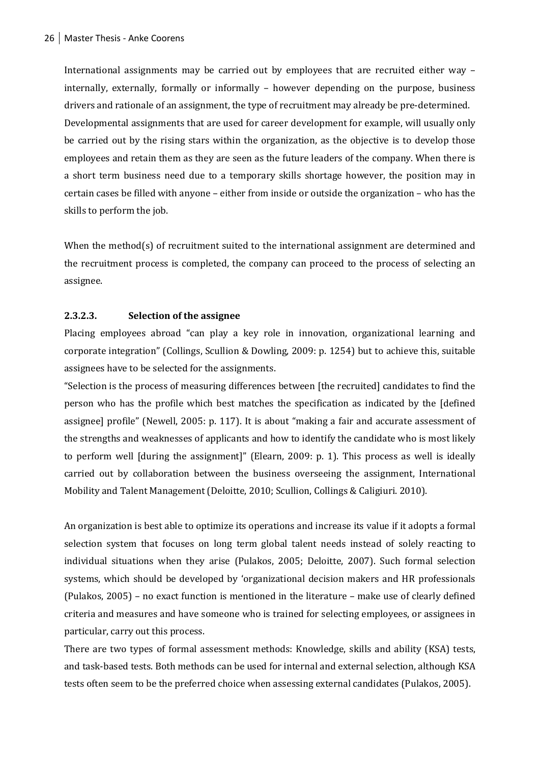International assignments may be carried out by employees that are recruited either way – internally, externally, formally or informally – however depending on the purpose, business drivers and rationale of an assignment, the type of recruitment may already be pre-determined. Developmental assignments that are used for career development for example, will usually only be carried out by the rising stars within the organization, as the objective is to develop those employees and retain them as they are seen as the future leaders of the company. When there is a short term business need due to a temporary skills shortage however, the position may in certain cases be filled with anyone – either from inside or outside the organization – who has the skills to perform the job.

When the method(s) of recruitment suited to the international assignment are determined and the recruitment process is completed, the company can proceed to the process of selecting an assignee.

#### 2.3.2.3. Selection of the assignee

Placing employees abroad "can play a key role in innovation, organizational learning and corporate integration" (Collings, Scullion & Dowling, 2009: p. 1254) but to achieve this, suitable assignees have to be selected for the assignments.

"Selection is the process of measuring differences between [the recruited] candidates to find the person who has the profile which best matches the specification as indicated by the [defined assignee] profile" (Newell, 2005: p. 117). It is about "making a fair and accurate assessment of the strengths and weaknesses of applicants and how to identify the candidate who is most likely to perform well [during the assignment]" (Elearn, 2009: p. 1). This process as well is ideally carried out by collaboration between the business overseeing the assignment, International Mobility and Talent Management (Deloitte, 2010; Scullion, Collings & Caligiuri. 2010).

An organization is best able to optimize its operations and increase its value if it adopts a formal selection system that focuses on long term global talent needs instead of solely reacting to individual situations when they arise (Pulakos, 2005; Deloitte, 2007). Such formal selection systems, which should be developed by 'organizational decision makers and HR professionals (Pulakos, 2005) – no exact function is mentioned in the literature – make use of clearly defined criteria and measures and have someone who is trained for selecting employees, or assignees in particular, carry out this process.

There are two types of formal assessment methods: Knowledge, skills and ability (KSA) tests, and task-based tests. Both methods can be used for internal and external selection, although KSA tests often seem to be the preferred choice when assessing external candidates (Pulakos, 2005).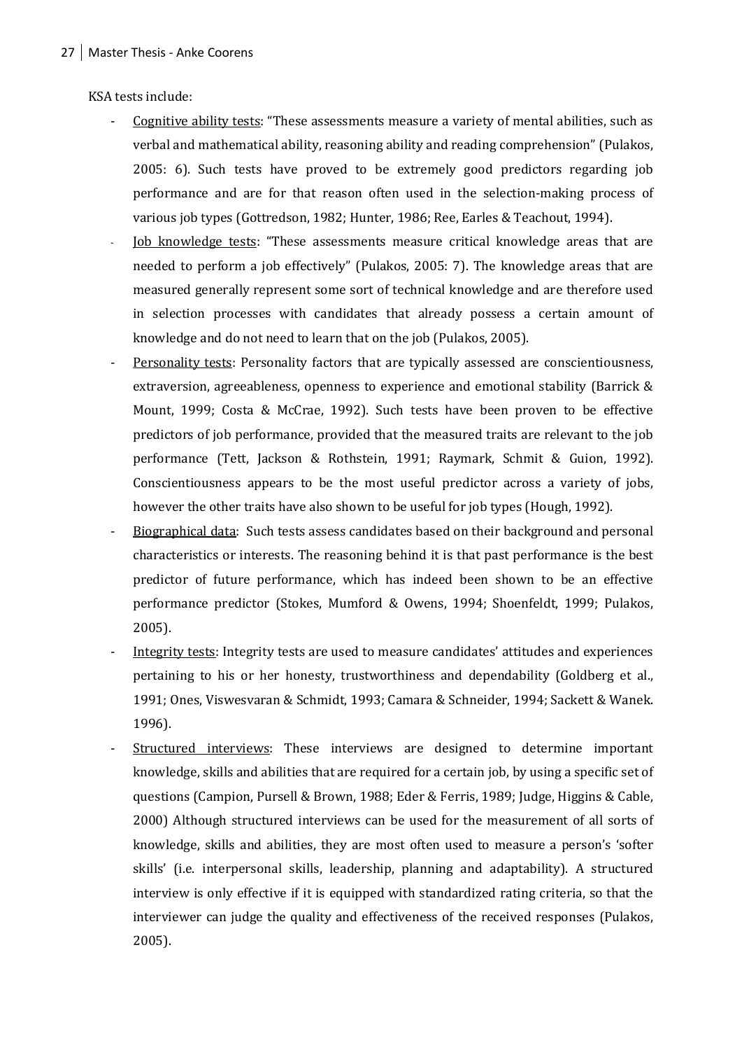KSA tests include:

- Cognitive ability tests: "These assessments measure a variety of mental abilities, such as verbal and mathematical ability, reasoning ability and reading comprehension" (Pulakos, 2005: 6). Such tests have proved to be extremely good predictors regarding job performance and are for that reason often used in the selection-making process of various job types (Gottredson, 1982; Hunter, 1986; Ree, Earles & Teachout, 1994).
- Job knowledge tests: "These assessments measure critical knowledge areas that are needed to perform a job effectively" (Pulakos, 2005: 7). The knowledge areas that are measured generally represent some sort of technical knowledge and are therefore used in selection processes with candidates that already possess a certain amount of knowledge and do not need to learn that on the job (Pulakos, 2005).
- Personality tests: Personality factors that are typically assessed are conscientiousness, extraversion, agreeableness, openness to experience and emotional stability (Barrick & Mount, 1999; Costa & McCrae, 1992). Such tests have been proven to be effective predictors of job performance, provided that the measured traits are relevant to the job performance (Tett, Jackson & Rothstein, 1991; Raymark, Schmit & Guion, 1992). Conscientiousness appears to be the most useful predictor across a variety of jobs, however the other traits have also shown to be useful for job types (Hough, 1992).
- Biographical data: Such tests assess candidates based on their background and personal characteristics or interests. The reasoning behind it is that past performance is the best predictor of future performance, which has indeed been shown to be an effective performance predictor (Stokes, Mumford & Owens, 1994; Shoenfeldt, 1999; Pulakos, 2005).
- Integrity tests: Integrity tests are used to measure candidates' attitudes and experiences pertaining to his or her honesty, trustworthiness and dependability (Goldberg et al., 1991; Ones, Viswesvaran & Schmidt, 1993; Camara & Schneider, 1994; Sackett & Wanek. 1996).
- Structured interviews: These interviews are designed to determine important knowledge, skills and abilities that are required for a certain job, by using a specific set of questions (Campion, Pursell & Brown, 1988; Eder & Ferris, 1989; Judge, Higgins & Cable, 2000) Although structured interviews can be used for the measurement of all sorts of knowledge, skills and abilities, they are most often used to measure a person's 'softer skills' (i.e. interpersonal skills, leadership, planning and adaptability). A structured interview is only effective if it is equipped with standardized rating criteria, so that the interviewer can judge the quality and effectiveness of the received responses (Pulakos, 2005).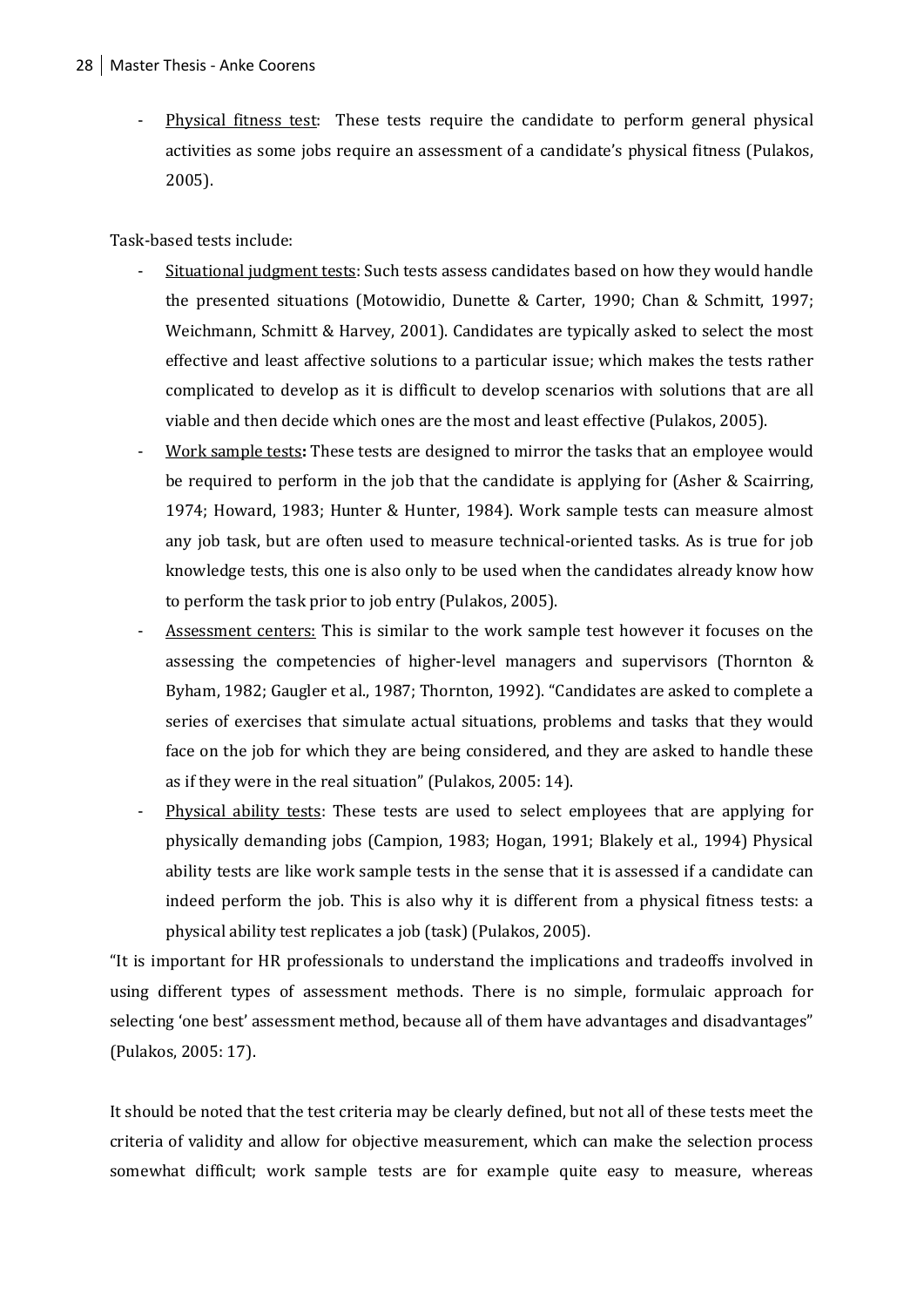- Physical fitness test: These tests require the candidate to perform general physical activities as some jobs require an assessment of a candidate's physical fitness (Pulakos, 2005).

Task-based tests include:

- Situational judgment tests: Such tests assess candidates based on how they would handle the presented situations (Motowidio, Dunette & Carter, 1990; Chan & Schmitt, 1997; Weichmann, Schmitt & Harvey, 2001). Candidates are typically asked to select the most effective and least affective solutions to a particular issue; which makes the tests rather complicated to develop as it is difficult to develop scenarios with solutions that are all viable and then decide which ones are the most and least effective (Pulakos, 2005).
- Work sample tests**:** These tests are designed to mirror the tasks that an employee would be required to perform in the job that the candidate is applying for (Asher & Scairring, 1974; Howard, 1983; Hunter & Hunter, 1984). Work sample tests can measure almost any job task, but are often used to measure technical-oriented tasks. As is true for job knowledge tests, this one is also only to be used when the candidates already know how to perform the task prior to job entry (Pulakos, 2005).
- Assessment centers: This is similar to the work sample test however it focuses on the assessing the competencies of higher-level managers and supervisors (Thornton & Byham, 1982; Gaugler et al., 1987; Thornton, 1992). "Candidates are asked to complete a series of exercises that simulate actual situations, problems and tasks that they would face on the job for which they are being considered, and they are asked to handle these as if they were in the real situation" (Pulakos, 2005: 14).
- Physical ability tests: These tests are used to select employees that are applying for physically demanding jobs (Campion, 1983; Hogan, 1991; Blakely et al., 1994) Physical ability tests are like work sample tests in the sense that it is assessed if a candidate can indeed perform the job. This is also why it is different from a physical fitness tests: a physical ability test replicates a job (task) (Pulakos, 2005).

"It is important for HR professionals to understand the implications and tradeoffs involved in using different types of assessment methods. There is no simple, formulaic approach for selecting 'one best' assessment method, because all of them have advantages and disadvantages" (Pulakos, 2005: 17).

It should be noted that the test criteria may be clearly defined, but not all of these tests meet the criteria of validity and allow for objective measurement, which can make the selection process somewhat difficult; work sample tests are for example quite easy to measure, whereas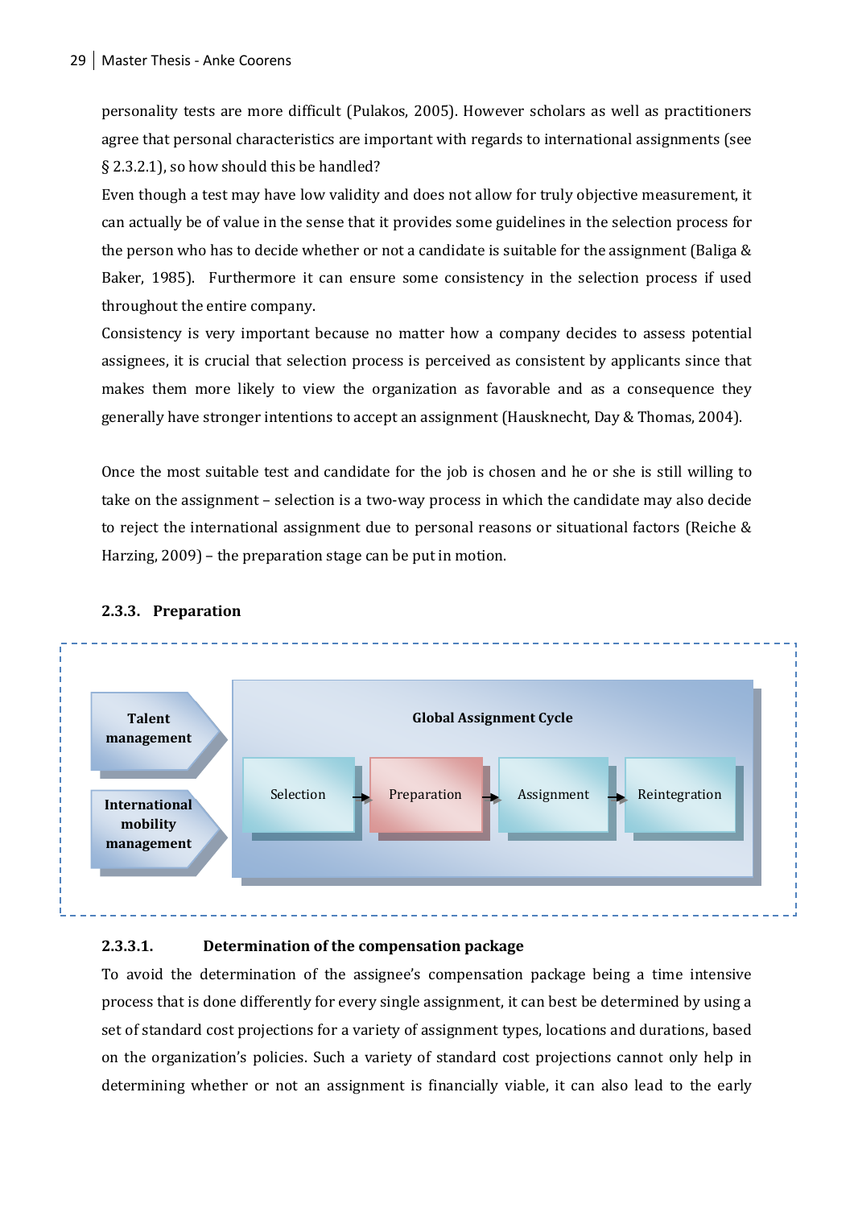personality tests are more difficult (Pulakos, 2005). However scholars as well as practitioners agree that personal characteristics are important with regards to international assignments (see § 2.3.2.1), so how should this be handled?

Even though a test may have low validity and does not allow for truly objective measurement, it can actually be of value in the sense that it provides some guidelines in the selection process for the person who has to decide whether or not a candidate is suitable for the assignment (Baliga & Baker, 1985). Furthermore it can ensure some consistency in the selection process if used throughout the entire company.

Consistency is very important because no matter how a company decides to assess potential assignees, it is crucial that selection process is perceived as consistent by applicants since that makes them more likely to view the organization as favorable and as a consequence they generally have stronger intentions to accept an assignment (Hausknecht, Day & Thomas, 2004).

Once the most suitable test and candidate for the job is chosen and he or she is still willing to take on the assignment – selection is a two-way process in which the candidate may also decide to reject the international assignment due to personal reasons or situational factors (Reiche & Harzing, 2009) – the preparation stage can be put in motion.

### 2.3.3. Preparation

Talent management

International mobility management

Global Assignment Cycle

Selection → Preparation → Assignment → Reintegration

#### 2.3.3.1. Determination of the compensation package

To avoid the determination of the assignee's compensation package being a time intensive process that is done differently for every single assignment, it can best be determined by using a set of standard cost projections for a variety of assignment types, locations and durations, based on the organization's policies. Such a variety of standard cost projections cannot only help in determining whether or not an assignment is financially viable, it can also lead to the early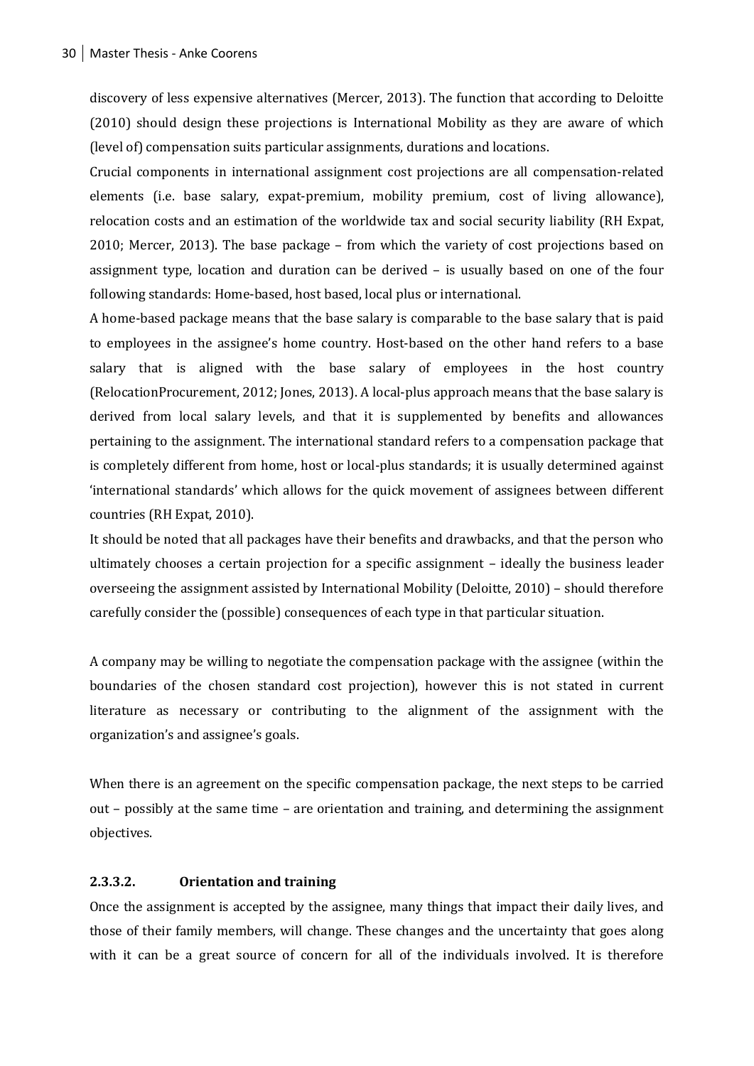discovery of less expensive alternatives (Mercer, 2013). The function that according to Deloitte (2010) should design these projections is International Mobility as they are aware of which (level of) compensation suits particular assignments, durations and locations.

Crucial components in international assignment cost projections are all compensation-related elements (i.e. base salary, expat-premium, mobility premium, cost of living allowance), relocation costs and an estimation of the worldwide tax and social security liability (RH Expat, 2010; Mercer, 2013). The base package – from which the variety of cost projections based on assignment type, location and duration can be derived – is usually based on one of the four following standards: Home-based, host based, local plus or international.

A home-based package means that the base salary is comparable to the base salary that is paid to employees in the assignee's home country. Host-based on the other hand refers to a base salary that is aligned with the base salary of employees in the host country (RelocationProcurement, 2012; Jones, 2013). A local-plus approach means that the base salary is derived from local salary levels, and that it is supplemented by benefits and allowances pertaining to the assignment. The international standard refers to a compensation package that is completely different from home, host or local-plus standards; it is usually determined against 'international standards' which allows for the quick movement of assignees between different countries (RH Expat, 2010).

It should be noted that all packages have their benefits and drawbacks, and that the person who ultimately chooses a certain projection for a specific assignment – ideally the business leader overseeing the assignment assisted by International Mobility (Deloitte, 2010) – should therefore carefully consider the (possible) consequences of each type in that particular situation.

A company may be willing to negotiate the compensation package with the assignee (within the boundaries of the chosen standard cost projection), however this is not stated in current literature as necessary or contributing to the alignment of the assignment with the organization's and assignee's goals.

When there is an agreement on the specific compensation package, the next steps to be carried out – possibly at the same time – are orientation and training, and determining the assignment objectives.

#### 2.3.3.2. Orientation and training

Once the assignment is accepted by the assignee, many things that impact their daily lives, and those of their family members, will change. These changes and the uncertainty that goes along with it can be a great source of concern for all of the individuals involved. It is therefore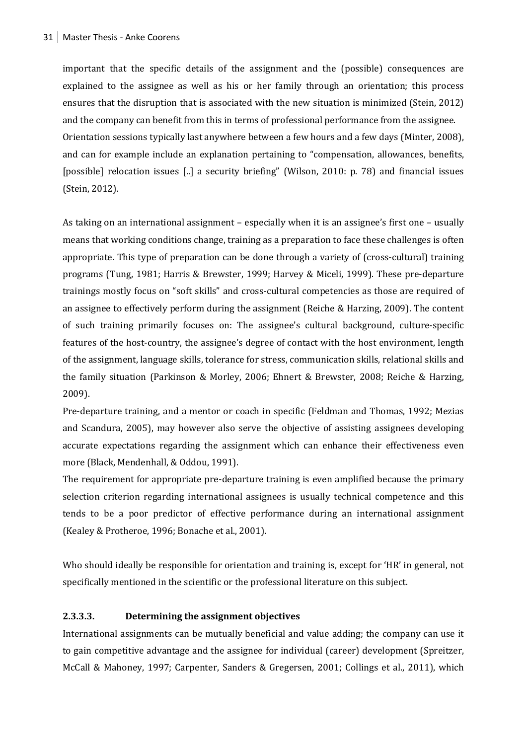important that the specific details of the assignment and the (possible) consequences are explained to the assignee as well as his or her family through an orientation; this process ensures that the disruption that is associated with the new situation is minimized (Stein, 2012) and the company can benefit from this in terms of professional performance from the assignee. Orientation sessions typically last anywhere between a few hours and a few days (Minter, 2008), and can for example include an explanation pertaining to "compensation, allowances, benefits, [possible] relocation issues [..] a security briefing" (Wilson, 2010: p. 78) and financial issues (Stein, 2012).

As taking on an international assignment – especially when it is an assignee's first one – usually means that working conditions change, training as a preparation to face these challenges is often appropriate. This type of preparation can be done through a variety of (cross-cultural) training programs (Tung, 1981; Harris & Brewster, 1999; Harvey & Miceli, 1999). These pre-departure trainings mostly focus on "soft skills" and cross-cultural competencies as those are required of an assignee to effectively perform during the assignment (Reiche & Harzing, 2009). The content of such training primarily focuses on: The assignee's cultural background, culture-specific features of the host-country, the assignee's degree of contact with the host environment, length of the assignment, language skills, tolerance for stress, communication skills, relational skills and the family situation (Parkinson & Morley, 2006; Ehnert & Brewster, 2008; Reiche & Harzing, 2009).

Pre-departure training, and a mentor or coach in specific (Feldman and Thomas, 1992; Mezias and Scandura, 2005), may however also serve the objective of assisting assignees developing accurate expectations regarding the assignment which can enhance their effectiveness even more (Black, Mendenhall, & Oddou, 1991).

The requirement for appropriate pre-departure training is even amplified because the primary selection criterion regarding international assignees is usually technical competence and this tends to be a poor predictor of effective performance during an international assignment (Kealey & Protheroe, 1996; Bonache et al., 2001).

Who should ideally be responsible for orientation and training is, except for 'HR' in general, not specifically mentioned in the scientific or the professional literature on this subject.

#### 2.3.3.3. Determining the assignment objectives

International assignments can be mutually beneficial and value adding; the company can use it to gain competitive advantage and the assignee for individual (career) development (Spreitzer, McCall & Mahoney, 1997; Carpenter, Sanders & Gregersen, 2001; Collings et al., 2011), which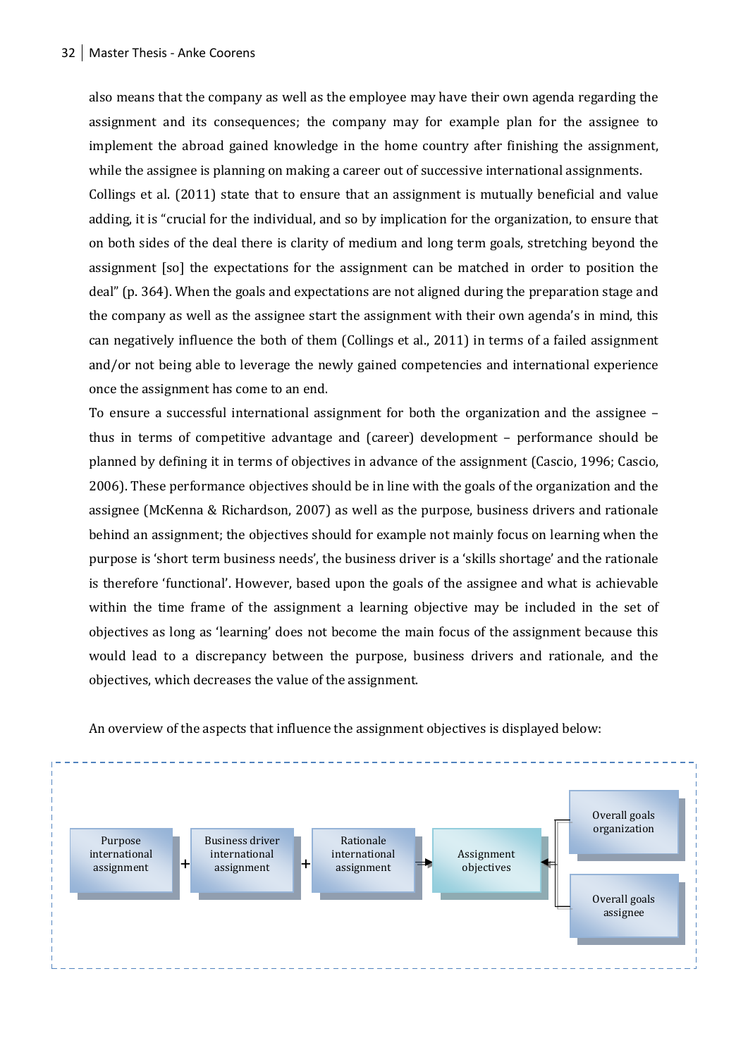also means that the company as well as the employee may have their own agenda regarding the assignment and its consequences; the company may for example plan for the assignee to implement the abroad gained knowledge in the home country after finishing the assignment, while the assignee is planning on making a career out of successive international assignments.

Collings et al. (2011) state that to ensure that an assignment is mutually beneficial and value adding, it is "crucial for the individual, and so by implication for the organization, to ensure that on both sides of the deal there is clarity of medium and long term goals, stretching beyond the assignment [so] the expectations for the assignment can be matched in order to position the deal" (p. 364). When the goals and expectations are not aligned during the preparation stage and the company as well as the assignee start the assignment with their own agenda's in mind, this can negatively influence the both of them (Collings et al., 2011) in terms of a failed assignment and/or not being able to leverage the newly gained competencies and international experience once the assignment has come to an end.

To ensure a successful international assignment for both the organization and the assignee – thus in terms of competitive advantage and (career) development – performance should be planned by defining it in terms of objectives in advance of the assignment (Cascio, 1996; Cascio, 2006). These performance objectives should be in line with the goals of the organization and the assignee (McKenna & Richardson, 2007) as well as the purpose, business drivers and rationale behind an assignment; the objectives should for example not mainly focus on learning when the purpose is 'short term business needs', the business driver is a 'skills shortage' and the rationale is therefore 'functional'. However, based upon the goals of the assignee and what is achievable within the time frame of the assignment a learning objective may be included in the set of objectives as long as 'learning' does not become the main focus of the assignment because this would lead to a discrepancy between the purpose, business drivers and rationale, and the objectives, which decreases the value of the assignment.

An overview of the aspects that influence the assignment objectives is displayed below:

Purpose international assignment + Business driver international assignment + Rationale international assignment → Assignment objectives ← Overall goals organization / Overall goals assignee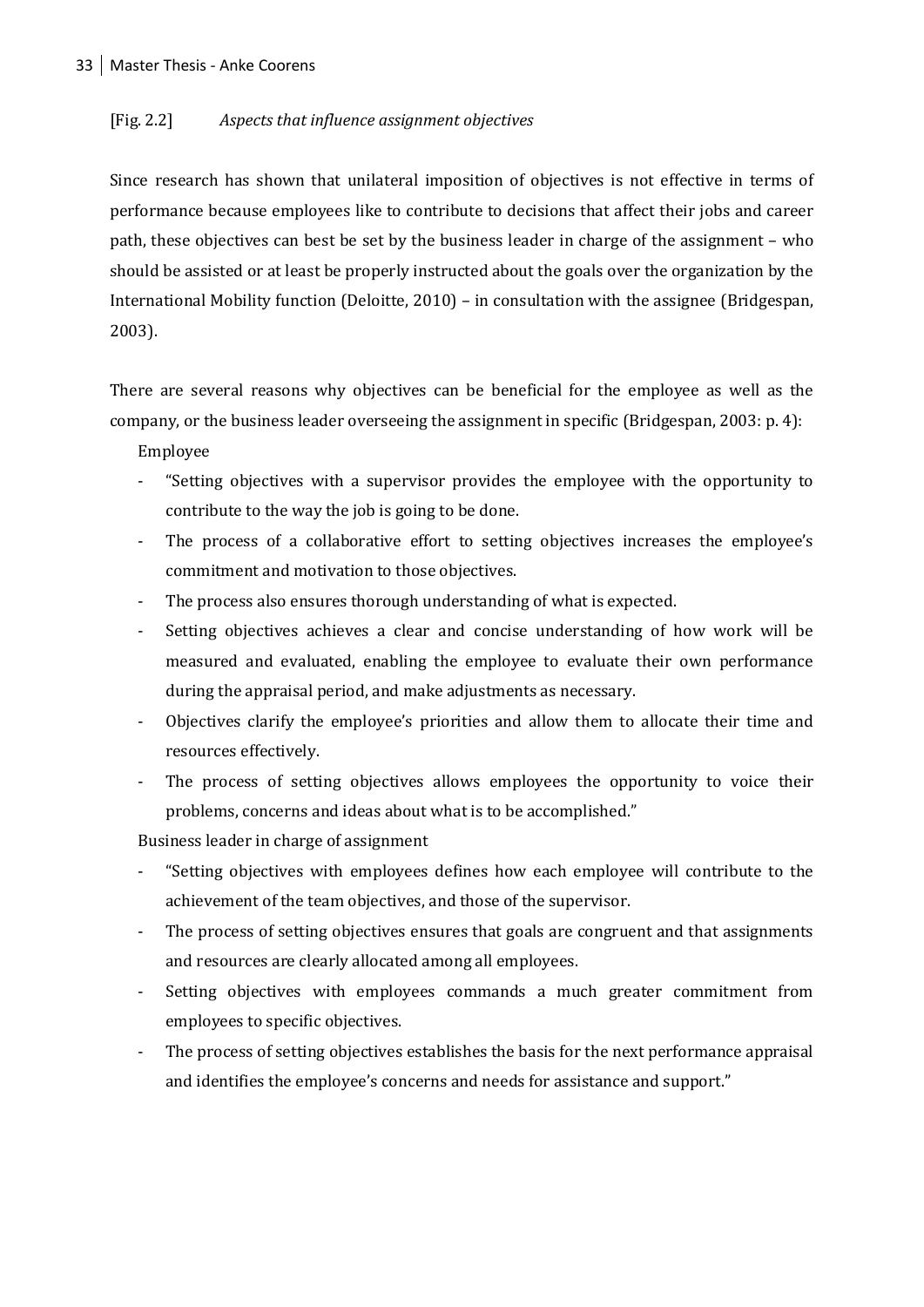[Fig. 2.2] *Aspects that influence assignment objectives*

Since research has shown that unilateral imposition of objectives is not effective in terms of performance because employees like to contribute to decisions that affect their jobs and career path, these objectives can best be set by the business leader in charge of the assignment – who should be assisted or at least be properly instructed about the goals over the organization by the International Mobility function (Deloitte, 2010) – in consultation with the assignee (Bridgespan, 2003).

There are several reasons why objectives can be beneficial for the employee as well as the company, or the business leader overseeing the assignment in specific (Bridgespan, 2003: p. 4):

Employee

- "Setting objectives with a supervisor provides the employee with the opportunity to contribute to the way the job is going to be done.
- The process of a collaborative effort to setting objectives increases the employee's commitment and motivation to those objectives.
- The process also ensures thorough understanding of what is expected.
- Setting objectives achieves a clear and concise understanding of how work will be measured and evaluated, enabling the employee to evaluate their own performance during the appraisal period, and make adjustments as necessary.
- Objectives clarify the employee's priorities and allow them to allocate their time and resources effectively.
- The process of setting objectives allows employees the opportunity to voice their problems, concerns and ideas about what is to be accomplished."

Business leader in charge of assignment

- "Setting objectives with employees defines how each employee will contribute to the achievement of the team objectives, and those of the supervisor.
- The process of setting objectives ensures that goals are congruent and that assignments and resources are clearly allocated among all employees.
- Setting objectives with employees commands a much greater commitment from employees to specific objectives.
- The process of setting objectives establishes the basis for the next performance appraisal and identifies the employee's concerns and needs for assistance and support."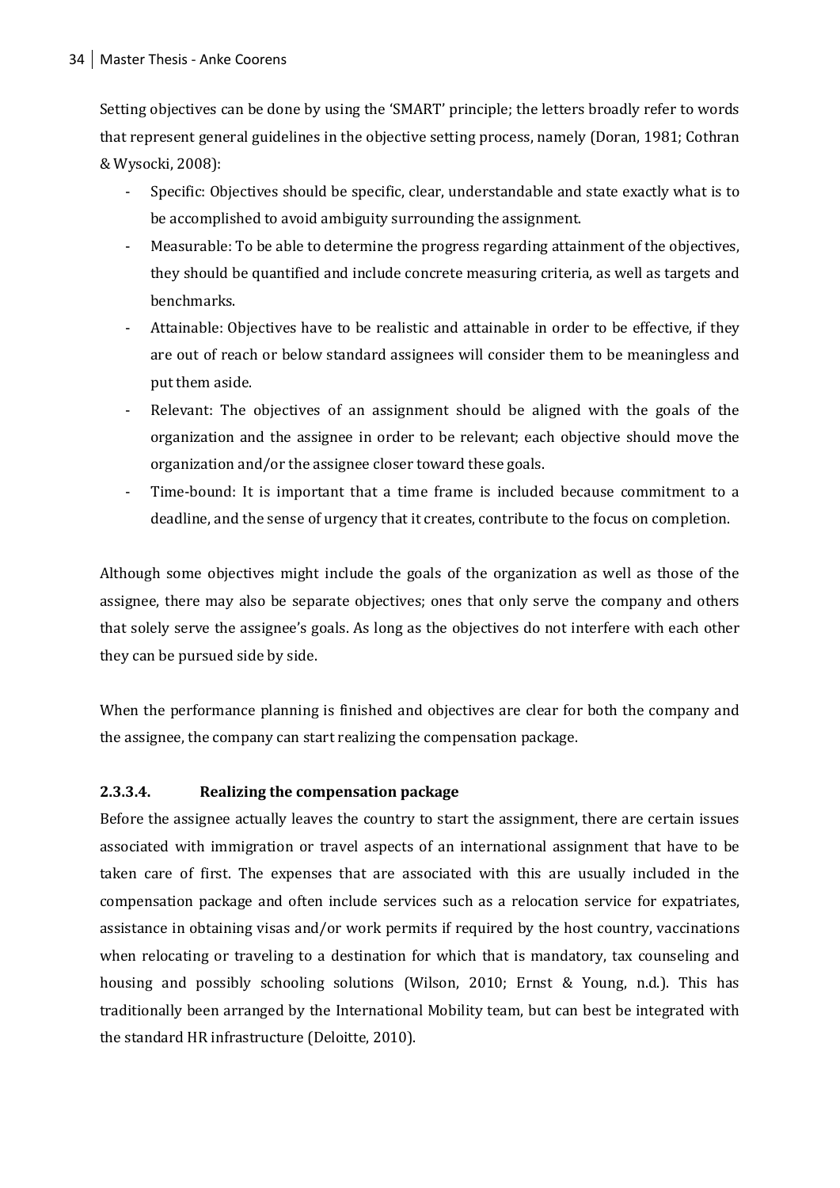Setting objectives can be done by using the 'SMART' principle; the letters broadly refer to words that represent general guidelines in the objective setting process, namely (Doran, 1981; Cothran & Wysocki, 2008):

- Specific: Objectives should be specific, clear, understandable and state exactly what is to be accomplished to avoid ambiguity surrounding the assignment.
- Measurable: To be able to determine the progress regarding attainment of the objectives, they should be quantified and include concrete measuring criteria, as well as targets and benchmarks.
- Attainable: Objectives have to be realistic and attainable in order to be effective, if they are out of reach or below standard assignees will consider them to be meaningless and put them aside.
- Relevant: The objectives of an assignment should be aligned with the goals of the organization and the assignee in order to be relevant; each objective should move the organization and/or the assignee closer toward these goals.
- Time-bound: It is important that a time frame is included because commitment to a deadline, and the sense of urgency that it creates, contribute to the focus on completion.

Although some objectives might include the goals of the organization as well as those of the assignee, there may also be separate objectives; ones that only serve the company and others that solely serve the assignee's goals. As long as the objectives do not interfere with each other they can be pursued side by side.

When the performance planning is finished and objectives are clear for both the company and the assignee, the company can start realizing the compensation package.

#### 2.3.3.4. Realizing the compensation package

Before the assignee actually leaves the country to start the assignment, there are certain issues associated with immigration or travel aspects of an international assignment that have to be taken care of first. The expenses that are associated with this are usually included in the compensation package and often include services such as a relocation service for expatriates, assistance in obtaining visas and/or work permits if required by the host country, vaccinations when relocating or traveling to a destination for which that is mandatory, tax counseling and housing and possibly schooling solutions (Wilson, 2010; Ernst & Young, n.d.). This has traditionally been arranged by the International Mobility team, but can best be integrated with the standard HR infrastructure (Deloitte, 2010).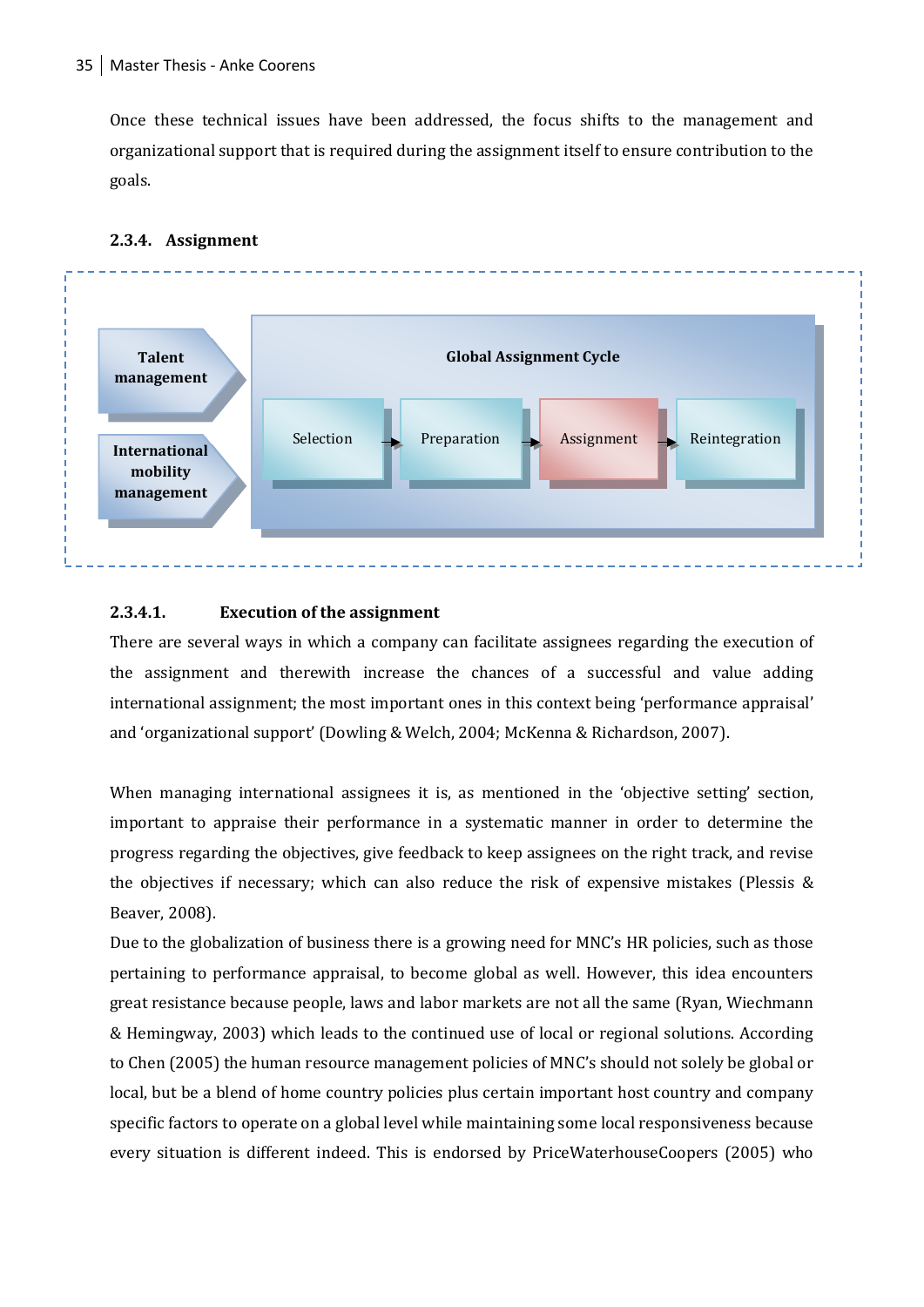Once these technical issues have been addressed, the focus shifts to the management and organizational support that is required during the assignment itself to ensure contribution to the goals.

### 2.3.4. Assignment

Talent management

International mobility management

Global Assignment Cycle

Selection → Preparation → Assignment → Reintegration

#### 2.3.4.1. Execution of the assignment

There are several ways in which a company can facilitate assignees regarding the execution of the assignment and therewith increase the chances of a successful and value adding international assignment; the most important ones in this context being 'performance appraisal' and 'organizational support' (Dowling & Welch, 2004; McKenna & Richardson, 2007).

When managing international assignees it is, as mentioned in the 'objective setting' section, important to appraise their performance in a systematic manner in order to determine the progress regarding the objectives, give feedback to keep assignees on the right track, and revise the objectives if necessary; which can also reduce the risk of expensive mistakes (Plessis & Beaver, 2008).

Due to the globalization of business there is a growing need for MNC's HR policies, such as those pertaining to performance appraisal, to become global as well. However, this idea encounters great resistance because people, laws and labor markets are not all the same (Ryan, Wiechmann & Hemingway, 2003) which leads to the continued use of local or regional solutions. According to Chen (2005) the human resource management policies of MNC's should not solely be global or local, but be a blend of home country policies plus certain important host country and company specific factors to operate on a global level while maintaining some local responsiveness because every situation is different indeed. This is endorsed by PriceWaterhouseCoopers (2005) who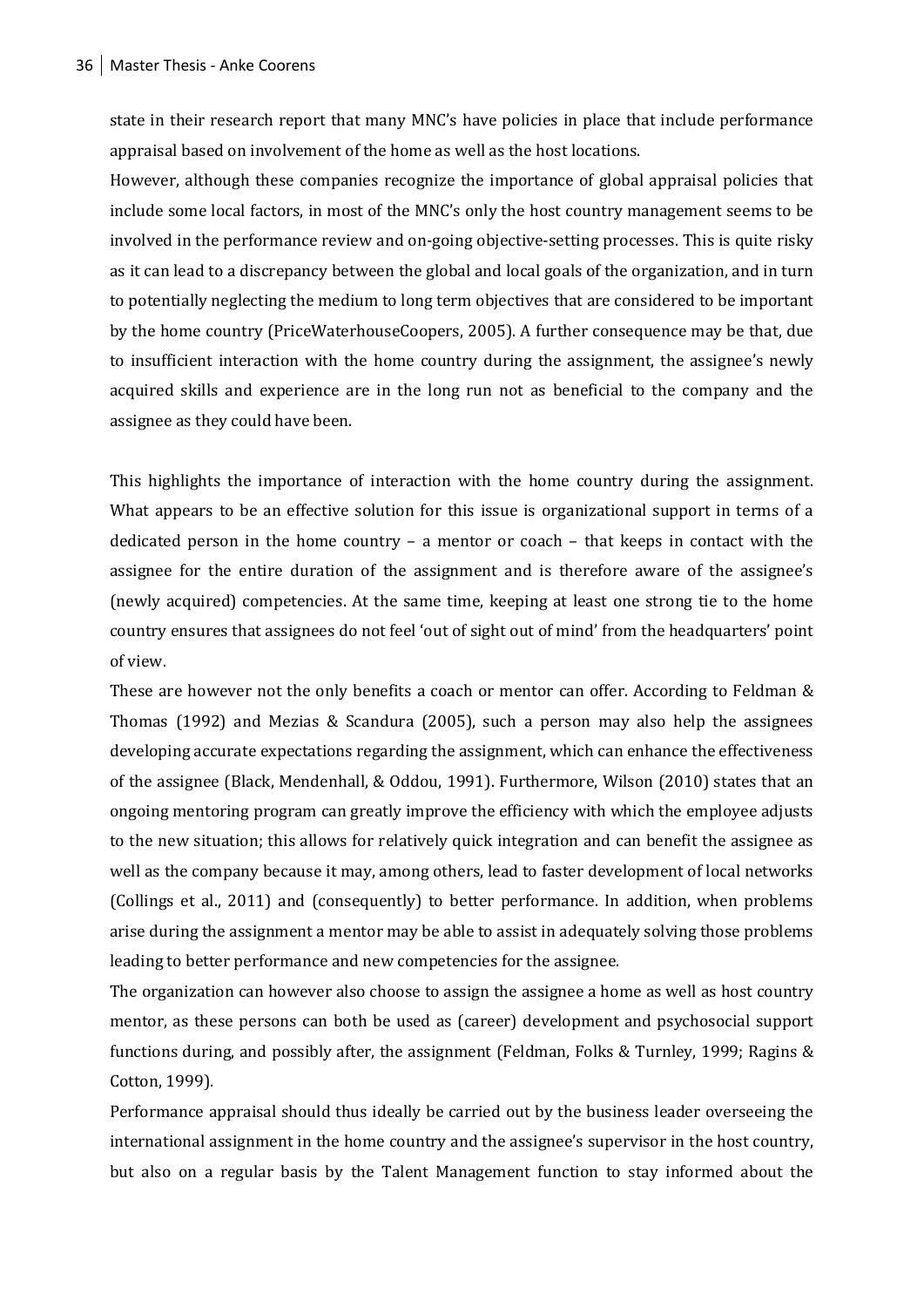state in their research report that many MNC's have policies in place that include performance appraisal based on involvement of the home as well as the host locations.

However, although these companies recognize the importance of global appraisal policies that include some local factors, in most of the MNC's only the host country management seems to be involved in the performance review and on-going objective-setting processes. This is quite risky as it can lead to a discrepancy between the global and local goals of the organization, and in turn to potentially neglecting the medium to long term objectives that are considered to be important by the home country (PriceWaterhouseCoopers, 2005). A further consequence may be that, due to insufficient interaction with the home country during the assignment, the assignee's newly acquired skills and experience are in the long run not as beneficial to the company and the assignee as they could have been.

This highlights the importance of interaction with the home country during the assignment. What appears to be an effective solution for this issue is organizational support in terms of a dedicated person in the home country – a mentor or coach – that keeps in contact with the assignee for the entire duration of the assignment and is therefore aware of the assignee's (newly acquired) competencies. At the same time, keeping at least one strong tie to the home country ensures that assignees do not feel 'out of sight out of mind' from the headquarters' point of view.

These are however not the only benefits a coach or mentor can offer. According to Feldman & Thomas (1992) and Mezias & Scandura (2005), such a person may also help the assignees developing accurate expectations regarding the assignment, which can enhance the effectiveness of the assignee (Black, Mendenhall, & Oddou, 1991). Furthermore, Wilson (2010) states that an ongoing mentoring program can greatly improve the efficiency with which the employee adjusts to the new situation; this allows for relatively quick integration and can benefit the assignee as well as the company because it may, among others, lead to faster development of local networks (Collings et al., 2011) and (consequently) to better performance. In addition, when problems arise during the assignment a mentor may be able to assist in adequately solving those problems leading to better performance and new competencies for the assignee.

The organization can however also choose to assign the assignee a home as well as host country mentor, as these persons can both be used as (career) development and psychosocial support functions during, and possibly after, the assignment (Feldman, Folks & Turnley, 1999; Ragins & Cotton, 1999).

Performance appraisal should thus ideally be carried out by the business leader overseeing the international assignment in the home country and the assignee's supervisor in the host country, but also on a regular basis by the Talent Management function to stay informed about the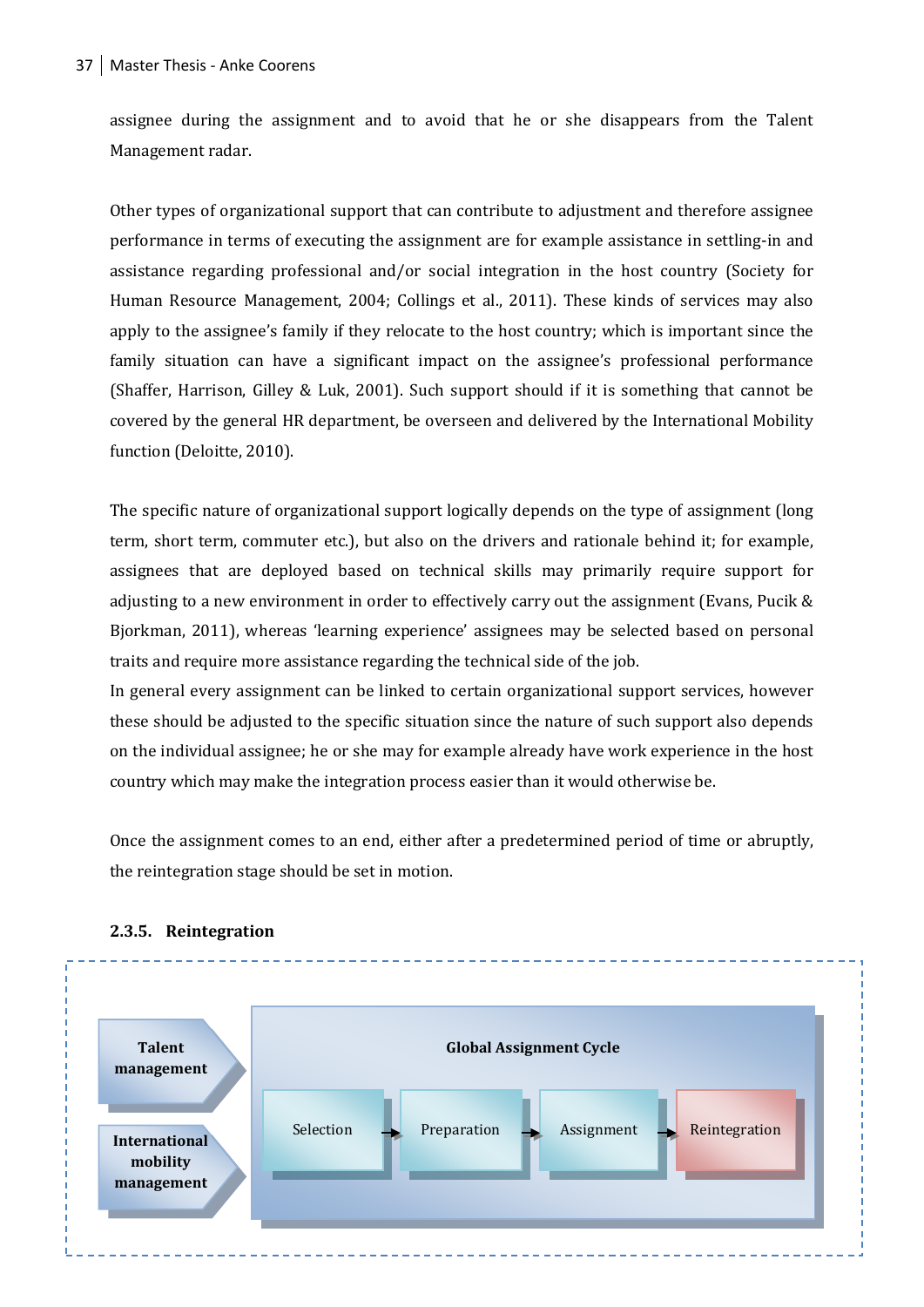assignee during the assignment and to avoid that he or she disappears from the Talent Management radar.

Other types of organizational support that can contribute to adjustment and therefore assignee performance in terms of executing the assignment are for example assistance in settling-in and assistance regarding professional and/or social integration in the host country (Society for Human Resource Management, 2004; Collings et al., 2011). These kinds of services may also apply to the assignee's family if they relocate to the host country; which is important since the family situation can have a significant impact on the assignee's professional performance (Shaffer, Harrison, Gilley & Luk, 2001). Such support should if it is something that cannot be covered by the general HR department, be overseen and delivered by the International Mobility function (Deloitte, 2010).

The specific nature of organizational support logically depends on the type of assignment (long term, short term, commuter etc.), but also on the drivers and rationale behind it; for example, assignees that are deployed based on technical skills may primarily require support for adjusting to a new environment in order to effectively carry out the assignment (Evans, Pucik & Bjorkman, 2011), whereas 'learning experience' assignees may be selected based on personal traits and require more assistance regarding the technical side of the job.

In general every assignment can be linked to certain organizational support services, however these should be adjusted to the specific situation since the nature of such support also depends on the individual assignee; he or she may for example already have work experience in the host country which may make the integration process easier than it would otherwise be.

Once the assignment comes to an end, either after a predetermined period of time or abruptly, the reintegration stage should be set in motion.

### 2.3.5. Reintegration

**Talent management**

**International mobility management**

**Global Assignment Cycle**

Selection → Preparation → Assignment → Reintegration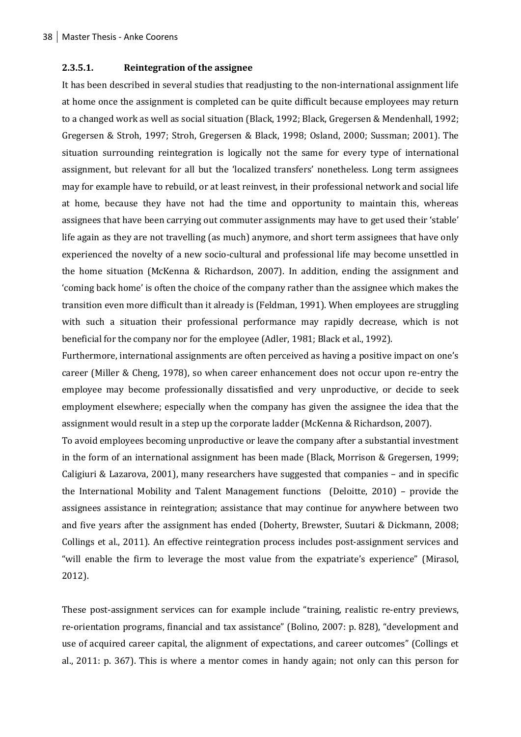#### 2.3.5.1. Reintegration of the assignee

It has been described in several studies that readjusting to the non-international assignment life at home once the assignment is completed can be quite difficult because employees may return to a changed work as well as social situation (Black, 1992; Black, Gregersen & Mendenhall, 1992; Gregersen & Stroh, 1997; Stroh, Gregersen & Black, 1998; Osland, 2000; Sussman; 2001). The situation surrounding reintegration is logically not the same for every type of international assignment, but relevant for all but the 'localized transfers' nonetheless. Long term assignees may for example have to rebuild, or at least reinvest, in their professional network and social life at home, because they have not had the time and opportunity to maintain this, whereas assignees that have been carrying out commuter assignments may have to get used their 'stable' life again as they are not travelling (as much) anymore, and short term assignees that have only experienced the novelty of a new socio-cultural and professional life may become unsettled in the home situation (McKenna & Richardson, 2007). In addition, ending the assignment and 'coming back home' is often the choice of the company rather than the assignee which makes the transition even more difficult than it already is (Feldman, 1991). When employees are struggling with such a situation their professional performance may rapidly decrease, which is not beneficial for the company nor for the employee (Adler, 1981; Black et al., 1992).

Furthermore, international assignments are often perceived as having a positive impact on one's career (Miller & Cheng, 1978), so when career enhancement does not occur upon re-entry the employee may become professionally dissatisfied and very unproductive, or decide to seek employment elsewhere; especially when the company has given the assignee the idea that the assignment would result in a step up the corporate ladder (McKenna & Richardson, 2007).

To avoid employees becoming unproductive or leave the company after a substantial investment in the form of an international assignment has been made (Black, Morrison & Gregersen, 1999; Caligiuri & Lazarova, 2001), many researchers have suggested that companies – and in specific the International Mobility and Talent Management functions (Deloitte, 2010) – provide the assignees assistance in reintegration; assistance that may continue for anywhere between two and five years after the assignment has ended (Doherty, Brewster, Suutari & Dickmann, 2008; Collings et al., 2011). An effective reintegration process includes post-assignment services and "will enable the firm to leverage the most value from the expatriate's experience" (Mirasol, 2012).

These post-assignment services can for example include "training, realistic re-entry previews, re-orientation programs, financial and tax assistance" (Bolino, 2007: p. 828), "development and use of acquired career capital, the alignment of expectations, and career outcomes" (Collings et al., 2011: p. 367). This is where a mentor comes in handy again; not only can this person for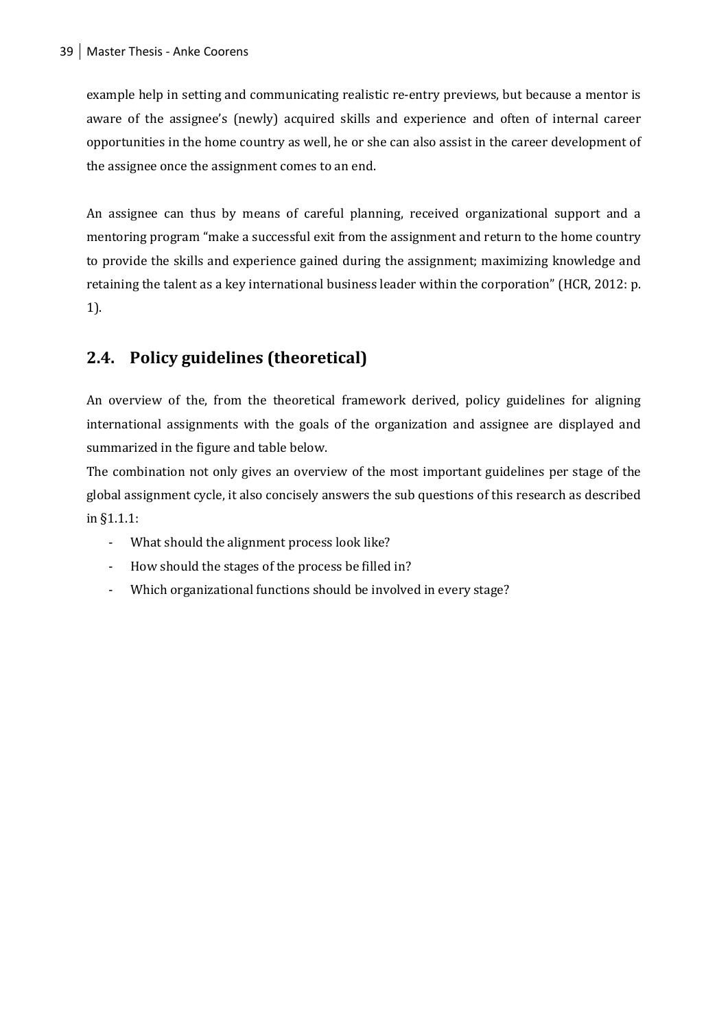example help in setting and communicating realistic re-entry previews, but because a mentor is aware of the assignee's (newly) acquired skills and experience and often of internal career opportunities in the home country as well, he or she can also assist in the career development of the assignee once the assignment comes to an end.

An assignee can thus by means of careful planning, received organizational support and a mentoring program "make a successful exit from the assignment and return to the home country to provide the skills and experience gained during the assignment; maximizing knowledge and retaining the talent as a key international business leader within the corporation" (HCR, 2012: p. 1).

## 2.4. Policy guidelines (theoretical)

An overview of the, from the theoretical framework derived, policy guidelines for aligning international assignments with the goals of the organization and assignee are displayed and summarized in the figure and table below.

The combination not only gives an overview of the most important guidelines per stage of the global assignment cycle, it also concisely answers the sub questions of this research as described in §1.1.1:

- What should the alignment process look like?
- How should the stages of the process be filled in?
- Which organizational functions should be involved in every stage?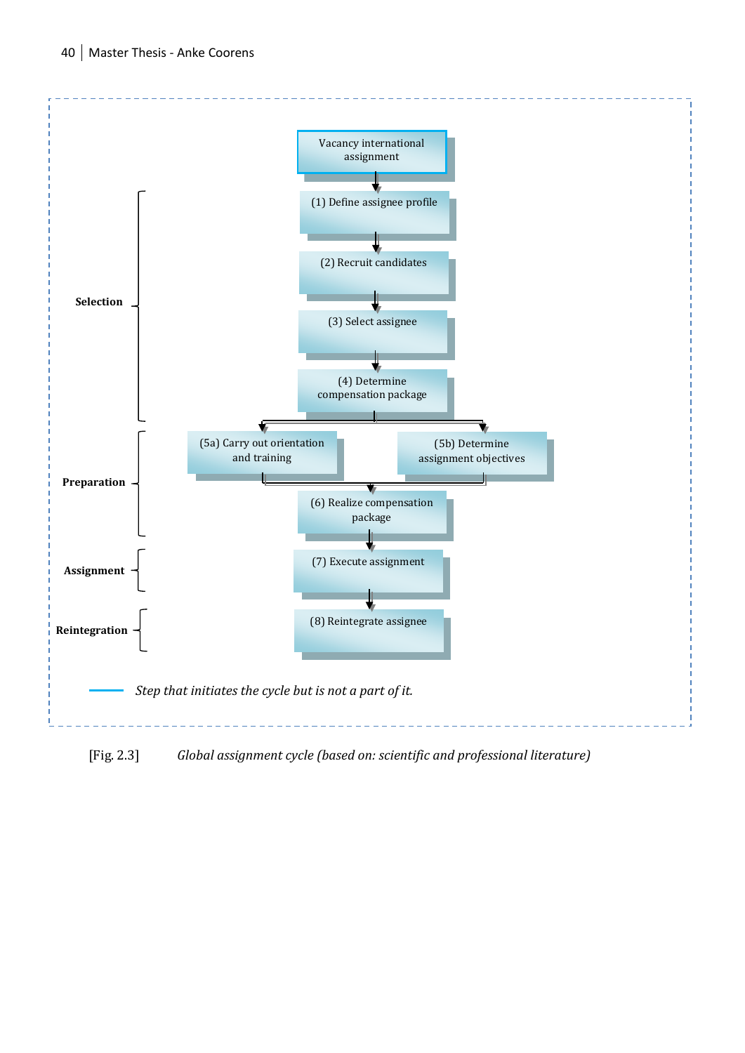Vacancy international assignment

**Selection**

(1) Define assignee profile

(2) Recruit candidates

(3) Select assignee

(4) Determine compensation package

**Preparation**

(5a) Carry out orientation and training

(5b) Determine assignment objectives

(6) Realize compensation package

**Assignment**

(7) Execute assignment

**Reintegration**

(8) Reintegrate assignee

*Step that initiates the cycle but is not a part of it.*

[Fig. 2.3] *Global assignment cycle (based on: scientific and professional literature)*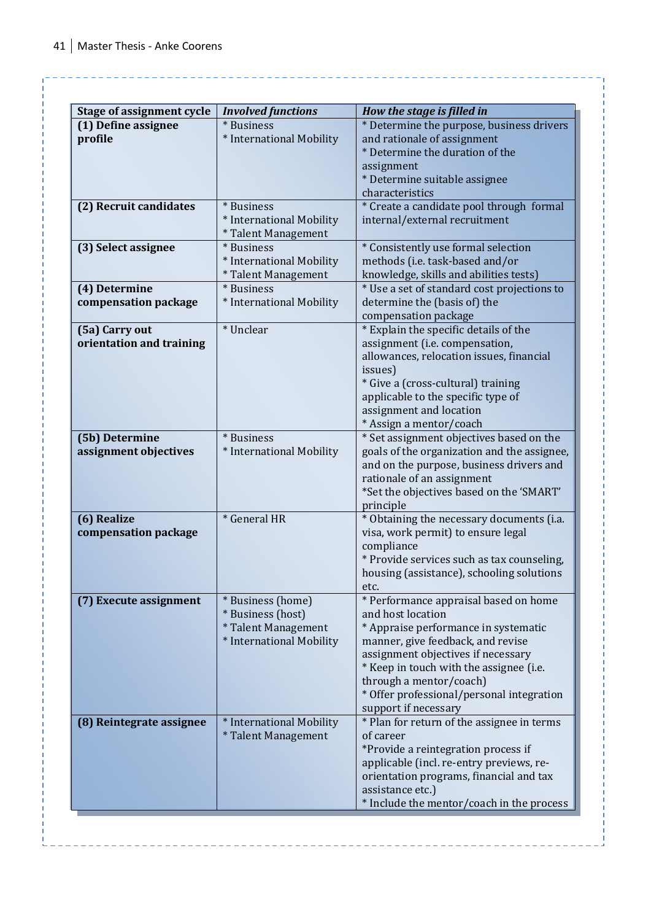| **Stage of assignment cycle** | ***Involved functions*** | ***How the stage is filled in*** |
|---|---|---|
| **(1) Define assignee profile** | * Business<br>* International Mobility | * Determine the purpose, business drivers and rationale of assignment<br>* Determine the duration of the assignment<br>* Determine suitable assignee characteristics |
| **(2) Recruit candidates** | * Business<br>* International Mobility<br>* Talent Management | * Create a candidate pool through formal internal/external recruitment |
| **(3) Select assignee** | * Business<br>* International Mobility<br>* Talent Management | * Consistently use formal selection methods (i.e. task-based and/or knowledge, skills and abilities tests) |
| **(4) Determine compensation package** | * Business<br>* International Mobility | * Use a set of standard cost projections to determine the (basis of) the compensation package |
| **(5a) Carry out orientation and training** | * Unclear | * Explain the specific details of the assignment (i.e. compensation, allowances, relocation issues, financial issues)<br>* Give a (cross-cultural) training applicable to the specific type of assignment and location<br>* Assign a mentor/coach |
| **(5b) Determine assignment objectives** | * Business<br>* International Mobility | * Set assignment objectives based on the goals of the organization and the assignee, and on the purpose, business drivers and rationale of an assignment<br>*Set the objectives based on the 'SMART' principle |
| **(6) Realize compensation package** | * General HR | * Obtaining the necessary documents (i.a. visa, work permit) to ensure legal compliance<br>* Provide services such as tax counseling, housing (assistance), schooling solutions etc. |
| **(7) Execute assignment** | * Business (home)<br>* Business (host)<br>* Talent Management<br>* International Mobility | * Performance appraisal based on home and host location<br>* Appraise performance in systematic manner, give feedback, and revise assignment objectives if necessary<br>* Keep in touch with the assignee (i.e. through a mentor/coach)<br>* Offer professional/personal integration support if necessary |
| **(8) Reintegrate assignee** | * International Mobility<br>* Talent Management | * Plan for return of the assignee in terms of career<br>*Provide a reintegration process if applicable (incl. re-entry previews, re-orientation programs, financial and tax assistance etc.)<br>* Include the mentor/coach in the process |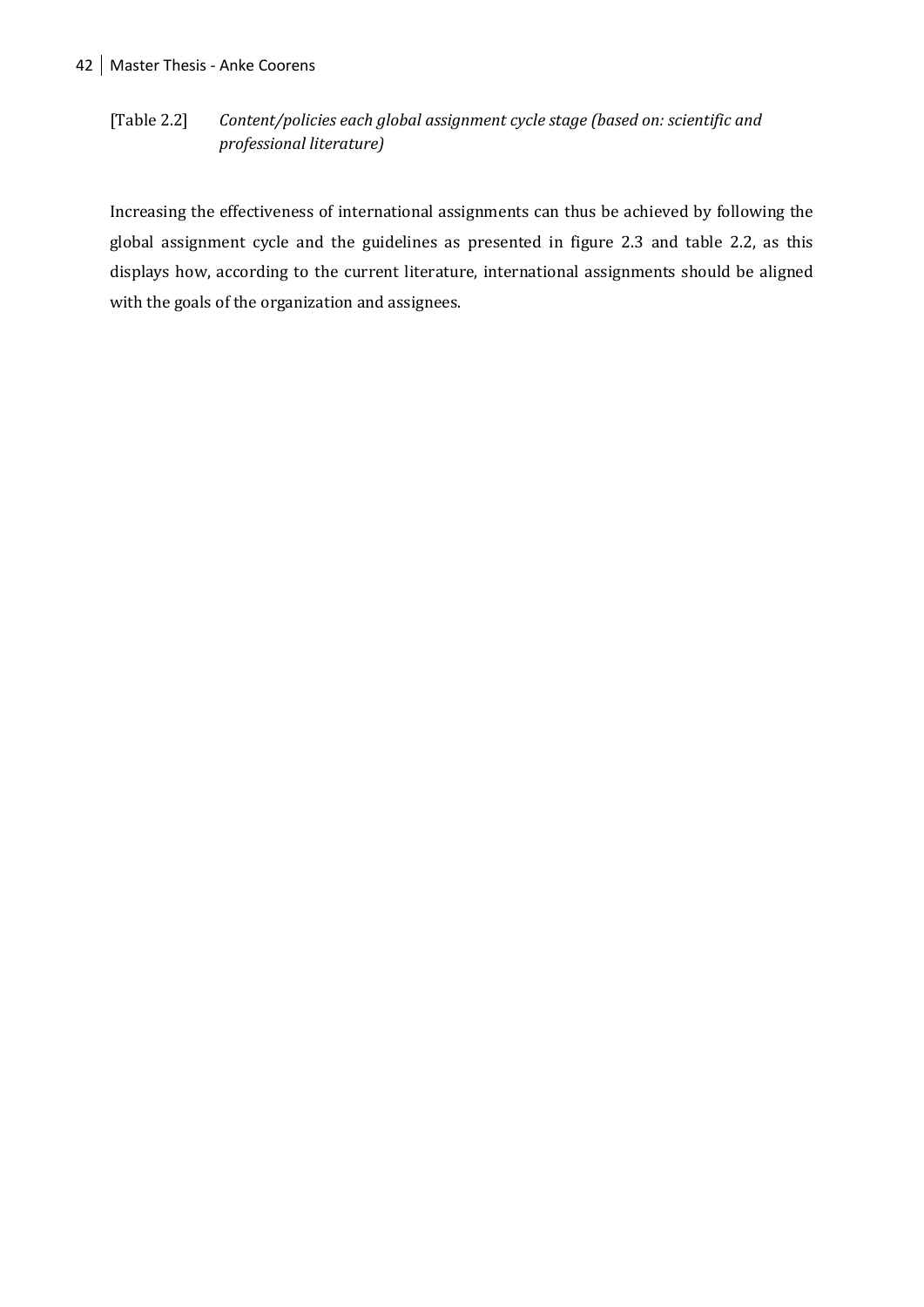[Table 2.2] *Content/policies each global assignment cycle stage (based on: scientific and professional literature)*

Increasing the effectiveness of international assignments can thus be achieved by following the global assignment cycle and the guidelines as presented in figure 2.3 and table 2.2, as this displays how, according to the current literature, international assignments should be aligned with the goals of the organization and assignees.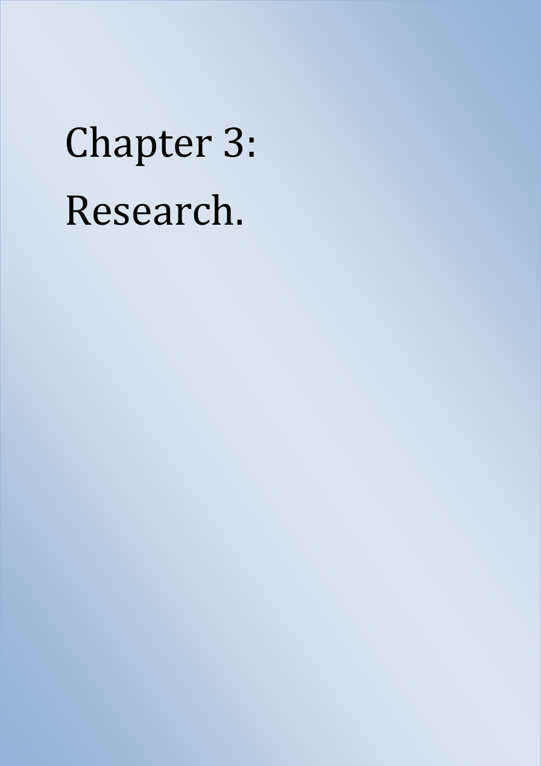# Chapter 3:

# Research.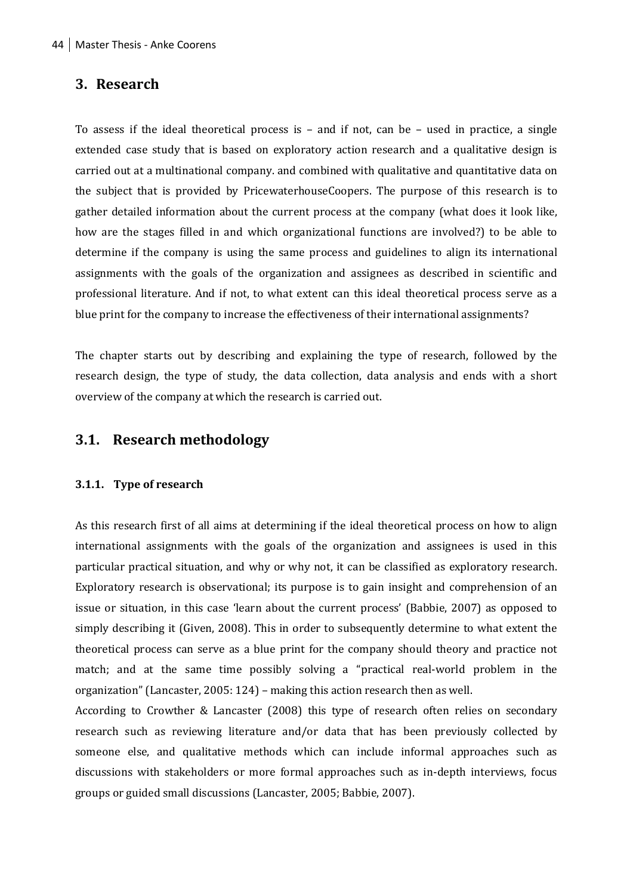## 3. Research

To assess if the ideal theoretical process is – and if not, can be – used in practice, a single extended case study that is based on exploratory action research and a qualitative design is carried out at a multinational company. and combined with qualitative and quantitative data on the subject that is provided by PricewaterhouseCoopers. The purpose of this research is to gather detailed information about the current process at the company (what does it look like, how are the stages filled in and which organizational functions are involved?) to be able to determine if the company is using the same process and guidelines to align its international assignments with the goals of the organization and assignees as described in scientific and professional literature. And if not, to what extent can this ideal theoretical process serve as a blue print for the company to increase the effectiveness of their international assignments?

The chapter starts out by describing and explaining the type of research, followed by the research design, the type of study, the data collection, data analysis and ends with a short overview of the company at which the research is carried out.

## 3.1. Research methodology

### 3.1.1. Type of research

As this research first of all aims at determining if the ideal theoretical process on how to align international assignments with the goals of the organization and assignees is used in this particular practical situation, and why or why not, it can be classified as exploratory research. Exploratory research is observational; its purpose is to gain insight and comprehension of an issue or situation, in this case 'learn about the current process' (Babbie, 2007) as opposed to simply describing it (Given, 2008). This in order to subsequently determine to what extent the theoretical process can serve as a blue print for the company should theory and practice not match; and at the same time possibly solving a "practical real-world problem in the organization" (Lancaster, 2005: 124) – making this action research then as well.

According to Crowther & Lancaster (2008) this type of research often relies on secondary research such as reviewing literature and/or data that has been previously collected by someone else, and qualitative methods which can include informal approaches such as discussions with stakeholders or more formal approaches such as in-depth interviews, focus groups or guided small discussions (Lancaster, 2005; Babbie, 2007).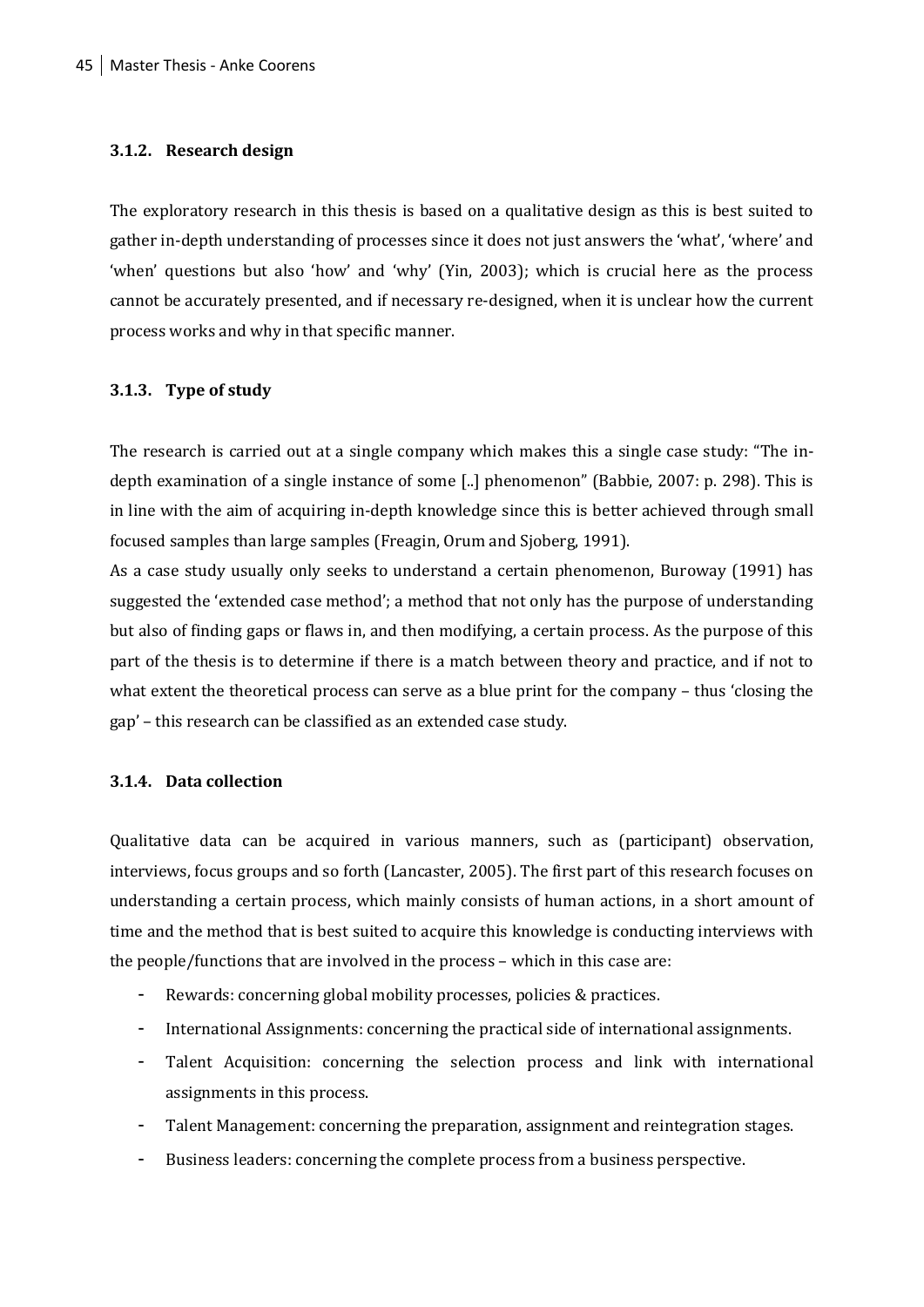### 3.1.2. Research design

The exploratory research in this thesis is based on a qualitative design as this is best suited to gather in-depth understanding of processes since it does not just answers the 'what', 'where' and 'when' questions but also 'how' and 'why' (Yin, 2003); which is crucial here as the process cannot be accurately presented, and if necessary re-designed, when it is unclear how the current process works and why in that specific manner.

### 3.1.3. Type of study

The research is carried out at a single company which makes this a single case study: "The in-depth examination of a single instance of some [..] phenomenon" (Babbie, 2007: p. 298). This is in line with the aim of acquiring in-depth knowledge since this is better achieved through small focused samples than large samples (Freagin, Orum and Sjoberg, 1991).

As a case study usually only seeks to understand a certain phenomenon, Buroway (1991) has suggested the 'extended case method'; a method that not only has the purpose of understanding but also of finding gaps or flaws in, and then modifying, a certain process. As the purpose of this part of the thesis is to determine if there is a match between theory and practice, and if not to what extent the theoretical process can serve as a blue print for the company – thus 'closing the gap' – this research can be classified as an extended case study.

### 3.1.4. Data collection

Qualitative data can be acquired in various manners, such as (participant) observation, interviews, focus groups and so forth (Lancaster, 2005). The first part of this research focuses on understanding a certain process, which mainly consists of human actions, in a short amount of time and the method that is best suited to acquire this knowledge is conducting interviews with the people/functions that are involved in the process – which in this case are:

- Rewards: concerning global mobility processes, policies & practices.
- International Assignments: concerning the practical side of international assignments.
- Talent Acquisition: concerning the selection process and link with international assignments in this process.
- Talent Management: concerning the preparation, assignment and reintegration stages.
- Business leaders: concerning the complete process from a business perspective.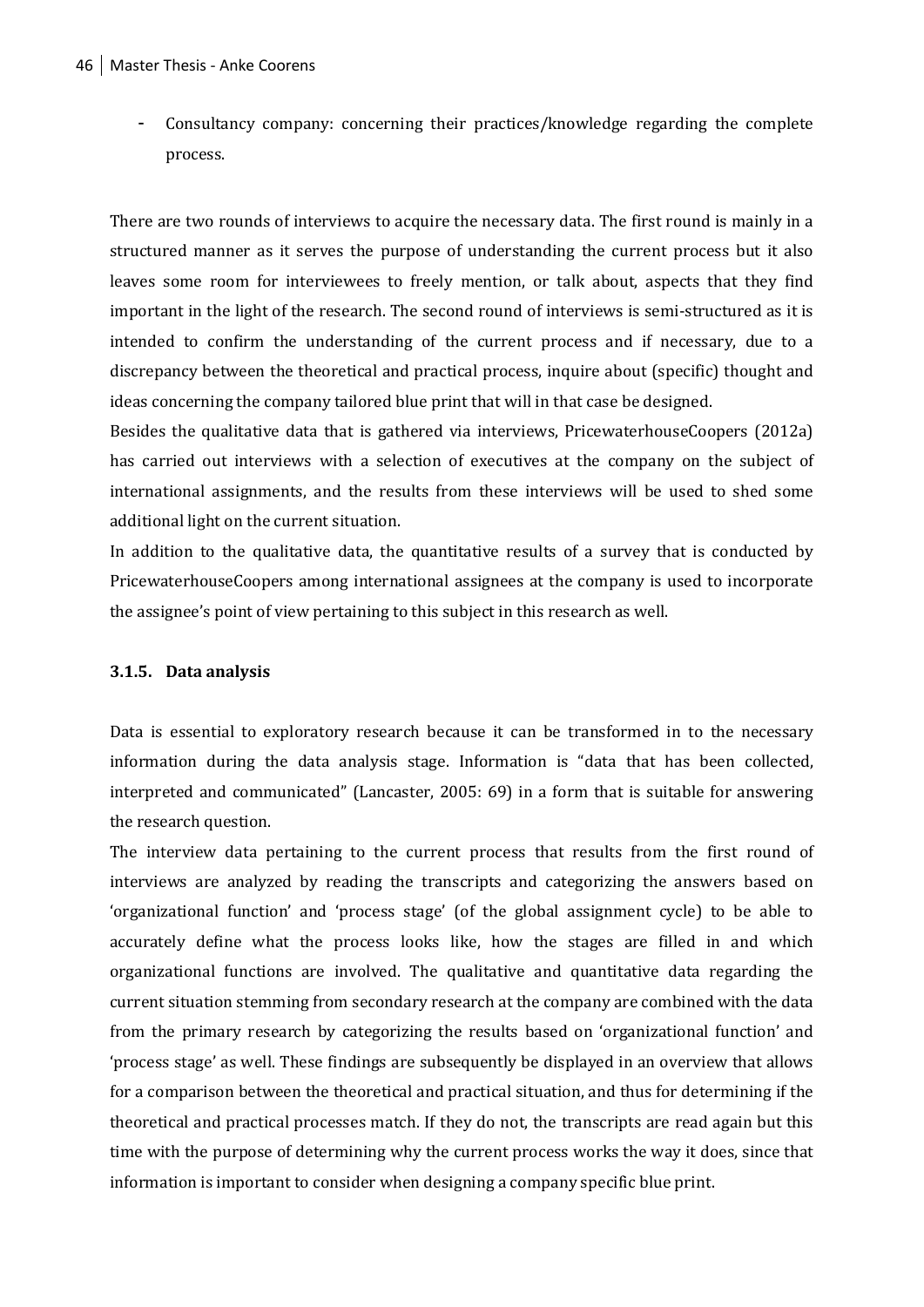- Consultancy company: concerning their practices/knowledge regarding the complete process.

There are two rounds of interviews to acquire the necessary data. The first round is mainly in a structured manner as it serves the purpose of understanding the current process but it also leaves some room for interviewees to freely mention, or talk about, aspects that they find important in the light of the research. The second round of interviews is semi-structured as it is intended to confirm the understanding of the current process and if necessary, due to a discrepancy between the theoretical and practical process, inquire about (specific) thought and ideas concerning the company tailored blue print that will in that case be designed.

Besides the qualitative data that is gathered via interviews, PricewaterhouseCoopers (2012a) has carried out interviews with a selection of executives at the company on the subject of international assignments, and the results from these interviews will be used to shed some additional light on the current situation.

In addition to the qualitative data, the quantitative results of a survey that is conducted by PricewaterhouseCoopers among international assignees at the company is used to incorporate the assignee's point of view pertaining to this subject in this research as well.

### 3.1.5. Data analysis

Data is essential to exploratory research because it can be transformed in to the necessary information during the data analysis stage. Information is "data that has been collected, interpreted and communicated" (Lancaster, 2005: 69) in a form that is suitable for answering the research question.

The interview data pertaining to the current process that results from the first round of interviews are analyzed by reading the transcripts and categorizing the answers based on 'organizational function' and 'process stage' (of the global assignment cycle) to be able to accurately define what the process looks like, how the stages are filled in and which organizational functions are involved. The qualitative and quantitative data regarding the current situation stemming from secondary research at the company are combined with the data from the primary research by categorizing the results based on 'organizational function' and 'process stage' as well. These findings are subsequently be displayed in an overview that allows for a comparison between the theoretical and practical situation, and thus for determining if the theoretical and practical processes match. If they do not, the transcripts are read again but this time with the purpose of determining why the current process works the way it does, since that information is important to consider when designing a company specific blue print.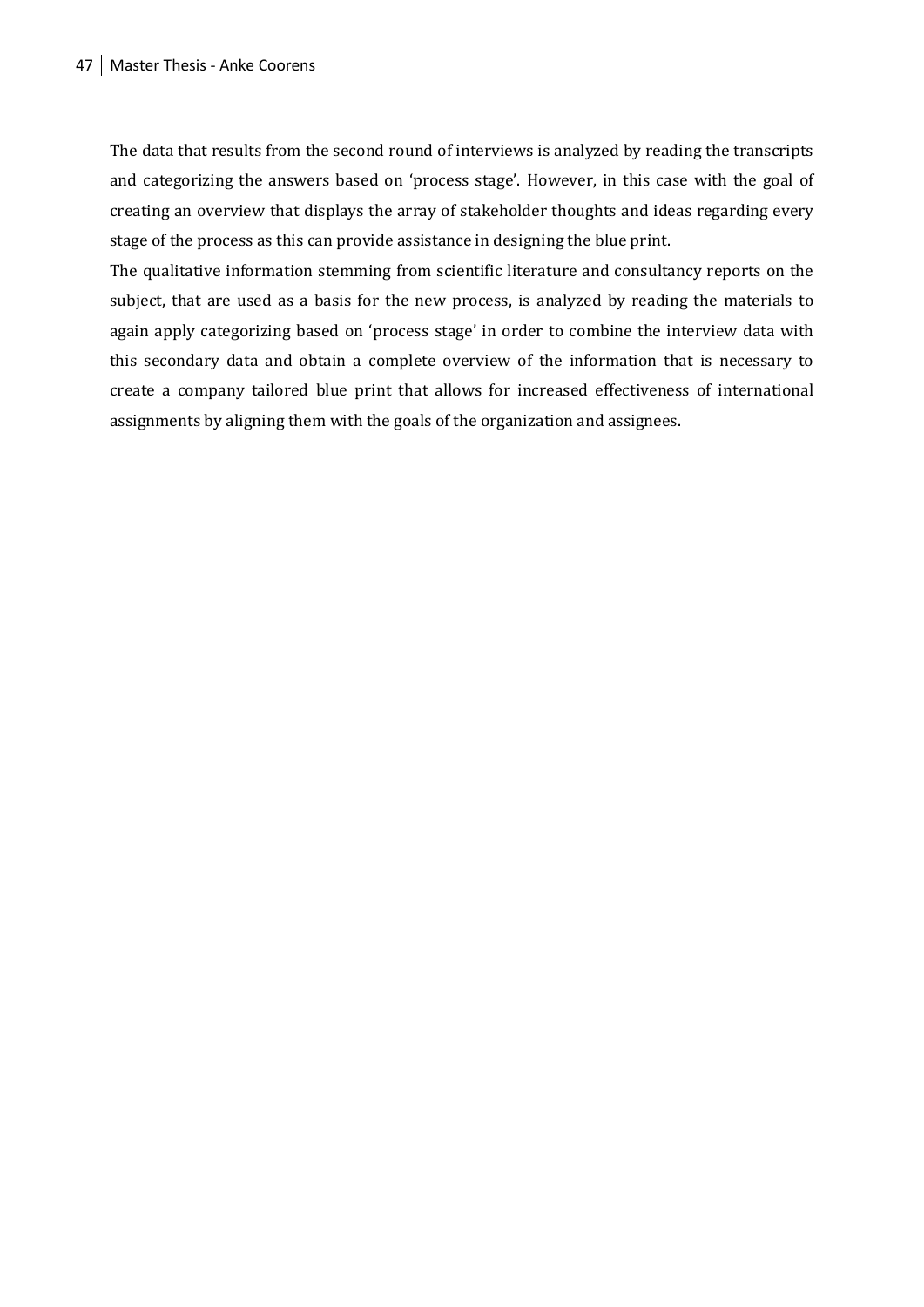The data that results from the second round of interviews is analyzed by reading the transcripts and categorizing the answers based on 'process stage'. However, in this case with the goal of creating an overview that displays the array of stakeholder thoughts and ideas regarding every stage of the process as this can provide assistance in designing the blue print.

The qualitative information stemming from scientific literature and consultancy reports on the subject, that are used as a basis for the new process, is analyzed by reading the materials to again apply categorizing based on 'process stage' in order to combine the interview data with this secondary data and obtain a complete overview of the information that is necessary to create a company tailored blue print that allows for increased effectiveness of international assignments by aligning them with the goals of the organization and assignees.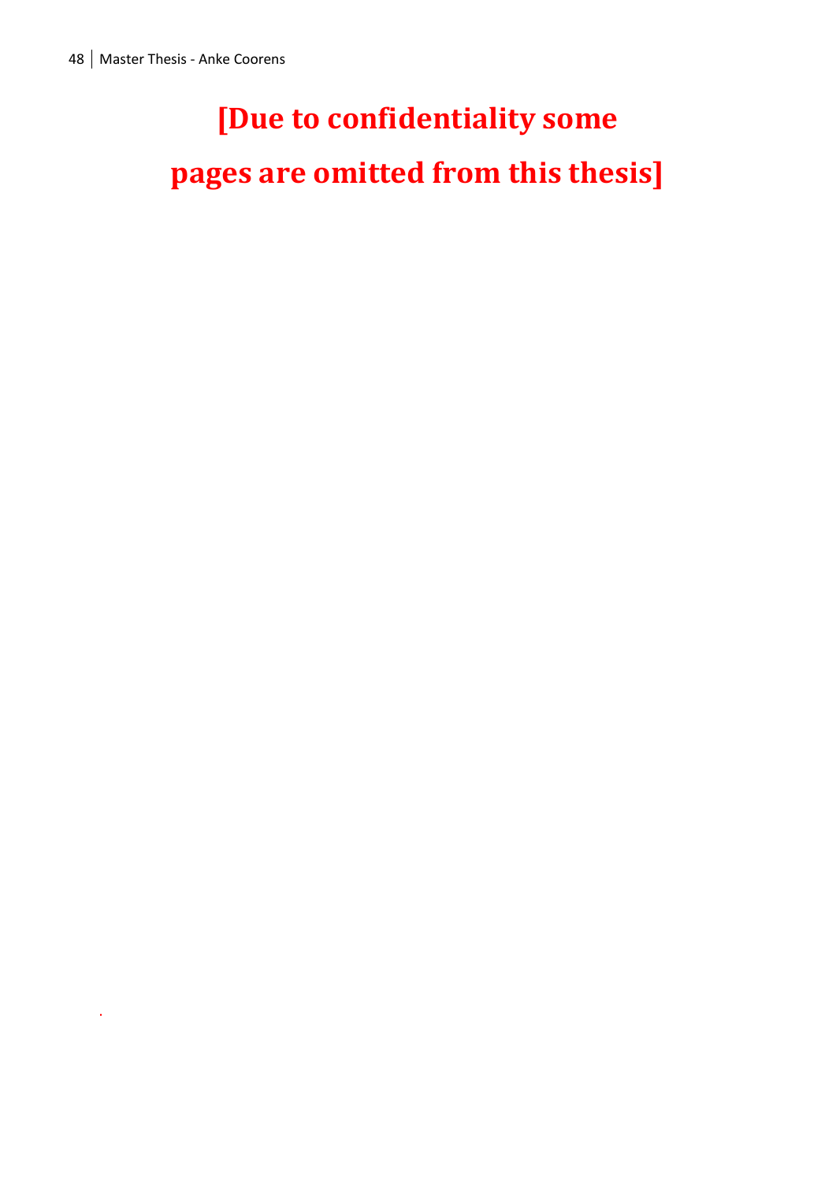**[Due to confidentiality some pages are omitted from this thesis]**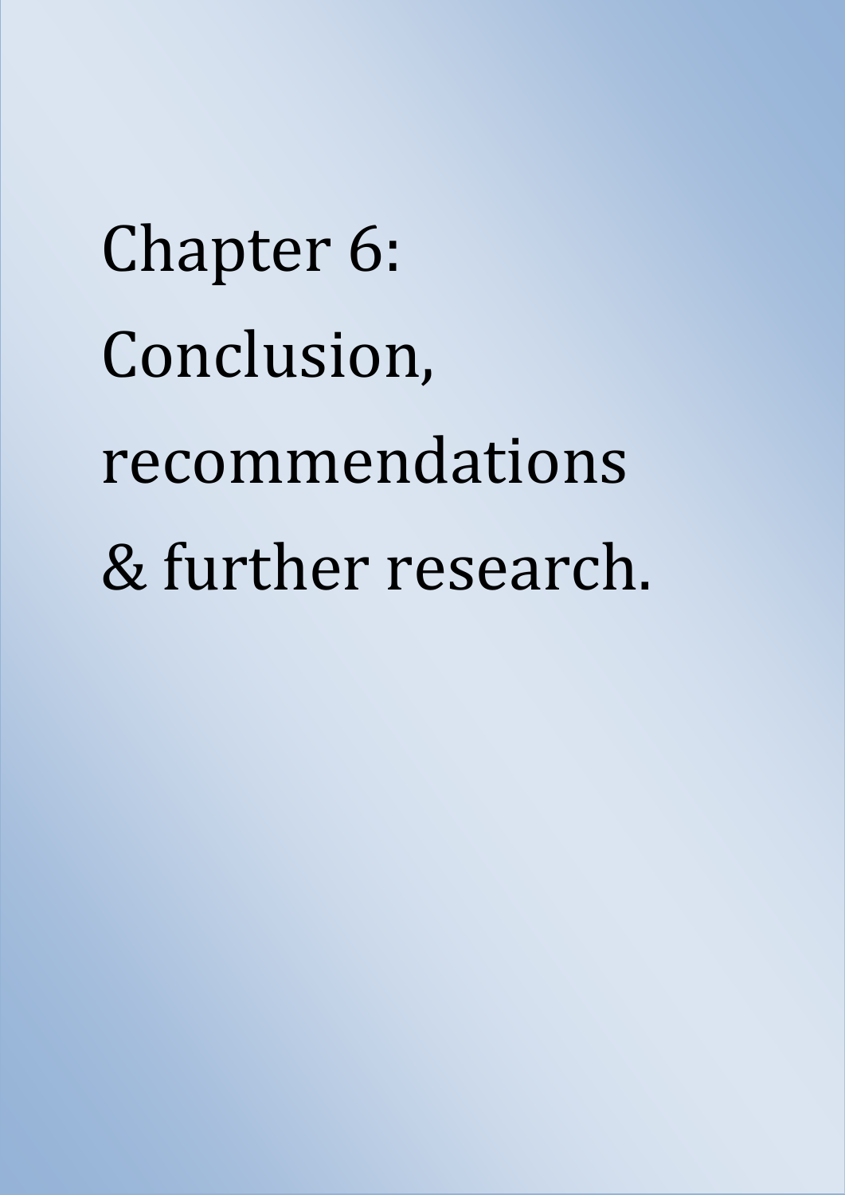# Chapter 6: Conclusion, recommendations & further research.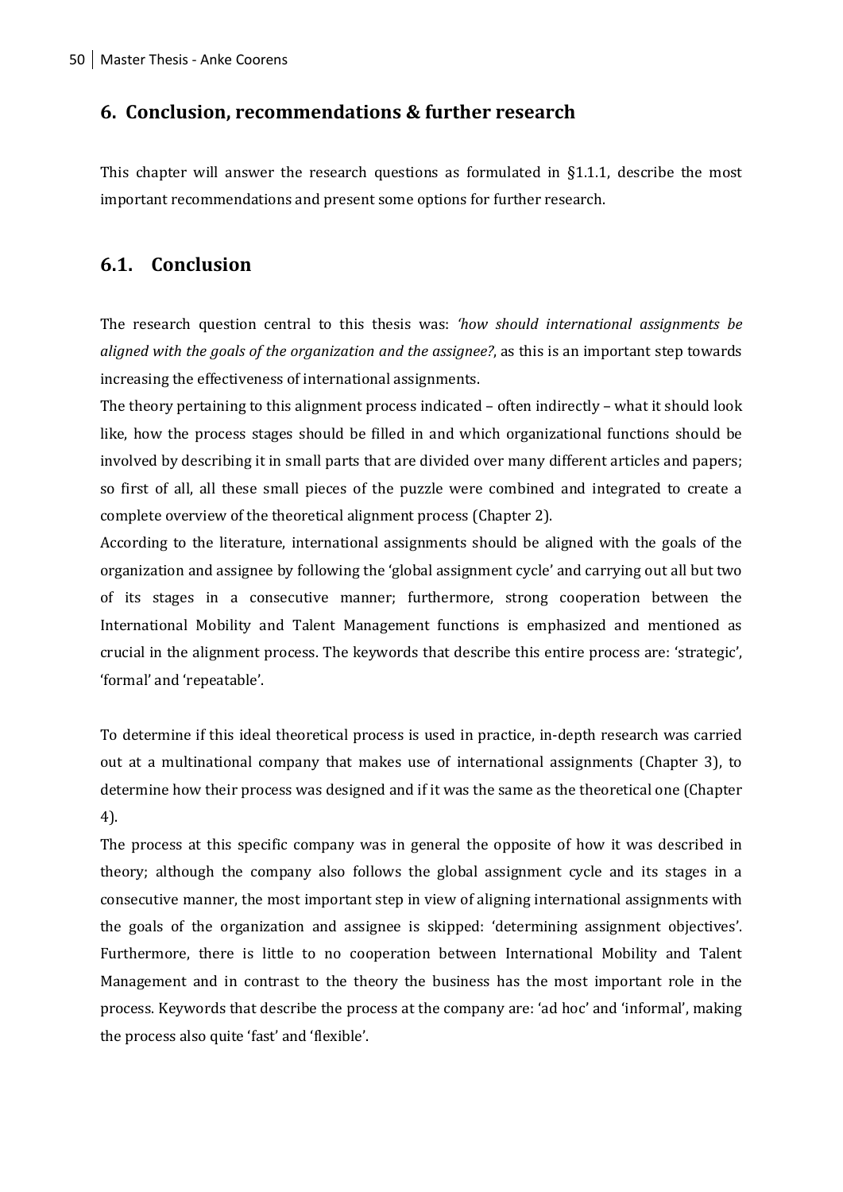## 6. Conclusion, recommendations & further research

This chapter will answer the research questions as formulated in §1.1.1, describe the most important recommendations and present some options for further research.

## 6.1. Conclusion

The research question central to this thesis was: *'how should international assignments be aligned with the goals of the organization and the assignee?*, as this is an important step towards increasing the effectiveness of international assignments.

The theory pertaining to this alignment process indicated – often indirectly – what it should look like, how the process stages should be filled in and which organizational functions should be involved by describing it in small parts that are divided over many different articles and papers; so first of all, all these small pieces of the puzzle were combined and integrated to create a complete overview of the theoretical alignment process (Chapter 2).

According to the literature, international assignments should be aligned with the goals of the organization and assignee by following the 'global assignment cycle' and carrying out all but two of its stages in a consecutive manner; furthermore, strong cooperation between the International Mobility and Talent Management functions is emphasized and mentioned as crucial in the alignment process. The keywords that describe this entire process are: 'strategic', 'formal' and 'repeatable'.

To determine if this ideal theoretical process is used in practice, in-depth research was carried out at a multinational company that makes use of international assignments (Chapter 3), to determine how their process was designed and if it was the same as the theoretical one (Chapter 4).

The process at this specific company was in general the opposite of how it was described in theory; although the company also follows the global assignment cycle and its stages in a consecutive manner, the most important step in view of aligning international assignments with the goals of the organization and assignee is skipped: 'determining assignment objectives'. Furthermore, there is little to no cooperation between International Mobility and Talent Management and in contrast to the theory the business has the most important role in the process. Keywords that describe the process at the company are: 'ad hoc' and 'informal', making the process also quite 'fast' and 'flexible'.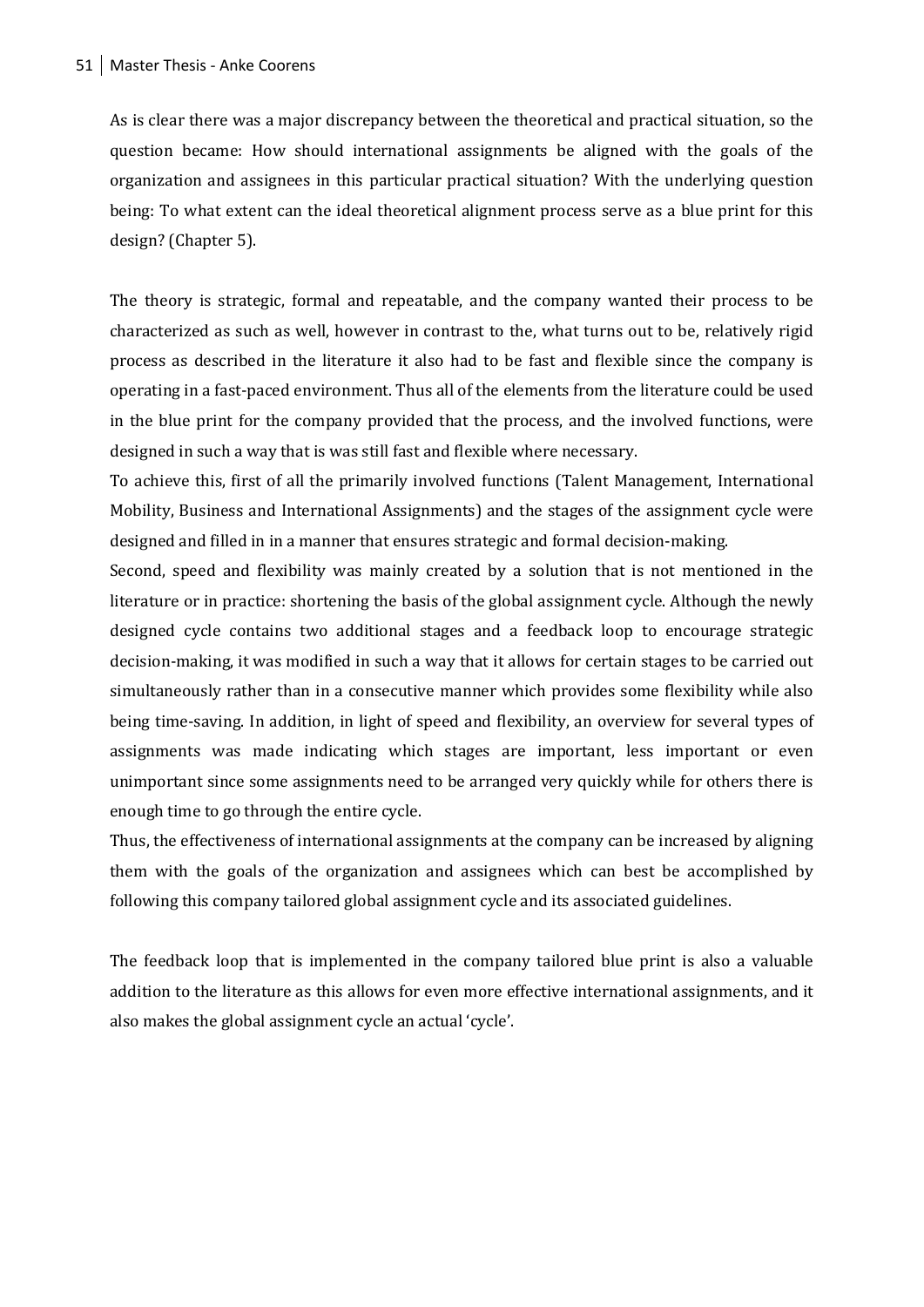As is clear there was a major discrepancy between the theoretical and practical situation, so the question became: How should international assignments be aligned with the goals of the organization and assignees in this particular practical situation? With the underlying question being: To what extent can the ideal theoretical alignment process serve as a blue print for this design? (Chapter 5).

The theory is strategic, formal and repeatable, and the company wanted their process to be characterized as such as well, however in contrast to the, what turns out to be, relatively rigid process as described in the literature it also had to be fast and flexible since the company is operating in a fast-paced environment. Thus all of the elements from the literature could be used in the blue print for the company provided that the process, and the involved functions, were designed in such a way that is was still fast and flexible where necessary.

To achieve this, first of all the primarily involved functions (Talent Management, International Mobility, Business and International Assignments) and the stages of the assignment cycle were designed and filled in in a manner that ensures strategic and formal decision-making.

Second, speed and flexibility was mainly created by a solution that is not mentioned in the literature or in practice: shortening the basis of the global assignment cycle. Although the newly designed cycle contains two additional stages and a feedback loop to encourage strategic decision-making, it was modified in such a way that it allows for certain stages to be carried out simultaneously rather than in a consecutive manner which provides some flexibility while also being time-saving. In addition, in light of speed and flexibility, an overview for several types of assignments was made indicating which stages are important, less important or even unimportant since some assignments need to be arranged very quickly while for others there is enough time to go through the entire cycle.

Thus, the effectiveness of international assignments at the company can be increased by aligning them with the goals of the organization and assignees which can best be accomplished by following this company tailored global assignment cycle and its associated guidelines.

The feedback loop that is implemented in the company tailored blue print is also a valuable addition to the literature as this allows for even more effective international assignments, and it also makes the global assignment cycle an actual 'cycle'.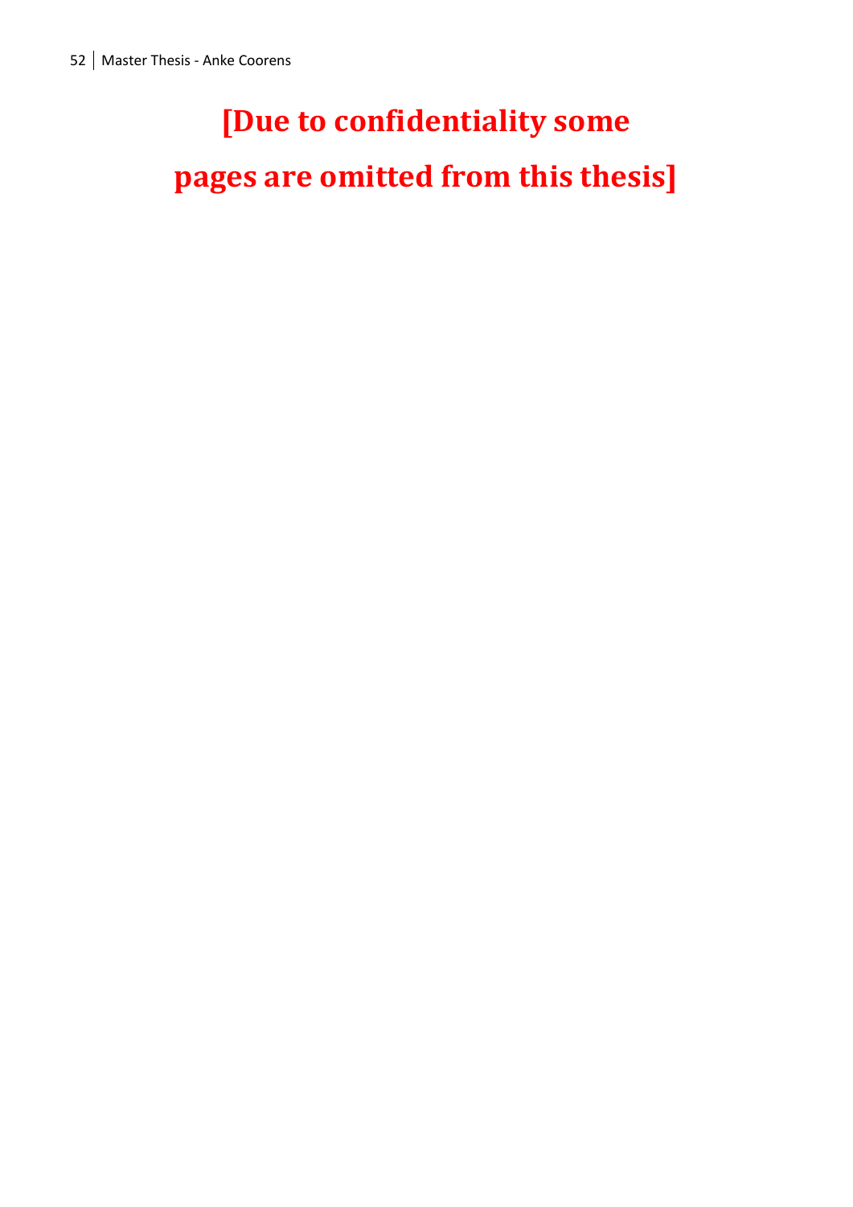**[Due to confidentiality some pages are omitted from this thesis]**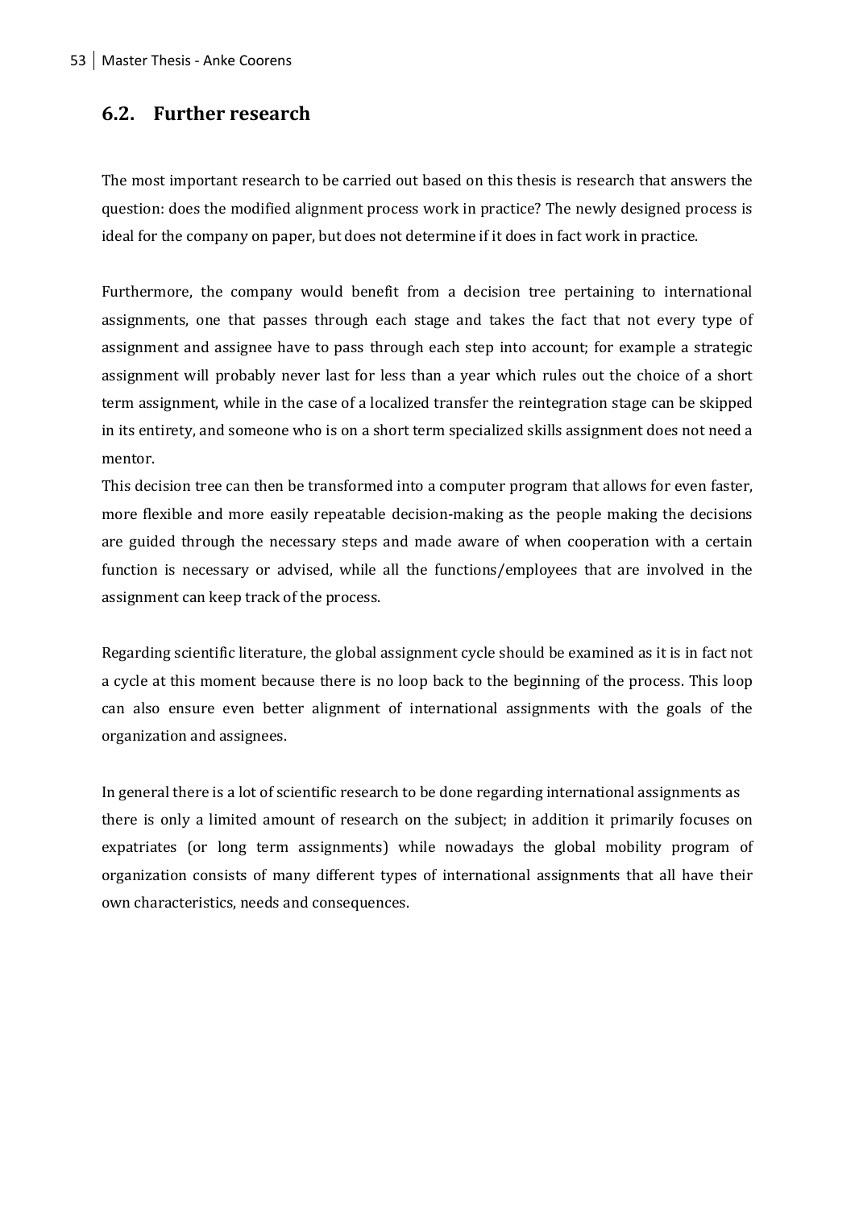## 6.2. Further research

The most important research to be carried out based on this thesis is research that answers the question: does the modified alignment process work in practice? The newly designed process is ideal for the company on paper, but does not determine if it does in fact work in practice.

Furthermore, the company would benefit from a decision tree pertaining to international assignments, one that passes through each stage and takes the fact that not every type of assignment and assignee have to pass through each step into account; for example a strategic assignment will probably never last for less than a year which rules out the choice of a short term assignment, while in the case of a localized transfer the reintegration stage can be skipped in its entirety, and someone who is on a short term specialized skills assignment does not need a mentor.

This decision tree can then be transformed into a computer program that allows for even faster, more flexible and more easily repeatable decision-making as the people making the decisions are guided through the necessary steps and made aware of when cooperation with a certain function is necessary or advised, while all the functions/employees that are involved in the assignment can keep track of the process.

Regarding scientific literature, the global assignment cycle should be examined as it is in fact not a cycle at this moment because there is no loop back to the beginning of the process. This loop can also ensure even better alignment of international assignments with the goals of the organization and assignees.

In general there is a lot of scientific research to be done regarding international assignments as there is only a limited amount of research on the subject; in addition it primarily focuses on expatriates (or long term assignments) while nowadays the global mobility program of organization consists of many different types of international assignments that all have their own characteristics, needs and consequences.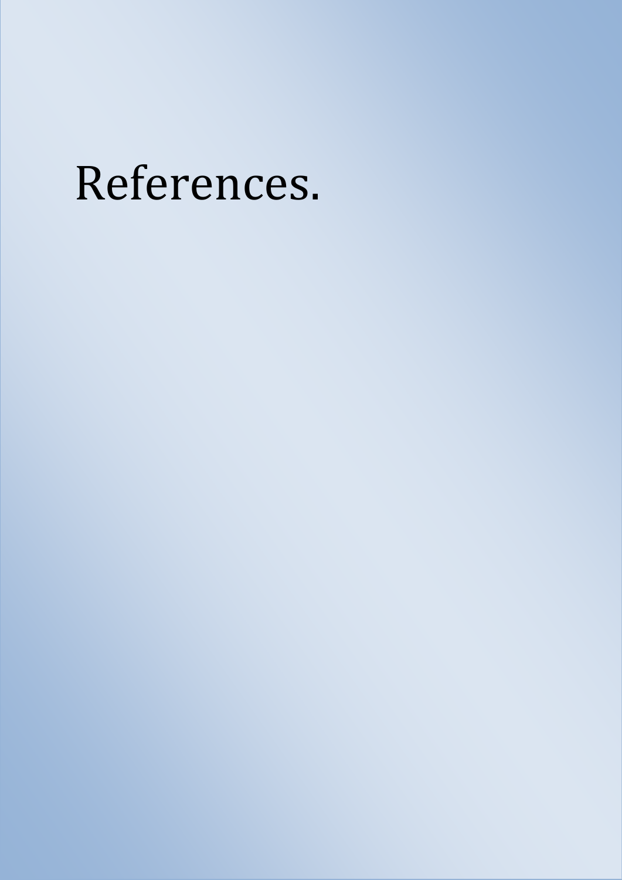# References.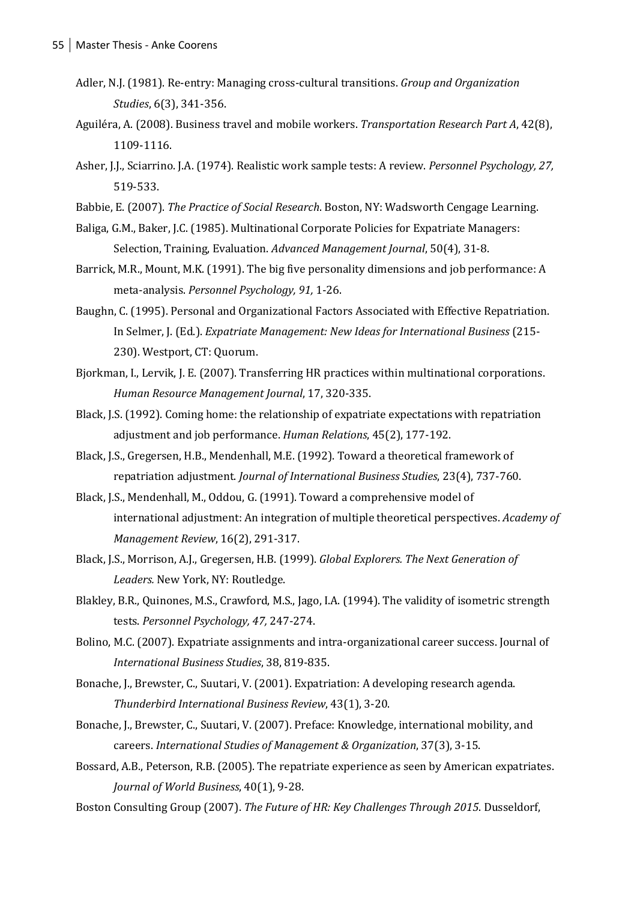Adler, N.J. (1981). Re-entry: Managing cross-cultural transitions. *Group and Organization Studies*, 6(3), 341-356.

Aguiléra, A. (2008). Business travel and mobile workers. *Transportation Research Part A*, 42(8), 1109-1116.

Asher, J.J., Sciarrino. J.A. (1974). Realistic work sample tests: A review. *Personnel Psychology, 27,* 519-533.

Babbie, E. (2007). *The Practice of Social Research*. Boston, NY: Wadsworth Cengage Learning.

Baliga, G.M., Baker, J.C. (1985). Multinational Corporate Policies for Expatriate Managers: Selection, Training, Evaluation. *Advanced Management Journal*, 50(4), 31-8.

Barrick, M.R., Mount, M.K. (1991). The big five personality dimensions and job performance: A meta-analysis. *Personnel Psychology, 91,* 1-26.

Baughn, C. (1995). Personal and Organizational Factors Associated with Effective Repatriation. In Selmer, J. (Ed.). *Expatriate Management: New Ideas for International Business* (215-230). Westport, CT: Quorum.

Bjorkman, I., Lervik, J. E. (2007). Transferring HR practices within multinational corporations. *Human Resource Management Journal*, 17, 320-335.

Black, J.S. (1992). Coming home: the relationship of expatriate expectations with repatriation adjustment and job performance. *Human Relations*, 45(2), 177-192.

Black, J.S., Gregersen, H.B., Mendenhall, M.E. (1992). Toward a theoretical framework of repatriation adjustment. *Journal of International Business Studies*, 23(4), 737-760.

Black, J.S., Mendenhall, M., Oddou, G. (1991). Toward a comprehensive model of international adjustment: An integration of multiple theoretical perspectives. *Academy of Management Review*, 16(2), 291-317.

Black, J.S., Morrison, A.J., Gregersen, H.B. (1999). *Global Explorers. The Next Generation of Leaders.* New York, NY: Routledge.

Blakley, B.R., Quinones, M.S., Crawford, M.S., Jago, I.A. (1994). The validity of isometric strength tests. *Personnel Psychology, 47,* 247-274.

Bolino, M.C. (2007). Expatriate assignments and intra-organizational career success. Journal of *International Business Studies*, 38, 819-835.

Bonache, J., Brewster, C., Suutari, V. (2001). Expatriation: A developing research agenda. *Thunderbird International Business Review*, 43(1), 3-20.

Bonache, J., Brewster, C., Suutari, V. (2007). Preface: Knowledge, international mobility, and careers. *International Studies of Management & Organization*, 37(3), 3-15.

Bossard, A.B., Peterson, R.B. (2005). The repatriate experience as seen by American expatriates. *Journal of World Business*, 40(1), 9-28.

Boston Consulting Group (2007). *The Future of HR: Key Challenges Through 2015.* Dusseldorf,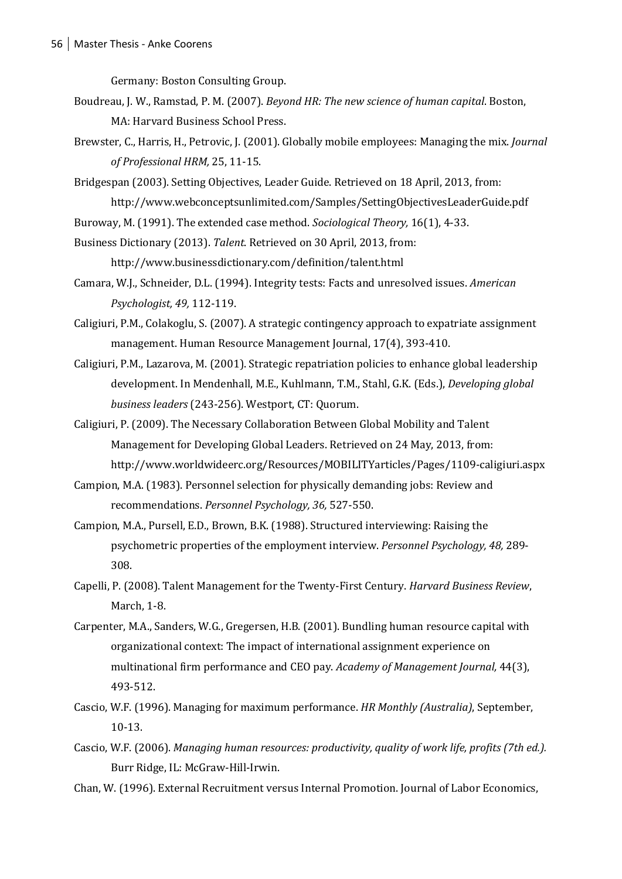Germany: Boston Consulting Group.

Boudreau, J. W., Ramstad, P. M. (2007). *Beyond HR: The new science of human capital*. Boston, MA: Harvard Business School Press.

Brewster, C., Harris, H., Petrovic, J. (2001). Globally mobile employees: Managing the mix. *Journal of Professional HRM,* 25, 11-15.

Bridgespan (2003). Setting Objectives, Leader Guide. Retrieved on 18 April, 2013, from: http://www.webconceptsunlimited.com/Samples/SettingObjectivesLeaderGuide.pdf

Buroway, M. (1991). The extended case method. *Sociological Theory,* 16(1), 4-33.

Business Dictionary (2013). *Talent*. Retrieved on 30 April, 2013, from: http://www.businessdictionary.com/definition/talent.html

Camara, W.J., Schneider, D.L. (1994). Integrity tests: Facts and unresolved issues. *American Psychologist, 49,* 112-119.

Caligiuri, P.M., Colakoglu, S. (2007). A strategic contingency approach to expatriate assignment management. Human Resource Management Journal, 17(4), 393-410.

Caligiuri, P.M., Lazarova, M. (2001). Strategic repatriation policies to enhance global leadership development. In Mendenhall, M.E., Kuhlmann, T.M., Stahl, G.K. (Eds.), *Developing global business leaders* (243-256). Westport, CT: Quorum.

Caligiuri, P. (2009). The Necessary Collaboration Between Global Mobility and Talent Management for Developing Global Leaders. Retrieved on 24 May, 2013, from: http://www.worldwideerc.org/Resources/MOBILITYarticles/Pages/1109-caligiuri.aspx

Campion, M.A. (1983). Personnel selection for physically demanding jobs: Review and recommendations. *Personnel Psychology, 36,* 527-550.

Campion, M.A., Pursell, E.D., Brown, B.K. (1988). Structured interviewing: Raising the psychometric properties of the employment interview. *Personnel Psychology, 48,* 289-308.

Capelli, P. (2008). Talent Management for the Twenty-First Century. *Harvard Business Review*, March, 1-8.

Carpenter, M.A., Sanders, W.G., Gregersen, H.B. (2001). Bundling human resource capital with organizational context: The impact of international assignment experience on multinational firm performance and CEO pay. *Academy of Management Journal,* 44(3), 493-512.

Cascio, W.F. (1996). Managing for maximum performance. *HR Monthly (Australia)*, September, 10-13.

Cascio, W.F. (2006). *Managing human resources: productivity, quality of work life, profits (7th ed.).* Burr Ridge, IL: McGraw-Hill-Irwin.

Chan, W. (1996). External Recruitment versus Internal Promotion. Journal of Labor Economics,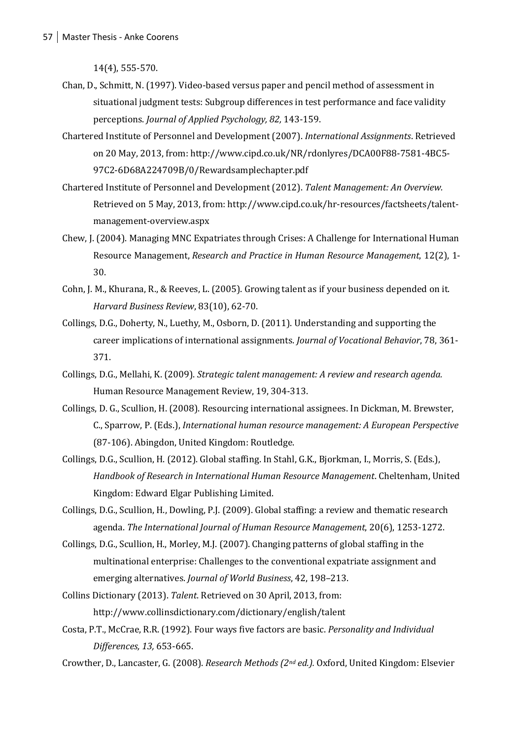14(4), 555-570.

Chan, D., Schmitt, N. (1997). Video-based versus paper and pencil method of assessment in situational judgment tests: Subgroup differences in test performance and face validity perceptions. *Journal of Applied Psychology, 82,* 143-159.

Chartered Institute of Personnel and Development (2007). *International Assignments*. Retrieved on 20 May, 2013, from: http://www.cipd.co.uk/NR/rdonlyres/DCA00F88-7581-4BC5-97C2-6D68A224709B/0/Rewardsamplechapter.pdf

Chartered Institute of Personnel and Development (2012). *Talent Management: An Overview.* Retrieved on 5 May, 2013, from: http://www.cipd.co.uk/hr-resources/factsheets/talent-management-overview.aspx

Chew, J. (2004). Managing MNC Expatriates through Crises: A Challenge for International Human Resource Management, *Research and Practice in Human Resource Management*, 12(2), 1-30.

Cohn, J. M., Khurana, R., & Reeves, L. (2005). Growing talent as if your business depended on it. *Harvard Business Review*, 83(10), 62-70.

Collings, D.G., Doherty, N., Luethy, M., Osborn, D. (2011). Understanding and supporting the career implications of international assignments. *Journal of Vocational Behavior*, 78, 361-371.

Collings, D.G., Mellahi, K. (2009). *Strategic talent management: A review and research agenda.* Human Resource Management Review, 19, 304-313.

Collings, D. G., Scullion, H. (2008). Resourcing international assignees. In Dickman, M. Brewster, C., Sparrow, P. (Eds.), *International human resource management: A European Perspective* (87-106). Abingdon, United Kingdom: Routledge.

Collings, D.G., Scullion, H. (2012). Global staffing. In Stahl, G.K., Bjorkman, I., Morris, S. (Eds.), *Handbook of Research in International Human Resource Management*. Cheltenham, United Kingdom: Edward Elgar Publishing Limited.

Collings, D.G., Scullion, H., Dowling, P.J. (2009). Global staffing: a review and thematic research agenda. *The International Journal of Human Resource Management*, 20(6), 1253-1272.

Collings, D.G., Scullion, H., Morley, M.J. (2007). Changing patterns of global staffing in the multinational enterprise: Challenges to the conventional expatriate assignment and emerging alternatives. *Journal of World Business*, 42, 198–213.

Collins Dictionary (2013). *Talent*. Retrieved on 30 April, 2013, from: http://www.collinsdictionary.com/dictionary/english/talent

Costa, P.T., McCrae, R.R. (1992). Four ways five factors are basic. *Personality and Individual Differences, 13,* 653-665.

Crowther, D., Lancaster, G. (2008). *Research Methods (2nd ed.).* Oxford, United Kingdom: Elsevier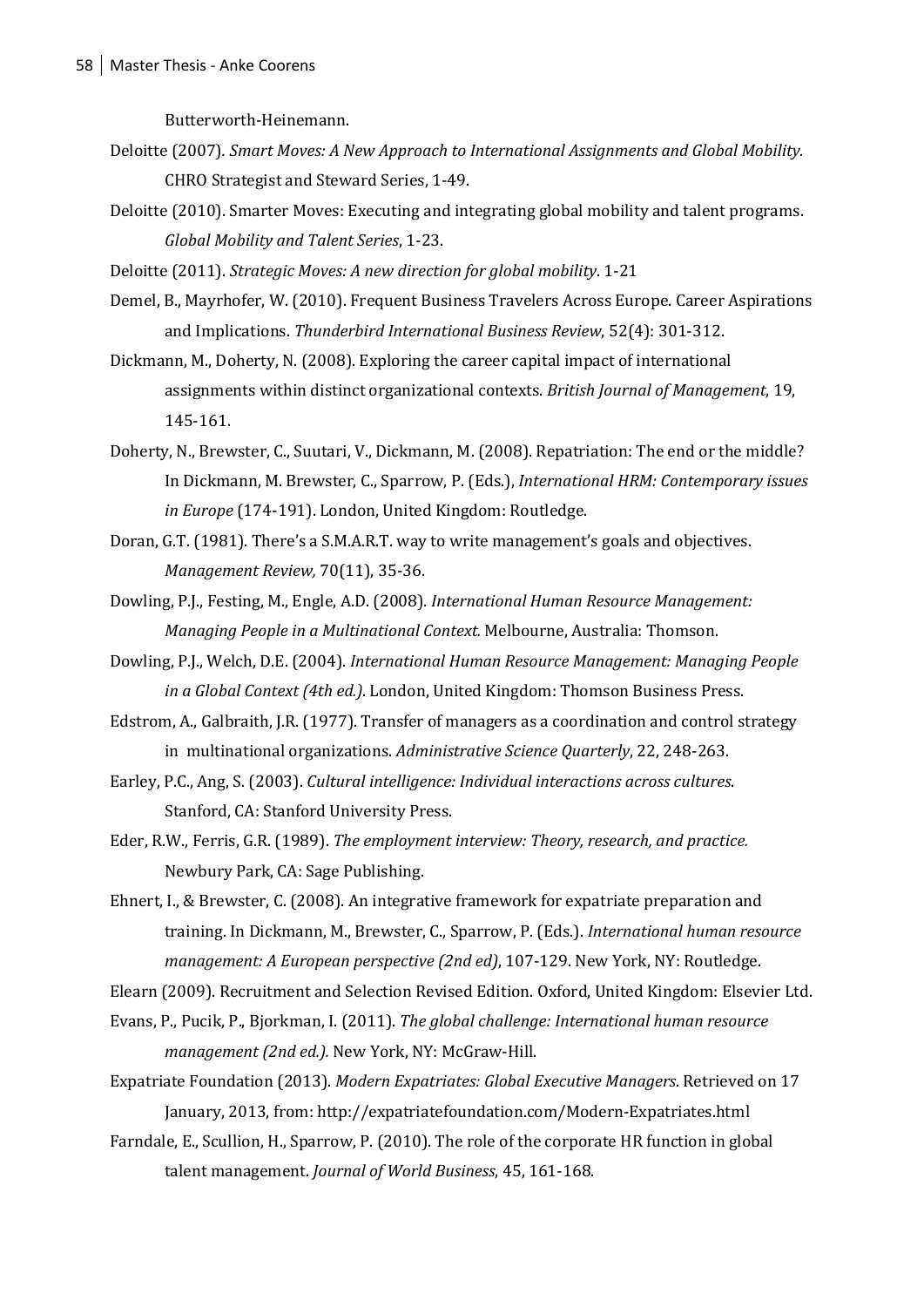Butterworth-Heinemann.

Deloitte (2007). *Smart Moves: A New Approach to International Assignments and Global Mobility.* CHRO Strategist and Steward Series, 1-49.

Deloitte (2010). Smarter Moves: Executing and integrating global mobility and talent programs. *Global Mobility and Talent Series*, 1-23.

Deloitte (2011). *Strategic Moves: A new direction for global mobility*. 1-21

Demel, B., Mayrhofer, W. (2010). Frequent Business Travelers Across Europe. Career Aspirations and Implications. *Thunderbird International Business Review*, 52(4): 301-312.

Dickmann, M., Doherty, N. (2008). Exploring the career capital impact of international assignments within distinct organizational contexts. *British Journal of Management*, 19, 145-161.

Doherty, N., Brewster, C., Suutari, V., Dickmann, M. (2008). Repatriation: The end or the middle? In Dickmann, M. Brewster, C., Sparrow, P. (Eds.), *International HRM: Contemporary issues in Europe* (174-191). London, United Kingdom: Routledge.

Doran, G.T. (1981). There's a S.M.A.R.T. way to write management's goals and objectives. *Management Review,* 70(11), 35-36.

Dowling, P.J., Festing, M., Engle, A.D. (2008). *International Human Resource Management: Managing People in a Multinational Context.* Melbourne, Australia: Thomson.

Dowling, P.J., Welch, D.E. (2004). *International Human Resource Management: Managing People in a Global Context (4th ed.)*. London, United Kingdom: Thomson Business Press.

Edstrom, A., Galbraith, J.R. (1977). Transfer of managers as a coordination and control strategy in multinational organizations. *Administrative Science Quarterly*, 22, 248-263.

Earley, P.C., Ang, S. (2003). *Cultural intelligence: Individual interactions across cultures*. Stanford, CA: Stanford University Press.

Eder, R.W., Ferris, G.R. (1989). *The employment interview: Theory, research, and practice.* Newbury Park, CA: Sage Publishing.

Ehnert, I., & Brewster, C. (2008). An integrative framework for expatriate preparation and training. In Dickmann, M., Brewster, C., Sparrow, P. (Eds.). *International human resource management: A European perspective (2nd ed)*, 107-129. New York, NY: Routledge.

Elearn (2009). Recruitment and Selection Revised Edition. Oxford, United Kingdom: Elsevier Ltd.

Evans, P., Pucik, P., Bjorkman, I. (2011). *The global challenge: International human resource management (2nd ed.).* New York, NY: McGraw-Hill.

Expatriate Foundation (2013). *Modern Expatriates: Global Executive Managers*. Retrieved on 17 January, 2013, from: http://expatriatefoundation.com/Modern-Expatriates.html

Farndale, E., Scullion, H., Sparrow, P. (2010). The role of the corporate HR function in global talent management. *Journal of World Business*, 45, 161-168.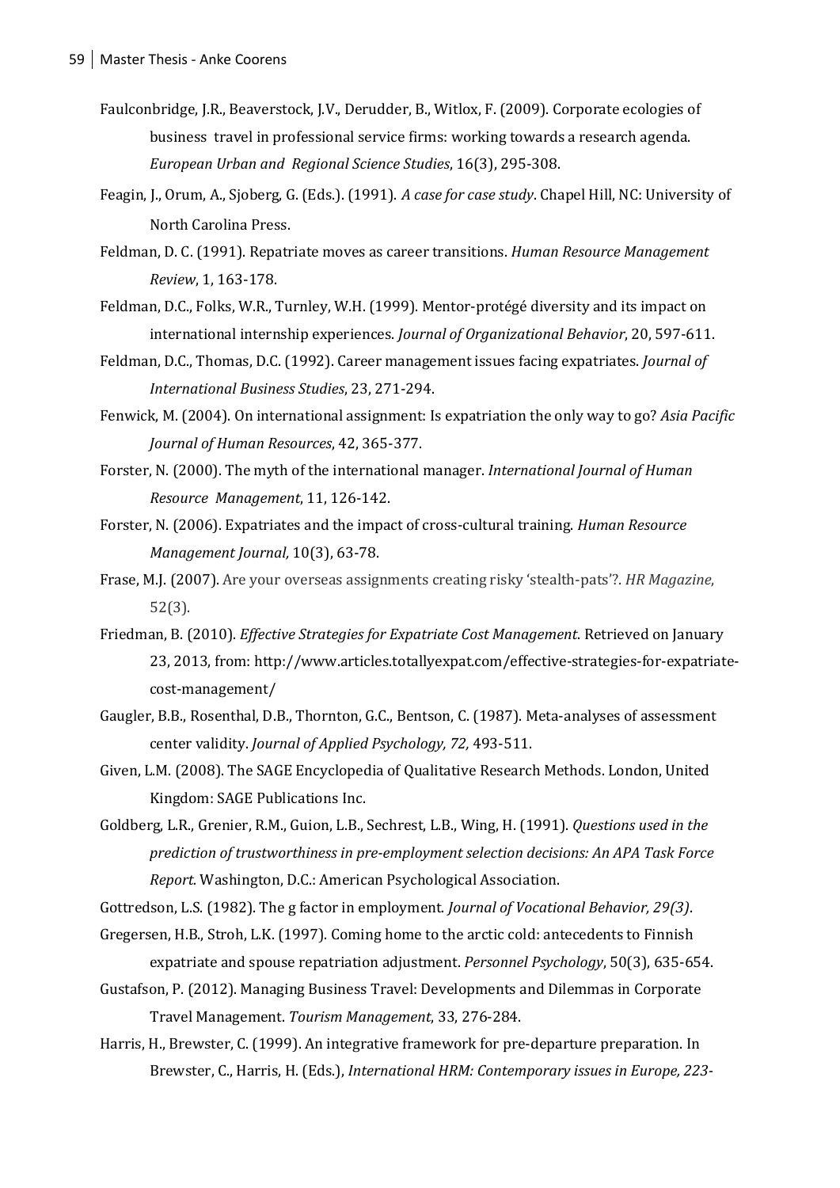Faulconbridge, J.R., Beaverstock, J.V., Derudder, B., Witlox, F. (2009). Corporate ecologies of business travel in professional service firms: working towards a research agenda. *European Urban and Regional Science Studies*, 16(3), 295-308.

Feagin, J., Orum, A., Sjoberg, G. (Eds.). (1991). *A case for case study*. Chapel Hill, NC: University of North Carolina Press.

Feldman, D. C. (1991). Repatriate moves as career transitions. *Human Resource Management Review*, 1, 163-178.

Feldman, D.C., Folks, W.R., Turnley, W.H. (1999). Mentor-protégé diversity and its impact on international internship experiences. *Journal of Organizational Behavior*, 20, 597-611.

Feldman, D.C., Thomas, D.C. (1992). Career management issues facing expatriates. *Journal of International Business Studies*, 23, 271-294.

Fenwick, M. (2004). On international assignment: Is expatriation the only way to go? *Asia Pacific Journal of Human Resources*, 42, 365-377.

Forster, N. (2000). The myth of the international manager. *International Journal of Human Resource Management*, 11, 126-142.

Forster, N. (2006). Expatriates and the impact of cross-cultural training. *Human Resource Management Journal,* 10(3), 63-78.

Frase, M.J. (2007). Are your overseas assignments creating risky 'stealth-pats'?. *HR Magazine*, 52(3).

Friedman, B. (2010). *Effective Strategies for Expatriate Cost Management*. Retrieved on January 23, 2013, from: http://www.articles.totallyexpat.com/effective-strategies-for-expatriate-cost-management/

Gaugler, B.B., Rosenthal, D.B., Thornton, G.C., Bentson, C. (1987). Meta-analyses of assessment center validity. *Journal of Applied Psychology, 72,* 493-511.

Given, L.M. (2008). The SAGE Encyclopedia of Qualitative Research Methods. London, United Kingdom: SAGE Publications Inc.

Goldberg, L.R., Grenier, R.M., Guion, L.B., Sechrest, L.B., Wing, H. (1991). *Questions used in the prediction of trustworthiness in pre-employment selection decisions: An APA Task Force Report.* Washington, D.C.: American Psychological Association.

Gottredson, L.S. (1982). The g factor in employment. *Journal of Vocational Behavior, 29(3)*.

Gregersen, H.B., Stroh, L.K. (1997). Coming home to the arctic cold: antecedents to Finnish expatriate and spouse repatriation adjustment. *Personnel Psychology*, 50(3), 635-654.

Gustafson, P. (2012). Managing Business Travel: Developments and Dilemmas in Corporate Travel Management. *Tourism Management*, 33, 276-284.

Harris, H., Brewster, C. (1999). An integrative framework for pre-departure preparation. In Brewster, C., Harris, H. (Eds.), *International HRM: Contemporary issues in Europe, 223-*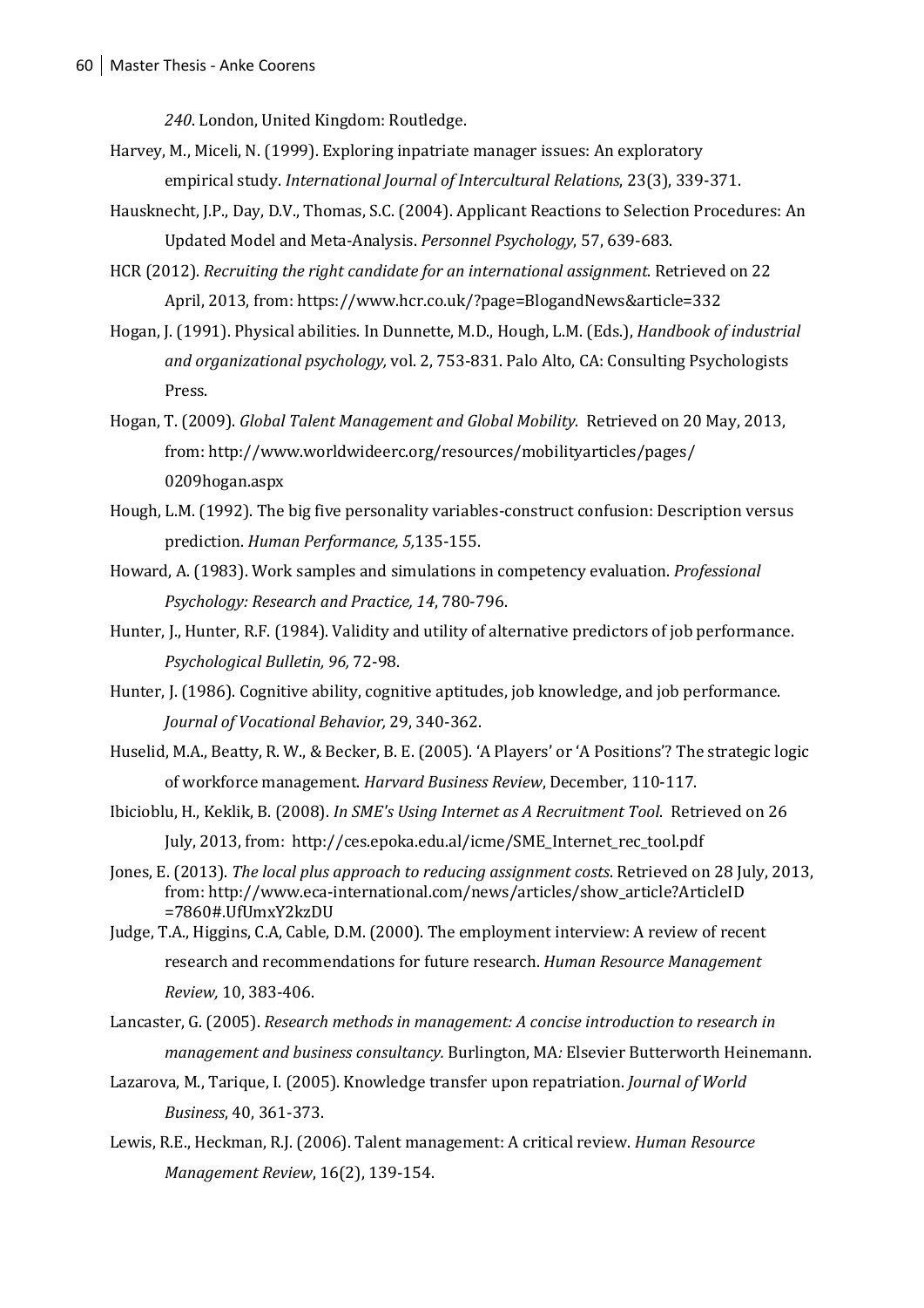*240*. London, United Kingdom: Routledge.

Harvey, M., Miceli, N. (1999). Exploring inpatriate manager issues: An exploratory empirical study. *International Journal of Intercultural Relations*, 23(3), 339-371.

Hausknecht, J.P., Day, D.V., Thomas, S.C. (2004). Applicant Reactions to Selection Procedures: An Updated Model and Meta-Analysis. *Personnel Psychology*, 57, 639-683.

HCR (2012). *Recruiting the right candidate for an international assignment*. Retrieved on 22 April, 2013, from: https://www.hcr.co.uk/?page=BlogandNews&article=332

Hogan, J. (1991). Physical abilities. In Dunnette, M.D., Hough, L.M. (Eds.), *Handbook of industrial and organizational psychology,* vol. 2, 753-831. Palo Alto, CA: Consulting Psychologists Press.

Hogan, T. (2009). *Global Talent Management and Global Mobility.* Retrieved on 20 May, 2013, from: http://www.worldwideerc.org/resources/mobilityarticles/pages/0209hogan.aspx

Hough, L.M. (1992). The big five personality variables-construct confusion: Description versus prediction. *Human Performance, 5,*135-155.

Howard, A. (1983). Work samples and simulations in competency evaluation. *Professional Psychology: Research and Practice, 14*, 780-796.

Hunter, J., Hunter, R.F. (1984). Validity and utility of alternative predictors of job performance. *Psychological Bulletin, 96,* 72-98.

Hunter, J. (1986). Cognitive ability, cognitive aptitudes, job knowledge, and job performance. *Journal of Vocational Behavior,* 29, 340-362.

Huselid, M.A., Beatty, R. W., & Becker, B. E. (2005). 'A Players' or 'A Positions'? The strategic logic of workforce management. *Harvard Business Review*, December, 110-117.

Ibicioblu, H., Keklik, B. (2008). *In SME's Using Internet as A Recruitment Tool*. Retrieved on 26 July, 2013, from: http://ces.epoka.edu.al/icme/SME_Internet_rec_tool.pdf

Jones, E. (2013). *The local plus approach to reducing assignment costs*. Retrieved on 28 July, 2013, from: http://www.eca-international.com/news/articles/show_article?ArticleID=7860#.UfUmxY2kzDU

Judge, T.A., Higgins, C.A, Cable, D.M. (2000). The employment interview: A review of recent research and recommendations for future research. *Human Resource Management Review,* 10, 383-406.

Lancaster, G. (2005). *Research methods in management: A concise introduction to research in management and business consultancy.* Burlington, MA*:* Elsevier Butterworth Heinemann.

Lazarova, M., Tarique, I. (2005). Knowledge transfer upon repatriation. *Journal of World Business*, 40, 361-373.

Lewis, R.E., Heckman, R.J. (2006). Talent management: A critical review. *Human Resource Management Review*, 16(2), 139-154.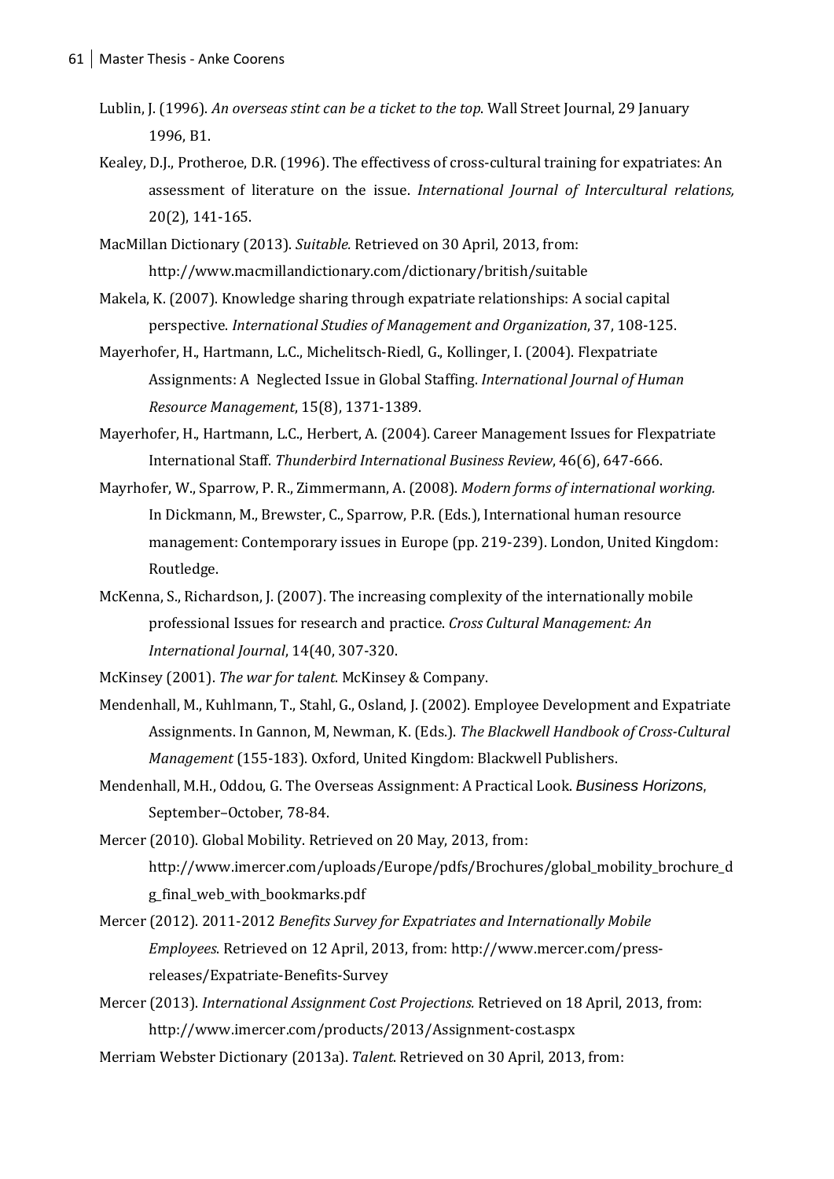Lublin, J. (1996). *An overseas stint can be a ticket to the top*. Wall Street Journal, 29 January 1996, B1.

Kealey, D.J., Protheroe, D.R. (1996). The effectivess of cross-cultural training for expatriates: An assessment of literature on the issue. *International Journal of Intercultural relations,* 20(2), 141-165.

MacMillan Dictionary (2013). *Suitable.* Retrieved on 30 April, 2013, from: http://www.macmillandictionary.com/dictionary/british/suitable

Makela, K. (2007). Knowledge sharing through expatriate relationships: A social capital perspective. *International Studies of Management and Organization*, 37, 108-125.

Mayerhofer, H., Hartmann, L.C., Michelitsch-Riedl, G., Kollinger, I. (2004). Flexpatriate Assignments: A Neglected Issue in Global Staffing. *International Journal of Human Resource Management*, 15(8), 1371-1389.

Mayerhofer, H., Hartmann, L.C., Herbert, A. (2004). Career Management Issues for Flexpatriate International Staff. *Thunderbird International Business Review*, 46(6), 647-666.

Mayrhofer, W., Sparrow, P. R., Zimmermann, A. (2008). *Modern forms of international working.* In Dickmann, M., Brewster, C., Sparrow, P.R. (Eds.), International human resource management: Contemporary issues in Europe (pp. 219-239). London, United Kingdom: Routledge.

McKenna, S., Richardson, J. (2007). The increasing complexity of the internationally mobile professional Issues for research and practice. *Cross Cultural Management: An International Journal*, 14(40, 307-320.

McKinsey (2001). *The war for talent.* McKinsey & Company.

Mendenhall, M., Kuhlmann, T., Stahl, G., Osland, J. (2002). Employee Development and Expatriate Assignments. In Gannon, M, Newman, K. (Eds.). *The Blackwell Handbook of Cross-Cultural Management* (155-183). Oxford, United Kingdom: Blackwell Publishers.

Mendenhall, M.H., Oddou, G. The Overseas Assignment: A Practical Look. *Business Horizons*, September–October, 78-84.

Mercer (2010). Global Mobility. Retrieved on 20 May, 2013, from: http://www.imercer.com/uploads/Europe/pdfs/Brochures/global_mobility_brochure_dg_final_web_with_bookmarks.pdf

Mercer (2012). 2011-2012 *Benefits Survey for Expatriates and Internationally Mobile Employees*. Retrieved on 12 April, 2013, from: http://www.mercer.com/press-releases/Expatriate-Benefits-Survey

Mercer (2013). *International Assignment Cost Projections.* Retrieved on 18 April, 2013, from: http://www.imercer.com/products/2013/Assignment-cost.aspx

Merriam Webster Dictionary (2013a). *Talent*. Retrieved on 30 April, 2013, from: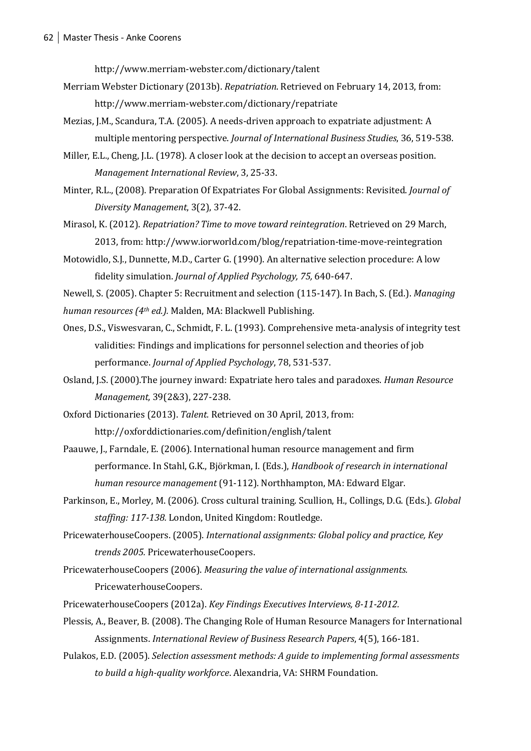http://www.merriam-webster.com/dictionary/talent

Merriam Webster Dictionary (2013b). *Repatriation*. Retrieved on February 14, 2013, from: http://www.merriam-webster.com/dictionary/repatriate

Mezias, J.M., Scandura, T.A. (2005). A needs-driven approach to expatriate adjustment: A multiple mentoring perspective. *Journal of International Business Studies*, 36, 519-538.

Miller, E.L., Cheng, J.L. (1978). A closer look at the decision to accept an overseas position. *Management International Review*, 3, 25-33.

Minter, R.L., (2008). Preparation Of Expatriates For Global Assignments: Revisited. *Journal of Diversity Management*, 3(2), 37-42.

Mirasol, K. (2012). *Repatriation? Time to move toward reintegration*. Retrieved on 29 March, 2013, from: http://www.iorworld.com/blog/repatriation-time-move-reintegration

Motowidlo, S.J., Dunnette, M.D., Carter G. (1990). An alternative selection procedure: A low fidelity simulation. *Journal of Applied Psychology, 75,* 640-647.

Newell, S. (2005). Chapter 5: Recruitment and selection (115-147). In Bach, S. (Ed.). *Managing human resources (4th ed.).* Malden, MA: Blackwell Publishing.

Ones, D.S., Viswesvaran, C., Schmidt, F. L. (1993). Comprehensive meta-analysis of integrity test validities: Findings and implications for personnel selection and theories of job performance. *Journal of Applied Psychology*, 78, 531-537.

Osland, J.S. (2000).The journey inward: Expatriate hero tales and paradoxes. *Human Resource Management,* 39(2&3), 227-238.

Oxford Dictionaries (2013). *Talent.* Retrieved on 30 April, 2013, from: http://oxforddictionaries.com/definition/english/talent

Paauwe, J., Farndale, E. (2006). International human resource management and firm performance. In Stahl, G.K., Björkman, I. (Eds.), *Handbook of research in international human resource management* (91-112). Northhampton, MA: Edward Elgar.

Parkinson, E., Morley, M. (2006). Cross cultural training. Scullion, H., Collings, D.G. (Eds.). *Global staffing: 117-138.* London, United Kingdom: Routledge.

PricewaterhouseCoopers. (2005). *International assignments: Global policy and practice, Key trends 2005.* PricewaterhouseCoopers.

PricewaterhouseCoopers (2006). *Measuring the value of international assignments.* PricewaterhouseCoopers.

PricewaterhouseCoopers (2012a). *Key Findings Executives Interviews, 8-11-2012.*

Plessis, A., Beaver, B. (2008). The Changing Role of Human Resource Managers for International Assignments. *International Review of Business Research Papers*, 4(5), 166-181.

Pulakos, E.D. (2005). *Selection assessment methods: A guide to implementing formal assessments to build a high-quality workforce*. Alexandria, VA: SHRM Foundation.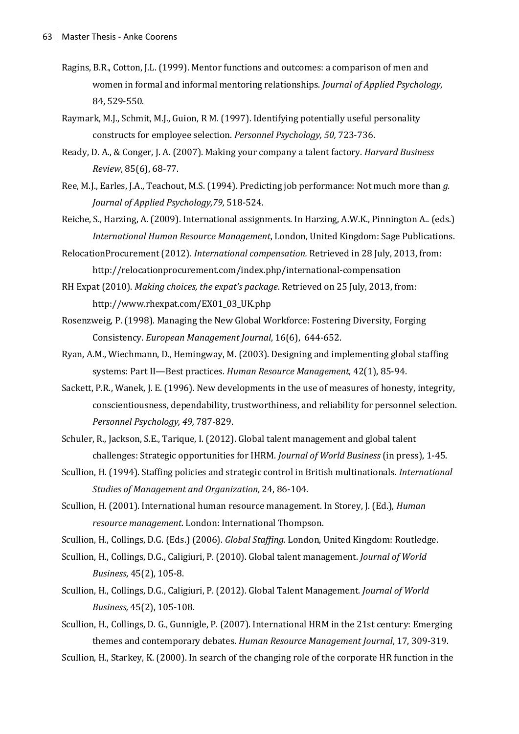Ragins, B.R., Cotton, J.L. (1999). Mentor functions and outcomes: a comparison of men and women in formal and informal mentoring relationships. *Journal of Applied Psychology*, 84, 529-550.

Raymark, M.J., Schmit, M.J., Guion, R M. (1997). Identifying potentially useful personality constructs for employee selection. *Personnel Psychology, 50,* 723-736.

Ready, D. A., & Conger, J. A. (2007). Making your company a talent factory. *Harvard Business Review*, 85(6), 68-77.

Ree, M.J., Earles, J.A., Teachout, M.S. (1994). Predicting job performance: Not much more than *g. Journal of Applied Psychology,79,* 518-524.

Reiche, S., Harzing, A. (2009). International assignments. In Harzing, A.W.K., Pinnington A.. (eds.) *International Human Resource Management*, London, United Kingdom: Sage Publications.

RelocationProcurement (2012). *International compensation.* Retrieved in 28 July, 2013, from: http://relocationprocurement.com/index.php/international-compensation

RH Expat (2010). *Making choices, the expat's package*. Retrieved on 25 July, 2013, from: http://www.rhexpat.com/EX01_03_UK.php

Rosenzweig, P. (1998). Managing the New Global Workforce: Fostering Diversity, Forging Consistency. *European Management Journal*, 16(6), 644-652.

Ryan, A.M., Wiechmann, D., Hemingway, M. (2003). Designing and implementing global staffing systems: Part II—Best practices. *Human Resource Management*, 42(1), 85-94.

Sackett, P.R., Wanek, J. E. (1996). New developments in the use of measures of honesty, integrity, conscientiousness, dependability, trustworthiness, and reliability for personnel selection. *Personnel Psychology, 49,* 787-829.

Schuler, R., Jackson, S.E., Tarique, I. (2012). Global talent management and global talent challenges: Strategic opportunities for IHRM. *Journal of World Business* (in press), 1-45.

Scullion, H. (1994). Staffing policies and strategic control in British multinationals. *International Studies of Management and Organization*, 24, 86-104.

Scullion, H. (2001). International human resource management. In Storey, J. (Ed.), *Human resource management*. London: International Thompson.

Scullion, H., Collings, D.G. (Eds.) (2006). *Global Staffing*. London, United Kingdom: Routledge.

Scullion, H., Collings, D.G., Caligiuri, P. (2010). Global talent management. *Journal of World Business*, 45(2), 105-8.

Scullion, H., Collings, D.G., Caligiuri, P. (2012). Global Talent Management. *Journal of World Business,* 45(2), 105-108.

Scullion, H., Collings, D. G., Gunnigle, P. (2007). International HRM in the 21st century: Emerging themes and contemporary debates. *Human Resource Management Journal*, 17, 309-319.

Scullion, H., Starkey, K. (2000). In search of the changing role of the corporate HR function in the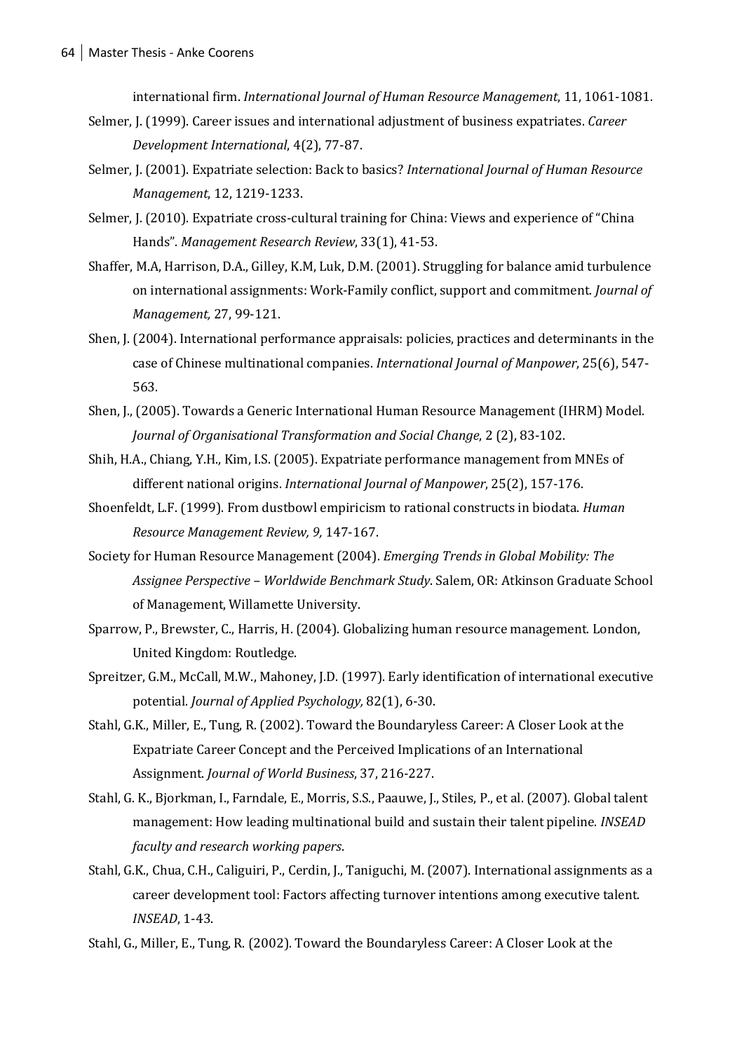international firm. *International Journal of Human Resource Management*, 11, 1061-1081.

Selmer, J. (1999). Career issues and international adjustment of business expatriates. *Career Development International*, 4(2), 77-87.

Selmer, J. (2001). Expatriate selection: Back to basics? *International Journal of Human Resource Management*, 12, 1219-1233.

Selmer, J. (2010). Expatriate cross-cultural training for China: Views and experience of "China Hands". *Management Research Review*, 33(1), 41-53.

Shaffer, M.A, Harrison, D.A., Gilley, K.M, Luk, D.M. (2001). Struggling for balance amid turbulence on international assignments: Work-Family conflict, support and commitment. *Journal of Management,* 27, 99-121.

Shen, J. (2004). International performance appraisals: policies, practices and determinants in the case of Chinese multinational companies. *International Journal of Manpower*, 25(6), 547-563.

Shen, J., (2005). Towards a Generic International Human Resource Management (IHRM) Model. *Journal of Organisational Transformation and Social Change*, 2 (2), 83-102.

Shih, H.A., Chiang, Y.H., Kim, I.S. (2005). Expatriate performance management from MNEs of different national origins. *International Journal of Manpower*, 25(2), 157-176.

Shoenfeldt, L.F. (1999). From dustbowl empiricism to rational constructs in biodata. *Human Resource Management Review, 9,* 147-167.

Society for Human Resource Management (2004). *Emerging Trends in Global Mobility: The Assignee Perspective – Worldwide Benchmark Study*. Salem, OR: Atkinson Graduate School of Management, Willamette University.

Sparrow, P., Brewster, C., Harris, H. (2004). Globalizing human resource management. London, United Kingdom: Routledge.

Spreitzer, G.M., McCall, M.W., Mahoney, J.D. (1997). Early identification of international executive potential. *Journal of Applied Psychology,* 82(1), 6-30.

Stahl, G.K., Miller, E., Tung, R. (2002). Toward the Boundaryless Career: A Closer Look at the Expatriate Career Concept and the Perceived Implications of an International Assignment. *Journal of World Business*, 37, 216-227.

Stahl, G. K., Bjorkman, I., Farndale, E., Morris, S.S., Paauwe, J., Stiles, P., et al. (2007). Global talent management: How leading multinational build and sustain their talent pipeline. *INSEAD faculty and research working papers*.

Stahl, G.K., Chua, C.H., Caliguiri, P., Cerdin, J., Taniguchi, M. (2007). International assignments as a career development tool: Factors affecting turnover intentions among executive talent. *INSEAD*, 1-43.

Stahl, G., Miller, E., Tung, R. (2002). Toward the Boundaryless Career: A Closer Look at the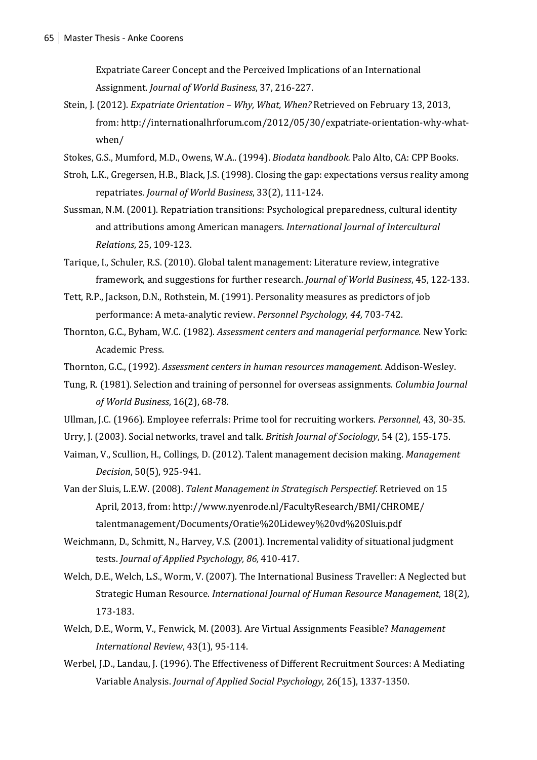Expatriate Career Concept and the Perceived Implications of an International Assignment. *Journal of World Business*, 37, 216-227.

Stein, J. (2012). *Expatriate Orientation – Why, What, When?* Retrieved on February 13, 2013, from: http://internationalhrforum.com/2012/05/30/expatriate-orientation-why-what-when/

Stokes, G.S., Mumford, M.D., Owens, W.A.. (1994). *Biodata handbook.* Palo Alto, CA: CPP Books.

Stroh, L.K., Gregersen, H.B., Black, J.S. (1998). Closing the gap: expectations versus reality among repatriates. *Journal of World Business*, 33(2), 111-124.

Sussman, N.M. (2001). Repatriation transitions: Psychological preparedness, cultural identity and attributions among American managers. *International Journal of Intercultural Relations*, 25, 109-123.

Tarique, I., Schuler, R.S. (2010). Global talent management: Literature review, integrative framework, and suggestions for further research. *Journal of World Business*, 45, 122-133.

Tett, R.P., Jackson, D.N., Rothstein, M. (1991). Personality measures as predictors of job performance: A meta-analytic review. *Personnel Psychology, 44,* 703-742.

Thornton, G.C., Byham, W.C. (1982). *Assessment centers and managerial performance.* New York: Academic Press.

Thornton, G.C., (1992). *Assessment centers in human resources management.* Addison-Wesley.

Tung, R. (1981). Selection and training of personnel for overseas assignments. *Columbia Journal of World Business*, 16(2), 68-78.

Ullman, J.C. (1966). Employee referrals: Prime tool for recruiting workers. *Personnel,* 43, 30-35.

Urry, J. (2003). Social networks, travel and talk. *British Journal of Sociology*, 54 (2), 155-175.

Vaiman, V., Scullion, H., Collings, D. (2012). Talent management decision making. *Management Decision*, 50(5), 925-941.

Van der Sluis, L.E.W. (2008). *Talent Management in Strategisch Perspectief*. Retrieved on 15 April, 2013, from: http://www.nyenrode.nl/FacultyResearch/BMI/CHROME/talentmanagement/Documents/Oratie%20Lidewey%20vd%20Sluis.pdf

Weichmann, D., Schmitt, N., Harvey, V.S. (2001). Incremental validity of situational judgment tests. *Journal of Applied Psychology, 86,* 410-417.

Welch, D.E., Welch, L.S., Worm, V. (2007). The International Business Traveller: A Neglected but Strategic Human Resource. *International Journal of Human Resource Management*, 18(2), 173-183.

Welch, D.E., Worm, V., Fenwick, M. (2003). Are Virtual Assignments Feasible? *Management International Review*, 43(1), 95-114.

Werbel, J.D., Landau, J. (1996). The Effectiveness of Different Recruitment Sources: A Mediating Variable Analysis. *Journal of Applied Social Psychology*, 26(15), 1337-1350.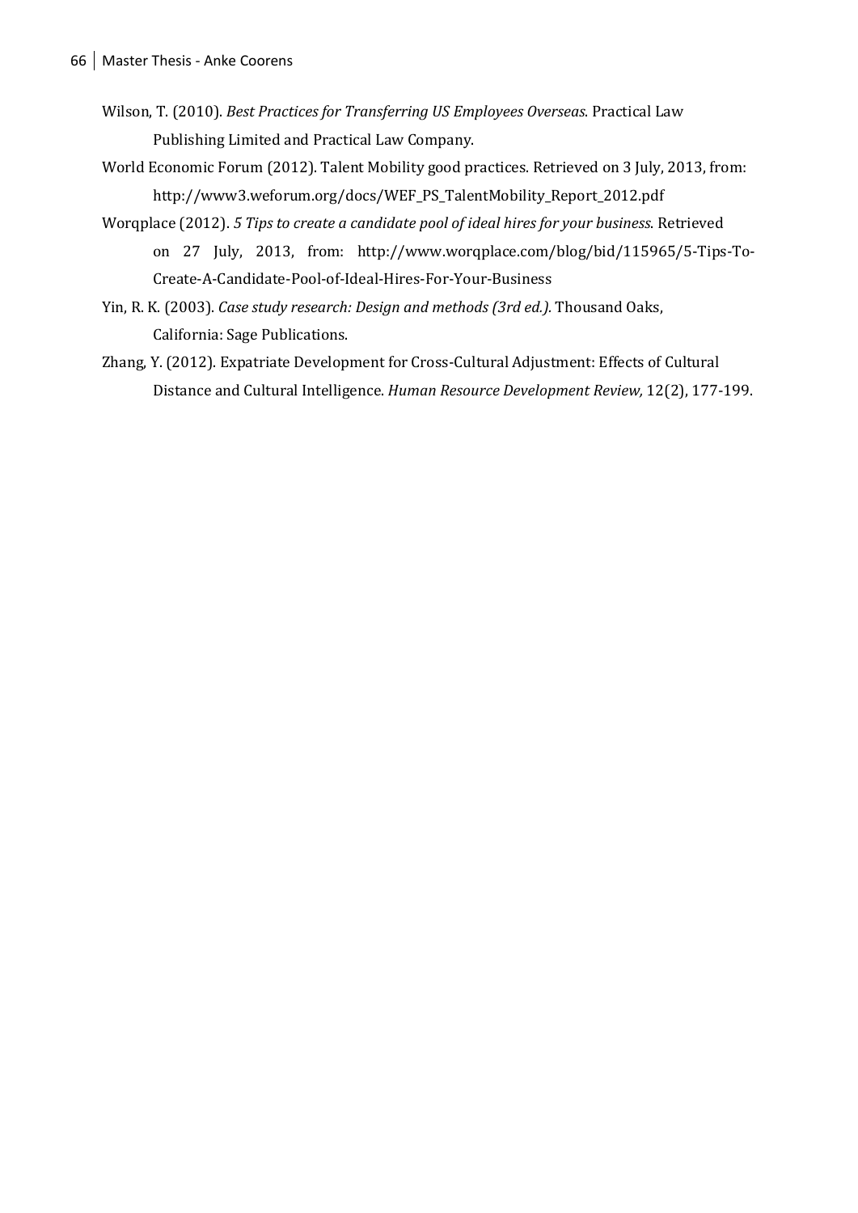Wilson, T. (2010). *Best Practices for Transferring US Employees Overseas*. Practical Law Publishing Limited and Practical Law Company.

World Economic Forum (2012). Talent Mobility good practices. Retrieved on 3 July, 2013, from: http://www3.weforum.org/docs/WEF_PS_TalentMobility_Report_2012.pdf

Worqplace (2012). *5 Tips to create a candidate pool of ideal hires for your business*. Retrieved on 27 July, 2013, from: http://www.worqplace.com/blog/bid/115965/5-Tips-To-Create-A-Candidate-Pool-of-Ideal-Hires-For-Your-Business

Yin, R. K. (2003). *Case study research: Design and methods (3rd ed.).* Thousand Oaks, California: Sage Publications.

Zhang, Y. (2012). Expatriate Development for Cross-Cultural Adjustment: Effects of Cultural Distance and Cultural Intelligence. *Human Resource Development Review,* 12(2), 177-199.